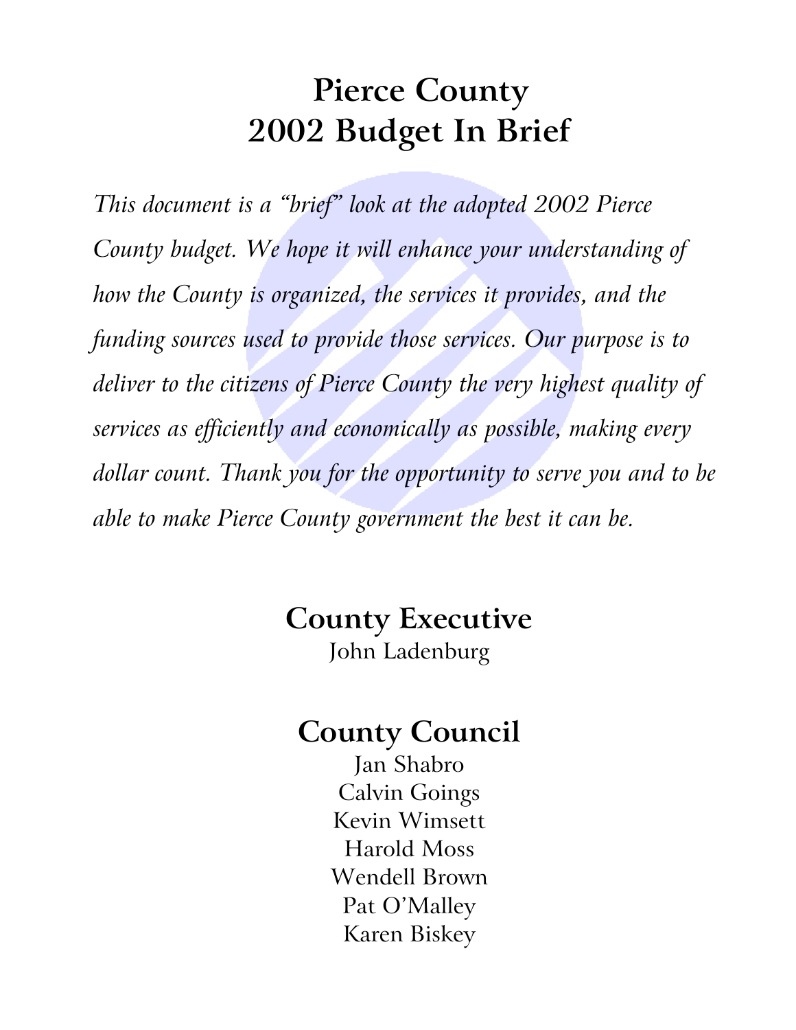# Pierce County
# 2002 Budget In Brief

*This document is a "brief" look at the adopted 2002 Pierce County budget. We hope it will enhance your understanding of how the County is organized, the services it provides, and the funding sources used to provide those services. Our purpose is to deliver to the citizens of Pierce County the very highest quality of services as efficiently and economically as possible, making every dollar count. Thank you for the opportunity to serve you and to be able to make Pierce County government the best it can be.*

## County Executive

John Ladenburg

## County Council

Jan Shabro
Calvin Goings
Kevin Wimsett
Harold Moss
Wendell Brown
Pat O'Malley
Karen Biskey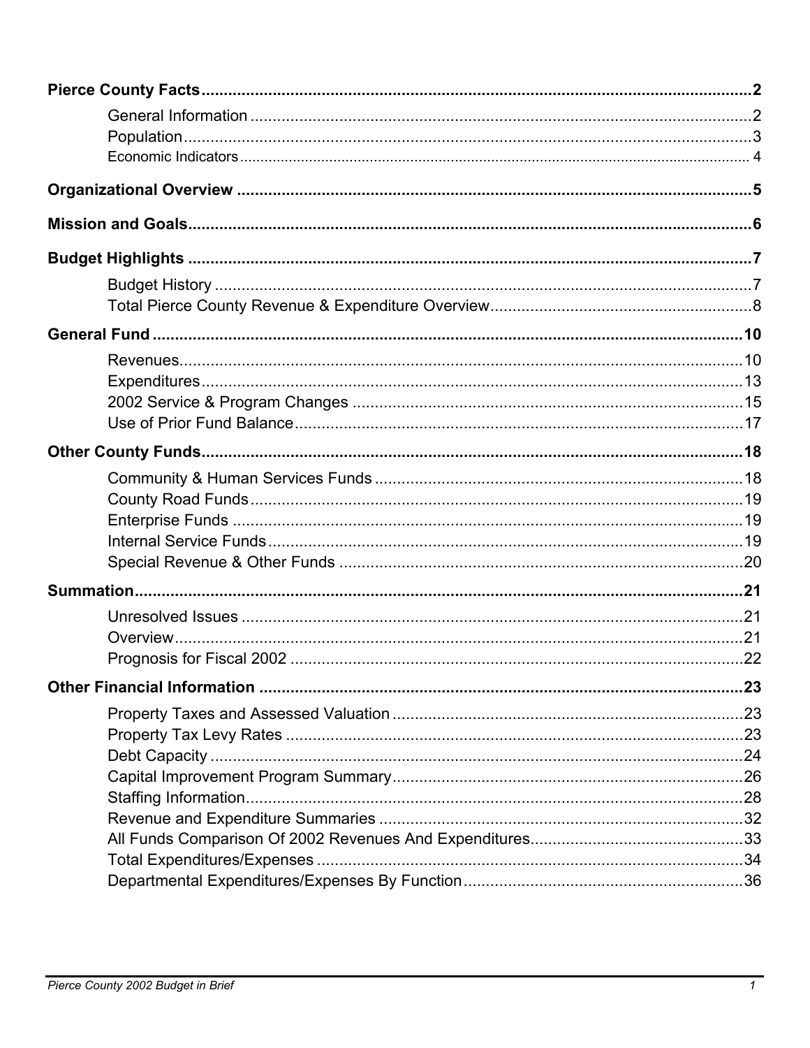**Pierce County Facts** ............................................................ 2

- General Information ............................................................ 2
- Population ............................................................ 3
- Economic Indicators ............................................................ 4

**Organizational Overview** ............................................................ 5

**Mission and Goals** ............................................................ 6

**Budget Highlights** ............................................................ 7

- Budget History ............................................................ 7
- Total Pierce County Revenue & Expenditure Overview ............................................................ 8

**General Fund** ............................................................ 10

- Revenues ............................................................ 10
- Expenditures ............................................................ 13
- 2002 Service & Program Changes ............................................................ 15
- Use of Prior Fund Balance ............................................................ 17

**Other County Funds** ............................................................ 18

- Community & Human Services Funds ............................................................ 18
- County Road Funds ............................................................ 19
- Enterprise Funds ............................................................ 19
- Internal Service Funds ............................................................ 19
- Special Revenue & Other Funds ............................................................ 20

**Summation** ............................................................ 21

- Unresolved Issues ............................................................ 21
- Overview ............................................................ 21
- Prognosis for Fiscal 2002 ............................................................ 22

**Other Financial Information** ............................................................ 23

- Property Taxes and Assessed Valuation ............................................................ 23
- Property Tax Levy Rates ............................................................ 23
- Debt Capacity ............................................................ 24
- Capital Improvement Program Summary ............................................................ 26
- Staffing Information ............................................................ 28
- Revenue and Expenditure Summaries ............................................................ 32
- All Funds Comparison Of 2002 Revenues And Expenditures ............................................................ 33
- Total Expenditures/Expenses ............................................................ 34
- Departmental Expenditures/Expenses By Function ............................................................ 36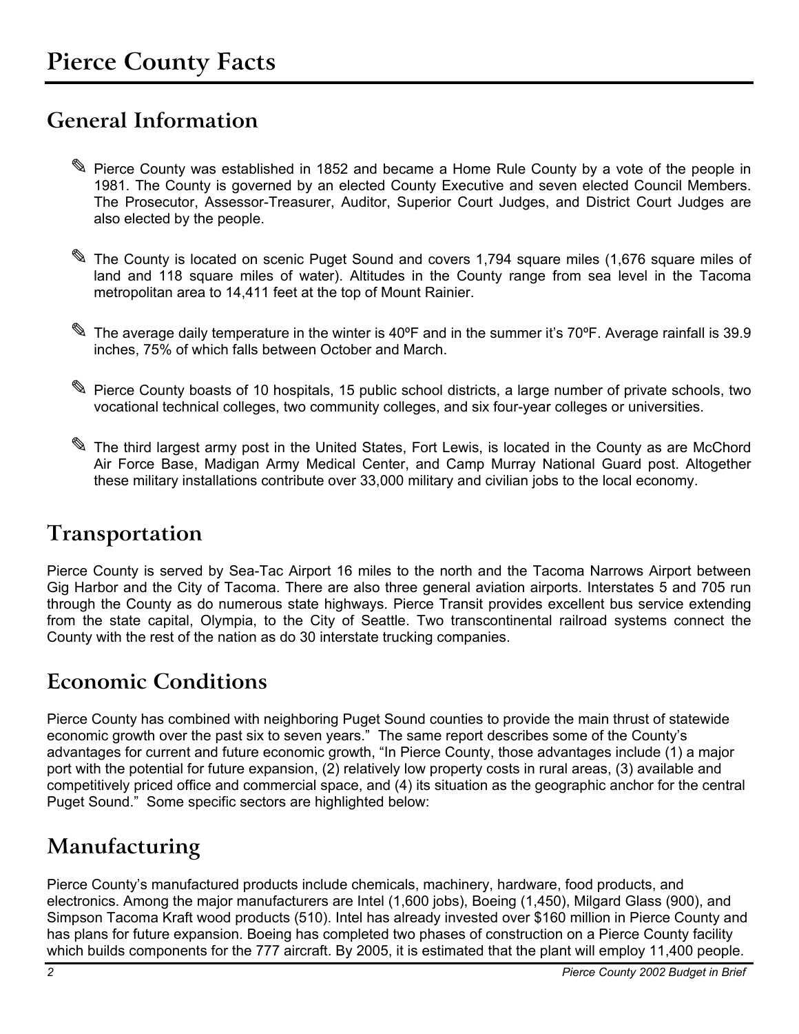# Pierce County Facts

## General Information

- Pierce County was established in 1852 and became a Home Rule County by a vote of the people in 1981. The County is governed by an elected County Executive and seven elected Council Members. The Prosecutor, Assessor-Treasurer, Auditor, Superior Court Judges, and District Court Judges are also elected by the people.

- The County is located on scenic Puget Sound and covers 1,794 square miles (1,676 square miles of land and 118 square miles of water). Altitudes in the County range from sea level in the Tacoma metropolitan area to 14,411 feet at the top of Mount Rainier.

- The average daily temperature in the winter is 40ºF and in the summer it's 70ºF. Average rainfall is 39.9 inches, 75% of which falls between October and March.

- Pierce County boasts of 10 hospitals, 15 public school districts, a large number of private schools, two vocational technical colleges, two community colleges, and six four-year colleges or universities.

- The third largest army post in the United States, Fort Lewis, is located in the County as are McChord Air Force Base, Madigan Army Medical Center, and Camp Murray National Guard post. Altogether these military installations contribute over 33,000 military and civilian jobs to the local economy.

## Transportation

Pierce County is served by Sea-Tac Airport 16 miles to the north and the Tacoma Narrows Airport between Gig Harbor and the City of Tacoma. There are also three general aviation airports. Interstates 5 and 705 run through the County as do numerous state highways. Pierce Transit provides excellent bus service extending from the state capital, Olympia, to the City of Seattle. Two transcontinental railroad systems connect the County with the rest of the nation as do 30 interstate trucking companies.

## Economic Conditions

Pierce County has combined with neighboring Puget Sound counties to provide the main thrust of statewide economic growth over the past six to seven years." The same report describes some of the County's advantages for current and future economic growth, "In Pierce County, those advantages include (1) a major port with the potential for future expansion, (2) relatively low property costs in rural areas, (3) available and competitively priced office and commercial space, and (4) its situation as the geographic anchor for the central Puget Sound." Some specific sectors are highlighted below:

## Manufacturing

Pierce County's manufactured products include chemicals, machinery, hardware, food products, and electronics. Among the major manufacturers are Intel (1,600 jobs), Boeing (1,450), Milgard Glass (900), and Simpson Tacoma Kraft wood products (510). Intel has already invested over $160 million in Pierce County and has plans for future expansion. Boeing has completed two phases of construction on a Pierce County facility which builds components for the 777 aircraft. By 2005, it is estimated that the plant will employ 11,400 people.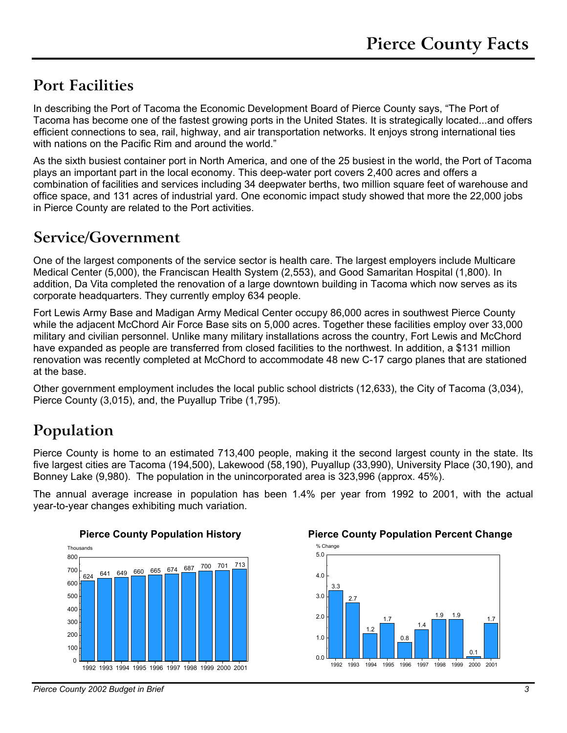# Pierce County Facts

## Port Facilities

In describing the Port of Tacoma the Economic Development Board of Pierce County says, "The Port of Tacoma has become one of the fastest growing ports in the United States. It is strategically located...and offers efficient connections to sea, rail, highway, and air transportation networks. It enjoys strong international ties with nations on the Pacific Rim and around the world."

As the sixth busiest container port in North America, and one of the 25 busiest in the world, the Port of Tacoma plays an important part in the local economy. This deep-water port covers 2,400 acres and offers a combination of facilities and services including 34 deepwater berths, two million square feet of warehouse and office space, and 131 acres of industrial yard. One economic impact study showed that more the 22,000 jobs in Pierce County are related to the Port activities.

## Service/Government

One of the largest components of the service sector is health care. The largest employers include Multicare Medical Center (5,000), the Franciscan Health System (2,553), and Good Samaritan Hospital (1,800). In addition, Da Vita completed the renovation of a large downtown building in Tacoma which now serves as its corporate headquarters. They currently employ 634 people.

Fort Lewis Army Base and Madigan Army Medical Center occupy 86,000 acres in southwest Pierce County while the adjacent McChord Air Force Base sits on 5,000 acres. Together these facilities employ over 33,000 military and civilian personnel. Unlike many military installations across the country, Fort Lewis and McChord have expanded as people are transferred from closed facilities to the northwest. In addition, a $131 million renovation was recently completed at McChord to accommodate 48 new C-17 cargo planes that are stationed at the base.

Other government employment includes the local public school districts (12,633), the City of Tacoma (3,034), Pierce County (3,015), and, the Puyallup Tribe (1,795).

## Population

Pierce County is home to an estimated 713,400 people, making it the second largest county in the state. Its five largest cities are Tacoma (194,500), Lakewood (58,190), Puyallup (33,990), University Place (30,190), and Bonney Lake (9,980). The population in the unincorporated area is 323,996 (approx. 45%).

The annual average increase in population has been 1.4% per year from 1992 to 2001, with the actual year-to-year changes exhibiting much variation.

**Pierce County Population History**

| Year | Population (Thousands) |
|---|---|
| 1992 | 624 |
| 1993 | 641 |
| 1994 | 649 |
| 1995 | 660 |
| 1996 | 665 |
| 1997 | 674 |
| 1998 | 687 |
| 1999 | 700 |
| 2000 | 701 |
| 2001 | 713 |

**Pierce County Population Percent Change**

| Year | % Change |
|---|---|
| 1992 | 3.3 |
| 1993 | 2.7 |
| 1994 | 1.2 |
| 1995 | 1.7 |
| 1996 | 0.8 |
| 1997 | 1.4 |
| 1998 | 1.9 |
| 1999 | 1.9 |
| 2000 | 0.1 |
| 2001 | 1.7 |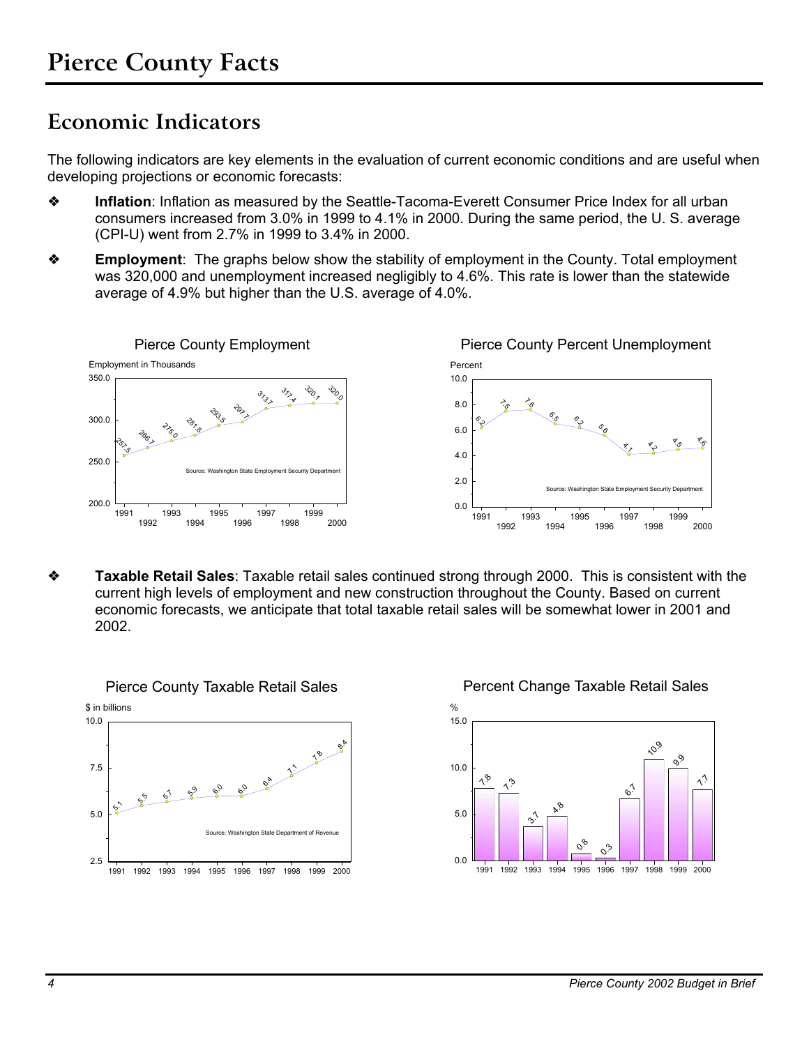# Pierce County Facts

## Economic Indicators

The following indicators are key elements in the evaluation of current economic conditions and are useful when developing projections or economic forecasts:

- **Inflation**: Inflation as measured by the Seattle-Tacoma-Everett Consumer Price Index for all urban consumers increased from 3.0% in 1999 to 4.1% in 2000. During the same period, the U. S. average (CPI-U) went from 2.7% in 1999 to 3.4% in 2000.

- **Employment**: The graphs below show the stability of employment in the County. Total employment was 320,000 and unemployment increased negligibly to 4.6%. This rate is lower than the statewide average of 4.9% but higher than the U.S. average of 4.0%.

**Pierce County Employment**

Employment in Thousands

| Year | 1991 | 1992 | 1993 | 1994 | 1995 | 1996 | 1997 | 1998 | 1999 | 2000 |
|---|---|---|---|---|---|---|---|---|---|---|
| Employment | 257.5 | 266.7 | 275.0 | 281.8 | 293.5 | 297.7 | 313.7 | 317.4 | 320.1 | 320.0 |

Source: Washington State Employment Security Department

**Pierce County Percent Unemployment**

Percent

| Year | 1991 | 1992 | 1993 | 1994 | 1995 | 1996 | 1997 | 1998 | 1999 | 2000 |
|---|---|---|---|---|---|---|---|---|---|---|
| Unemployment | 6.2 | 7.5 | 7.6 | 6.5 | 6.2 | 5.6 | 4.1 | 4.2 | 4.5 | 4.6 |

Source: Washington State Employment Security Department

- **Taxable Retail Sales**: Taxable retail sales continued strong through 2000. This is consistent with the current high levels of employment and new construction throughout the County. Based on current economic forecasts, we anticipate that total taxable retail sales will be somewhat lower in 2001 and 2002.

**Pierce County Taxable Retail Sales**

$ in billions

| Year | 1991 | 1992 | 1993 | 1994 | 1995 | 1996 | 1997 | 1998 | 1999 | 2000 |
|---|---|---|---|---|---|---|---|---|---|---|
| Sales | 5.1 | 5.5 | 5.7 | 5.9 | 6.0 | 6.0 | 6.4 | 7.1 | 7.8 | 8.4 |

Source: Washington State Department of Revenue

**Percent Change Taxable Retail Sales**

%

| Year | 1991 | 1992 | 1993 | 1994 | 1995 | 1996 | 1997 | 1998 | 1999 | 2000 |
|---|---|---|---|---|---|---|---|---|---|---|
| % Change | 7.8 | 7.3 | 3.7 | 4.8 | 0.8 | 0.3 | 6.7 | 10.9 | 9.9 | 7.7 |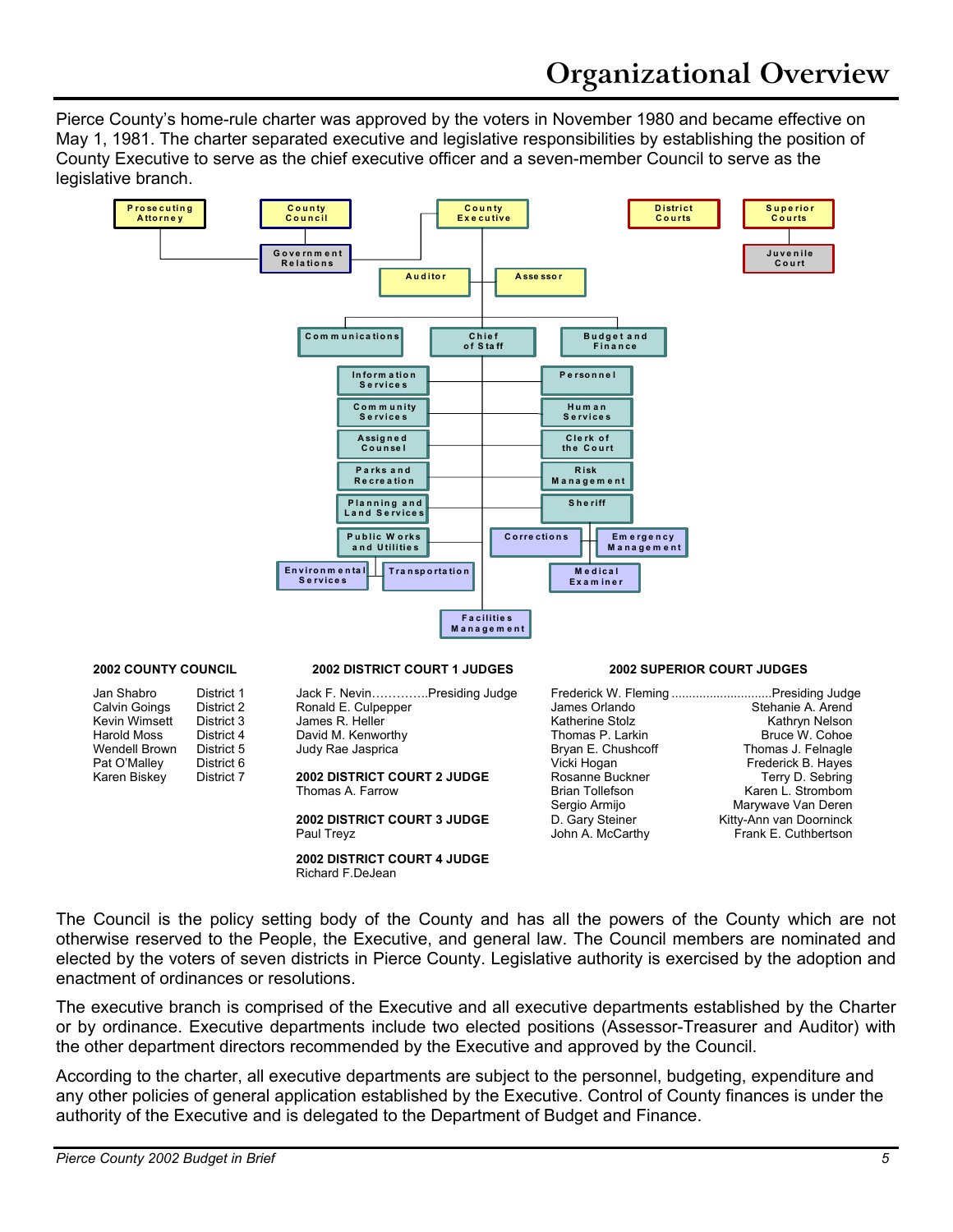# Organizational Overview

Pierce County's home-rule charter was approved by the voters in November 1980 and became effective on May 1, 1981. The charter separated executive and legislative responsibilities by establishing the position of County Executive to serve as the chief executive officer and a seven-member Council to serve as the legislative branch.

Prosecuting Attorney | County Council | County Executive | District Courts | Superior Courts

Government Relations | Juvenile Court

Auditor | Assessor

Communications | Chief of Staff | Budget and Finance

Information Services | Personnel

Community Services | Human Services

Assigned Counsel | Clerk of the Court

Parks and Recreation | Risk Management

Planning and Land Services | Sheriff

Public Works and Utilities | Corrections | Emergency Management

Environmental Services | Transportation | Medical Examiner

Facilities Management

**2002 COUNTY COUNCIL**

| Name | District |
|---|---|
| Jan Shabro | District 1 |
| Calvin Goings | District 2 |
| Kevin Wimsett | District 3 |
| Harold Moss | District 4 |
| Wendell Brown | District 5 |
| Pat O'Malley | District 6 |
| Karen Biskey | District 7 |

**2002 DISTRICT COURT 1 JUDGES**

Jack F. Nevin…………..Presiding Judge
Ronald E. Culpepper
James R. Heller
David M. Kenworthy
Judy Rae Jasprica

**2002 DISTRICT COURT 2 JUDGE**
Thomas A. Farrow

**2002 DISTRICT COURT 3 JUDGE**
Paul Treyz

**2002 DISTRICT COURT 4 JUDGE**
Richard F.DeJean

**2002 SUPERIOR COURT JUDGES**

Frederick W. Fleming ............................Presiding Judge

| | |
|---|---|
| James Orlando | Stehanie A. Arend |
| Katherine Stolz | Kathryn Nelson |
| Thomas P. Larkin | Bruce W. Cohoe |
| Bryan E. Chushcoff | Thomas J. Felnagle |
| Vicki Hogan | Frederick B. Hayes |
| Rosanne Buckner | Terry D. Sebring |
| Brian Tollefson | Karen L. Strombom |
| Sergio Armijo | Marywave Van Deren |
| D. Gary Steiner | Kitty-Ann van Doorninck |
| John A. McCarthy | Frank E. Cuthbertson |

The Council is the policy setting body of the County and has all the powers of the County which are not otherwise reserved to the People, the Executive, and general law. The Council members are nominated and elected by the voters of seven districts in Pierce County. Legislative authority is exercised by the adoption and enactment of ordinances or resolutions.

The executive branch is comprised of the Executive and all executive departments established by the Charter or by ordinance. Executive departments include two elected positions (Assessor-Treasurer and Auditor) with the other department directors recommended by the Executive and approved by the Council.

According to the charter, all executive departments are subject to the personnel, budgeting, expenditure and any other policies of general application established by the Executive. Control of County finances is under the authority of the Executive and is delegated to the Department of Budget and Finance.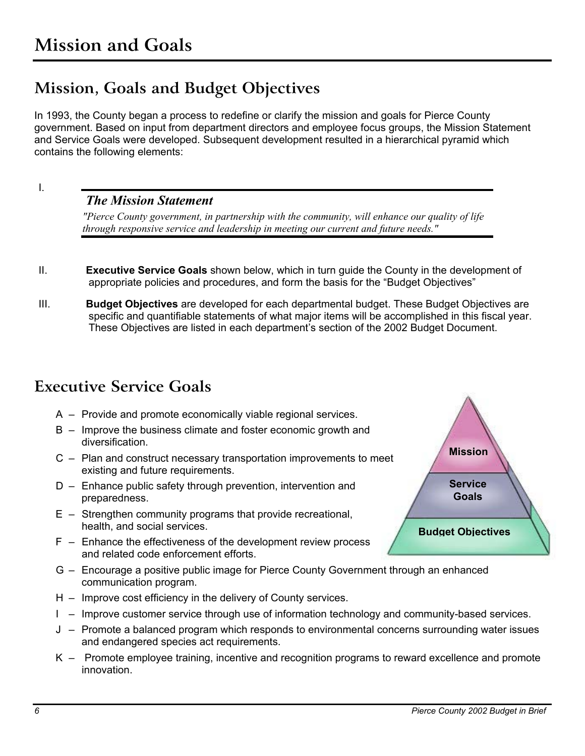# Mission and Goals

## Mission, Goals and Budget Objectives

In 1993, the County began a process to redefine or clarify the mission and goals for Pierce County government. Based on input from department directors and employee focus groups, the Mission Statement and Service Goals were developed. Subsequent development resulted in a hierarchical pyramid which contains the following elements:

I.

***The Mission Statement***

*"Pierce County government, in partnership with the community, will enhance our quality of life through responsive service and leadership in meeting our current and future needs."*

II. **Executive Service Goals** shown below, which in turn guide the County in the development of appropriate policies and procedures, and form the basis for the "Budget Objectives"

III. **Budget Objectives** are developed for each departmental budget. These Budget Objectives are specific and quantifiable statements of what major items will be accomplished in this fiscal year. These Objectives are listed in each department's section of the 2002 Budget Document.

## Executive Service Goals

Mission

Service Goals

Budget Objectives

A – Provide and promote economically viable regional services.

B – Improve the business climate and foster economic growth and diversification.

C – Plan and construct necessary transportation improvements to meet existing and future requirements.

D – Enhance public safety through prevention, intervention and preparedness.

E – Strengthen community programs that provide recreational, health, and social services.

F – Enhance the effectiveness of the development review process and related code enforcement efforts.

G – Encourage a positive public image for Pierce County Government through an enhanced communication program.

H – Improve cost efficiency in the delivery of County services.

I – Improve customer service through use of information technology and community-based services.

J – Promote a balanced program which responds to environmental concerns surrounding water issues and endangered species act requirements.

K – Promote employee training, incentive and recognition programs to reward excellence and promote innovation.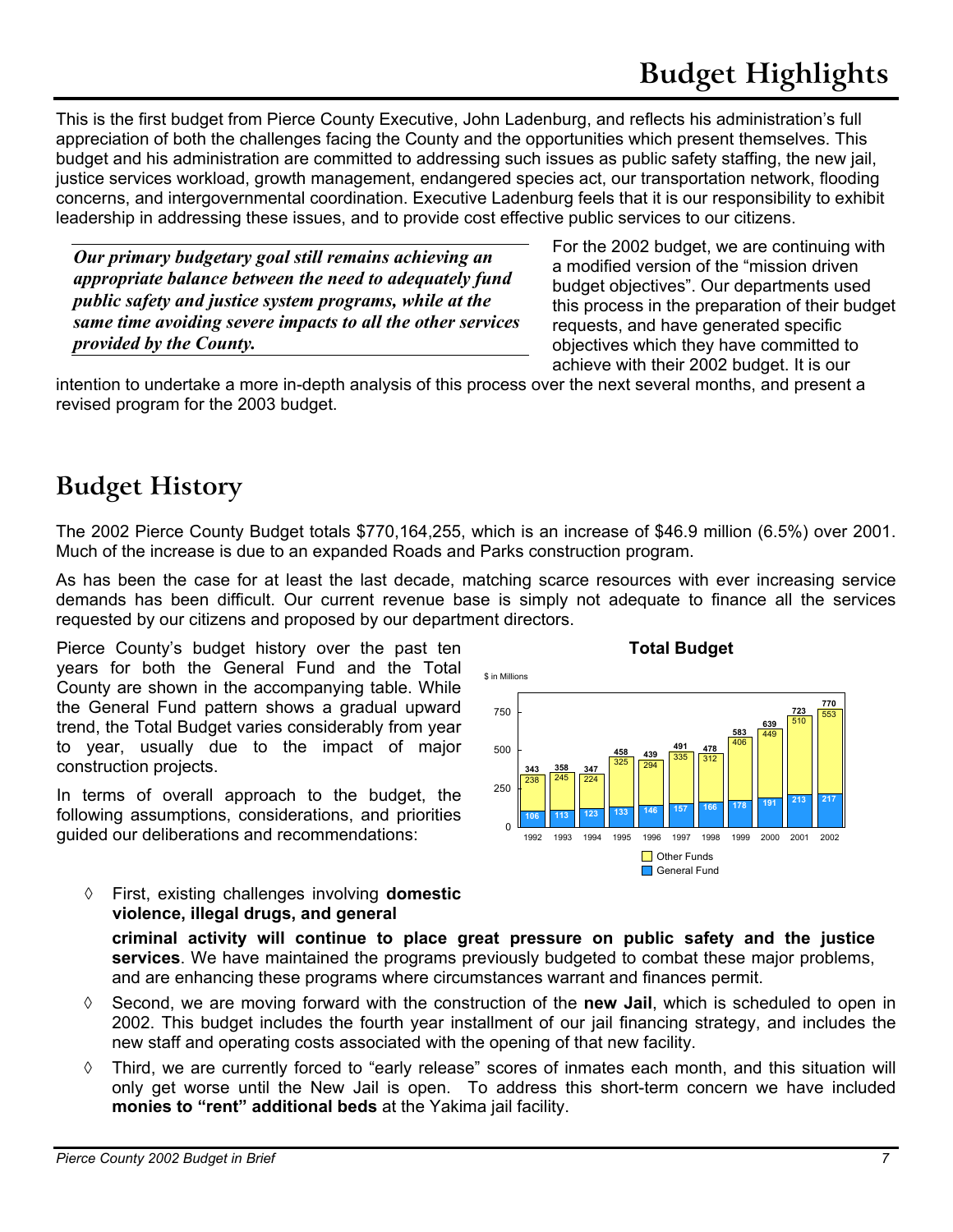# Budget Highlights

This is the first budget from Pierce County Executive, John Ladenburg, and reflects his administration's full appreciation of both the challenges facing the County and the opportunities which present themselves. This budget and his administration are committed to addressing such issues as public safety staffing, the new jail, justice services workload, growth management, endangered species act, our transportation network, flooding concerns, and intergovernmental coordination. Executive Ladenburg feels that it is our responsibility to exhibit leadership in addressing these issues, and to provide cost effective public services to our citizens.

***Our primary budgetary goal still remains achieving an appropriate balance between the need to adequately fund public safety and justice system programs, while at the same time avoiding severe impacts to all the other services provided by the County.***

For the 2002 budget, we are continuing with a modified version of the "mission driven budget objectives". Our departments used this process in the preparation of their budget requests, and have generated specific objectives which they have committed to achieve with their 2002 budget. It is our intention to undertake a more in-depth analysis of this process over the next several months, and present a revised program for the 2003 budget.

# Budget History

The 2002 Pierce County Budget totals $770,164,255, which is an increase of $46.9 million (6.5%) over 2001. Much of the increase is due to an expanded Roads and Parks construction program.

As has been the case for at least the last decade, matching scarce resources with ever increasing service demands has been difficult. Our current revenue base is simply not adequate to finance all the services requested by our citizens and proposed by our department directors.

Pierce County's budget history over the past ten years for both the General Fund and the Total County are shown in the accompanying table. While the General Fund pattern shows a gradual upward trend, the Total Budget varies considerably from year to year, usually due to the impact of major construction projects.

**Total Budget**

$ in Millions

| Year | General Fund | Other Funds | Total |
|---|---|---|---|
| 1992 | 106 | 238 | 343 |
| 1993 | 113 | 245 | 358 |
| 1994 | 123 | 224 | 347 |
| 1995 | 133 | 325 | 458 |
| 1996 | 146 | 294 | 439 |
| 1997 | 157 | 335 | 491 |
| 1998 | 166 | 312 | 478 |
| 1999 | 178 | 406 | 583 |
| 2000 | 191 | 449 | 639 |
| 2001 | 213 | 510 | 723 |
| 2002 | 217 | 553 | 770 |

In terms of overall approach to the budget, the following assumptions, considerations, and priorities guided our deliberations and recommendations:

- ◊ First, existing challenges involving **domestic violence, illegal drugs, and general criminal activity will continue to place great pressure on public safety and the justice services**. We have maintained the programs previously budgeted to combat these major problems, and are enhancing these programs where circumstances warrant and finances permit.
- ◊ Second, we are moving forward with the construction of the **new Jail**, which is scheduled to open in 2002. This budget includes the fourth year installment of our jail financing strategy, and includes the new staff and operating costs associated with the opening of that new facility.
- ◊ Third, we are currently forced to "early release" scores of inmates each month, and this situation will only get worse until the New Jail is open. To address this short-term concern we have included **monies to "rent" additional beds** at the Yakima jail facility.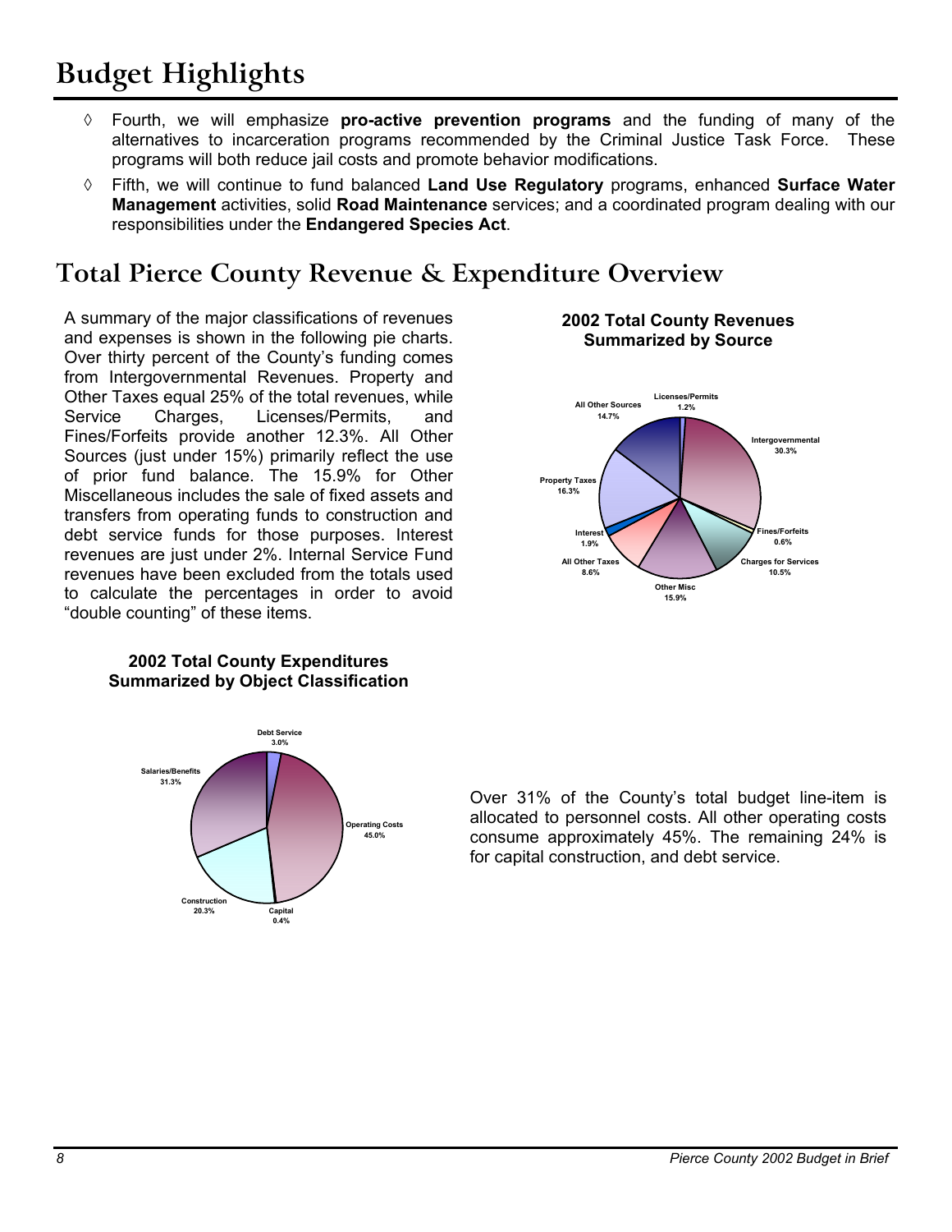# Budget Highlights

- ◊ Fourth, we will emphasize **pro-active prevention programs** and the funding of many of the alternatives to incarceration programs recommended by the Criminal Justice Task Force. These programs will both reduce jail costs and promote behavior modifications.
- ◊ Fifth, we will continue to fund balanced **Land Use Regulatory** programs, enhanced **Surface Water Management** activities, solid **Road Maintenance** services; and a coordinated program dealing with our responsibilities under the **Endangered Species Act**.

# Total Pierce County Revenue & Expenditure Overview

A summary of the major classifications of revenues and expenses is shown in the following pie charts. Over thirty percent of the County's funding comes from Intergovernmental Revenues. Property and Other Taxes equal 25% of the total revenues, while Service Charges, Licenses/Permits, and Fines/Forfeits provide another 12.3%. All Other Sources (just under 15%) primarily reflect the use of prior fund balance. The 15.9% for Other Miscellaneous includes the sale of fixed assets and transfers from operating funds to construction and debt service funds for those purposes. Interest revenues are just under 2%. Internal Service Fund revenues have been excluded from the totals used to calculate the percentages in order to avoid "double counting" of these items.

**2002 Total County Revenues Summarized by Source**

| Source | Percent |
|---|---|
| Licenses/Permits | 1.2% |
| Intergovernmental | 30.3% |
| Fines/Forfeits | 0.6% |
| Charges for Services | 10.5% |
| Other Misc | 15.9% |
| All Other Taxes | 8.6% |
| Interest | 1.9% |
| Property Taxes | 16.3% |
| All Other Sources | 14.7% |

**2002 Total County Expenditures Summarized by Object Classification**

| Object Classification | Percent |
|---|---|
| Debt Service | 3.0% |
| Operating Costs | 45.0% |
| Capital | 0.4% |
| Construction | 20.3% |
| Salaries/Benefits | 31.3% |

Over 31% of the County's total budget line-item is allocated to personnel costs. All other operating costs consume approximately 45%. The remaining 24% is for capital construction, and debt service.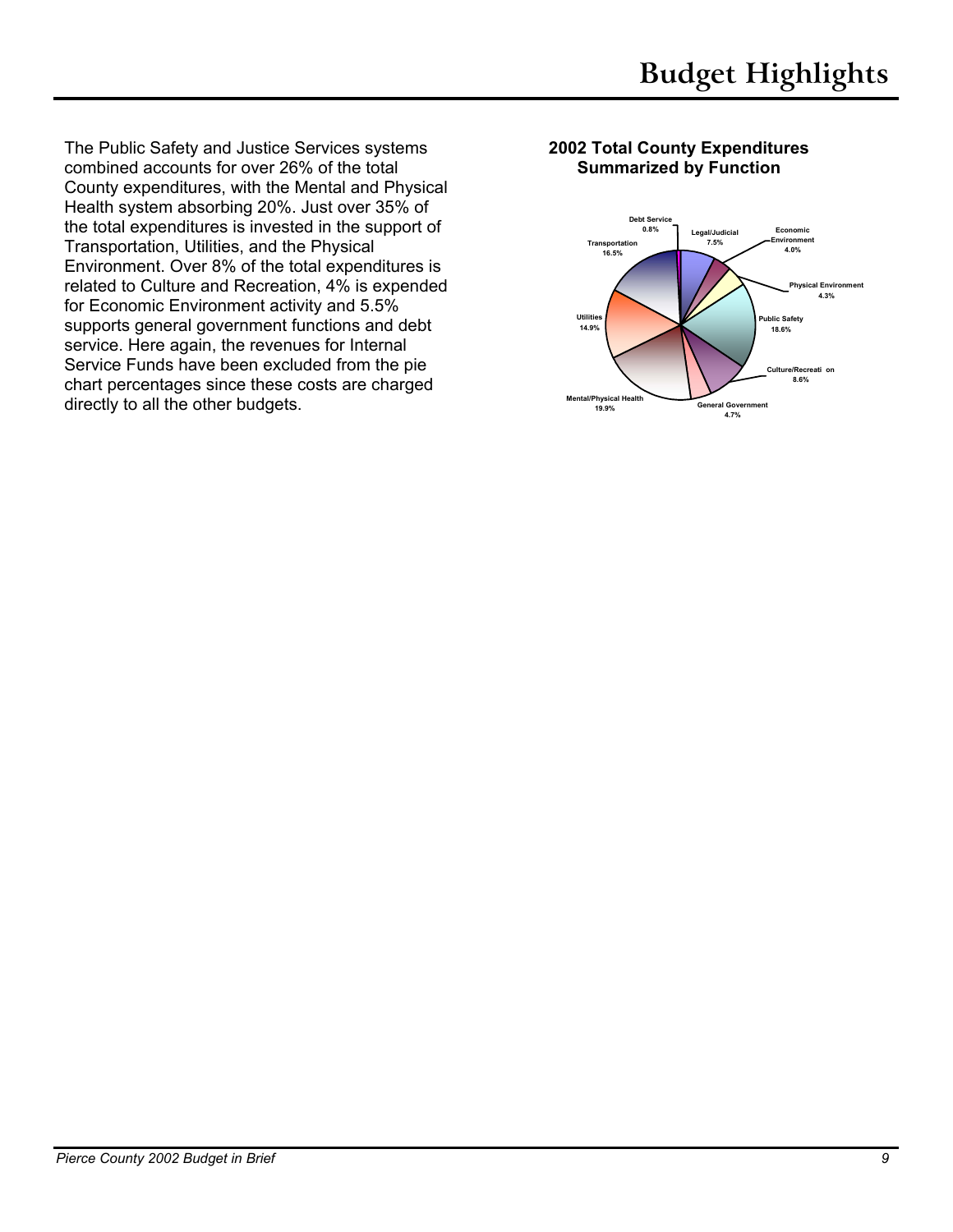# Budget Highlights

The Public Safety and Justice Services systems combined accounts for over 26% of the total County expenditures, with the Mental and Physical Health system absorbing 20%. Just over 35% of the total expenditures is invested in the support of Transportation, Utilities, and the Physical Environment. Over 8% of the total expenditures is related to Culture and Recreation, 4% is expended for Economic Environment activity and 5.5% supports general government functions and debt service. Here again, the revenues for Internal Service Funds have been excluded from the pie chart percentages since these costs are charged directly to all the other budgets.

**2002 Total County Expenditures Summarized by Function**

| Function | Percent |
|---|---|
| Debt Service | 0.8% |
| Legal/Judicial | 7.5% |
| Economic Environment | 4.0% |
| Physical Environment | 4.3% |
| Public Safety | 18.6% |
| Culture/Recreation | 8.6% |
| General Government | 4.7% |
| Mental/Physical Health | 19.9% |
| Utilities | 14.9% |
| Transportation | 16.5% |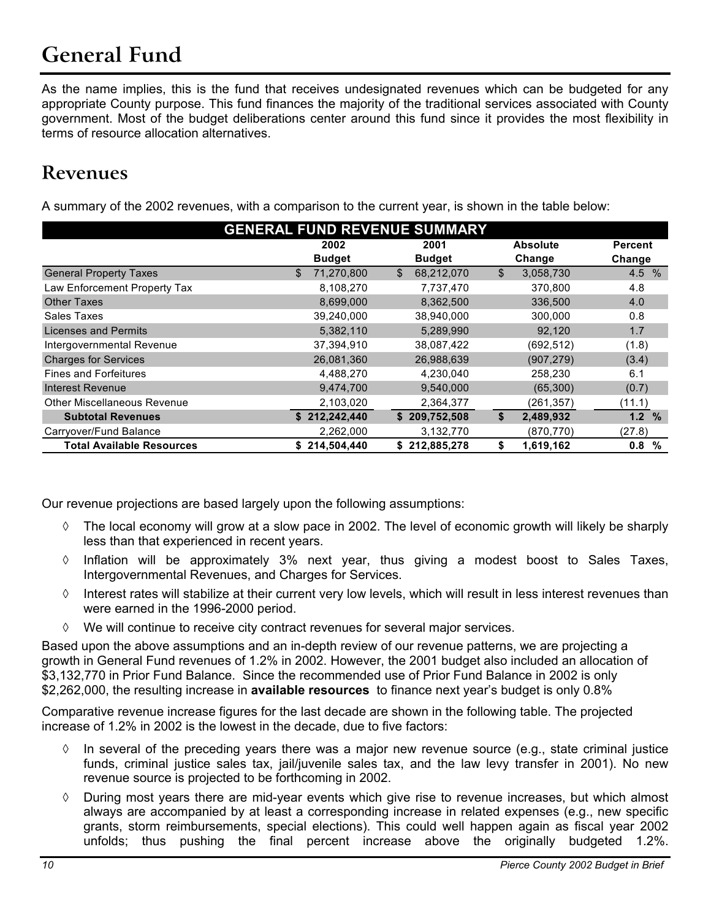# General Fund

As the name implies, this is the fund that receives undesignated revenues which can be budgeted for any appropriate County purpose. This fund finances the majority of the traditional services associated with County government. Most of the budget deliberations center around this fund since it provides the most flexibility in terms of resource allocation alternatives.

## Revenues

A summary of the 2002 revenues, with a comparison to the current year, is shown in the table below:

**GENERAL FUND REVENUE SUMMARY**

| | 2002 Budget | 2001 Budget | Absolute Change | Percent Change |
|---|---|---|---|---|
| General Property Taxes | $ 71,270,800 | $ 68,212,070 | $ 3,058,730 | 4.5 % |
| Law Enforcement Property Tax | 8,108,270 | 7,737,470 | 370,800 | 4.8 |
| Other Taxes | 8,699,000 | 8,362,500 | 336,500 | 4.0 |
| Sales Taxes | 39,240,000 | 38,940,000 | 300,000 | 0.8 |
| Licenses and Permits | 5,382,110 | 5,289,990 | 92,120 | 1.7 |
| Intergovernmental Revenue | 37,394,910 | 38,087,422 | (692,512) | (1.8) |
| Charges for Services | 26,081,360 | 26,988,639 | (907,279) | (3.4) |
| Fines and Forfeitures | 4,488,270 | 4,230,040 | 258,230 | 6.1 |
| Interest Revenue | 9,474,700 | 9,540,000 | (65,300) | (0.7) |
| Other Miscellaneous Revenue | 2,103,020 | 2,364,377 | (261,357) | (11.1) |
| **Subtotal Revenues** | **$ 212,242,440** | **$ 209,752,508** | **$ 2,489,932** | **1.2 %** |
| Carryover/Fund Balance | 2,262,000 | 3,132,770 | (870,770) | (27.8) |
| **Total Available Resources** | **$ 214,504,440** | **$ 212,885,278** | **$ 1,619,162** | **0.8 %** |

Our revenue projections are based largely upon the following assumptions:

- The local economy will grow at a slow pace in 2002. The level of economic growth will likely be sharply less than that experienced in recent years.
- Inflation will be approximately 3% next year, thus giving a modest boost to Sales Taxes, Intergovernmental Revenues, and Charges for Services.
- Interest rates will stabilize at their current very low levels, which will result in less interest revenues than were earned in the 1996-2000 period.
- We will continue to receive city contract revenues for several major services.

Based upon the above assumptions and an in-depth review of our revenue patterns, we are projecting a growth in General Fund revenues of 1.2% in 2002. However, the 2001 budget also included an allocation of $3,132,770 in Prior Fund Balance. Since the recommended use of Prior Fund Balance in 2002 is only $2,262,000, the resulting increase in **available resources** to finance next year's budget is only 0.8%

Comparative revenue increase figures for the last decade are shown in the following table. The projected increase of 1.2% in 2002 is the lowest in the decade, due to five factors:

- In several of the preceding years there was a major new revenue source (e.g., state criminal justice funds, criminal justice sales tax, jail/juvenile sales tax, and the law levy transfer in 2001). No new revenue source is projected to be forthcoming in 2002.
- During most years there are mid-year events which give rise to revenue increases, but which almost always are accompanied by at least a corresponding increase in related expenses (e.g., new specific grants, storm reimbursements, special elections). This could well happen again as fiscal year 2002 unfolds; thus pushing the final percent increase above the originally budgeted 1.2%.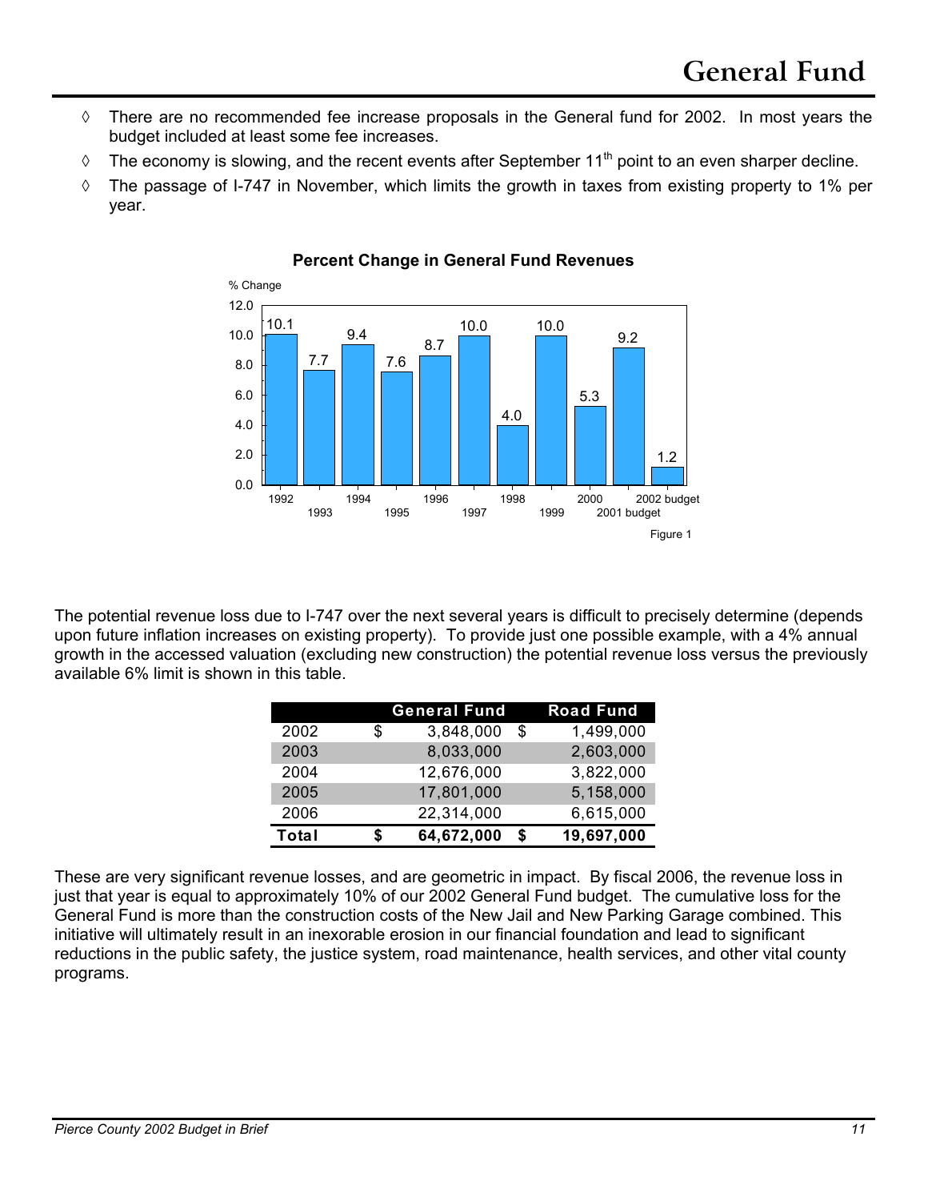# General Fund

- There are no recommended fee increase proposals in the General fund for 2002. In most years the budget included at least some fee increases.
- The economy is slowing, and the recent events after September 11th point to an even sharper decline.
- The passage of I-747 in November, which limits the growth in taxes from existing property to 1% per year.

**Percent Change in General Fund Revenues**

| Year | % Change |
|---|---|
| 1992 | 10.1 |
| 1993 | 7.7 |
| 1994 | 9.4 |
| 1995 | 7.6 |
| 1996 | 8.7 |
| 1997 | 10.0 |
| 1998 | 4.0 |
| 1999 | 10.0 |
| 2000 | 5.3 |
| 2001 budget | 9.2 |
| 2002 budget | 1.2 |

Figure 1

The potential revenue loss due to I-747 over the next several years is difficult to precisely determine (depends upon future inflation increases on existing property). To provide just one possible example, with a 4% annual growth in the accessed valuation (excluding new construction) the potential revenue loss versus the previously available 6% limit is shown in this table.

| | General Fund | Road Fund |
|---|---|---|
| 2002 | $ 3,848,000 | $ 1,499,000 |
| 2003 | 8,033,000 | 2,603,000 |
| 2004 | 12,676,000 | 3,822,000 |
| 2005 | 17,801,000 | 5,158,000 |
| 2006 | 22,314,000 | 6,615,000 |
| **Total** | **$ 64,672,000** | **$ 19,697,000** |

These are very significant revenue losses, and are geometric in impact. By fiscal 2006, the revenue loss in just that year is equal to approximately 10% of our 2002 General Fund budget. The cumulative loss for the General Fund is more than the construction costs of the New Jail and New Parking Garage combined. This initiative will ultimately result in an inexorable erosion in our financial foundation and lead to significant reductions in the public safety, the justice system, road maintenance, health services, and other vital county programs.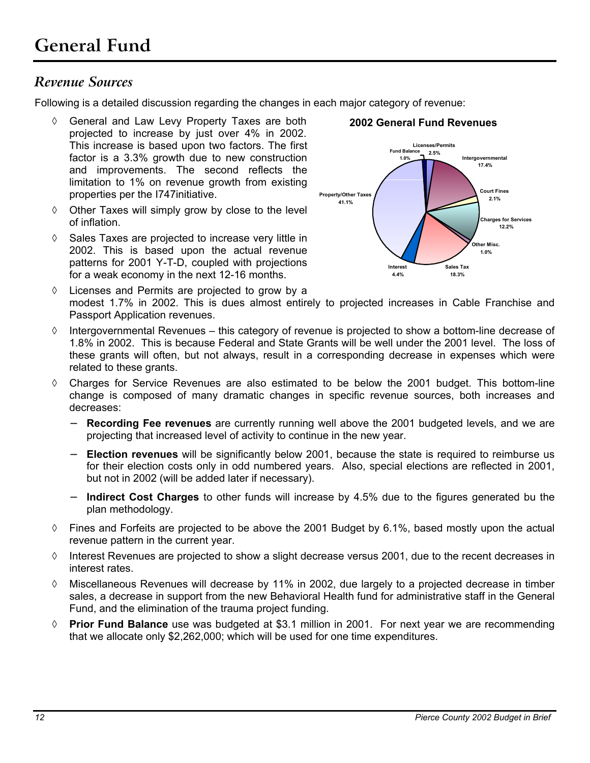# General Fund

## *Revenue Sources*

Following is a detailed discussion regarding the changes in each major category of revenue:

- ◊ General and Law Levy Property Taxes are both projected to increase by just over 4% in 2002. This increase is based upon two factors. The first factor is a 3.3% growth due to new construction and improvements. The second reflects the limitation to 1% on revenue growth from existing properties per the I747initiative.
- ◊ Other Taxes will simply grow by close to the level of inflation.
- ◊ Sales Taxes are projected to increase very little in 2002. This is based upon the actual revenue patterns for 2001 Y-T-D, coupled with projections for a weak economy in the next 12-16 months.
- ◊ Licenses and Permits are projected to grow by a modest 1.7% in 2002. This is dues almost entirely to projected increases in Cable Franchise and Passport Application revenues.
- ◊ Intergovernmental Revenues – this category of revenue is projected to show a bottom-line decrease of 1.8% in 2002. This is because Federal and State Grants will be well under the 2001 level. The loss of these grants will often, but not always, result in a corresponding decrease in expenses which were related to these grants.
- ◊ Charges for Service Revenues are also estimated to be below the 2001 budget. This bottom-line change is composed of many dramatic changes in specific revenue sources, both increases and decreases:
  - **Recording Fee revenues** are currently running well above the 2001 budgeted levels, and we are projecting that increased level of activity to continue in the new year.
  - **Election revenues** will be significantly below 2001, because the state is required to reimburse us for their election costs only in odd numbered years. Also, special elections are reflected in 2001, but not in 2002 (will be added later if necessary).
  - **Indirect Cost Charges** to other funds will increase by 4.5% due to the figures generated bu the plan methodology.
- ◊ Fines and Forfeits are projected to be above the 2001 Budget by 6.1%, based mostly upon the actual revenue pattern in the current year.
- ◊ Interest Revenues are projected to show a slight decrease versus 2001, due to the recent decreases in interest rates.
- ◊ Miscellaneous Revenues will decrease by 11% in 2002, due largely to a projected decrease in timber sales, a decrease in support from the new Behavioral Health fund for administrative staff in the General Fund, and the elimination of the trauma project funding.
- ◊ **Prior Fund Balance** use was budgeted at $3.1 million in 2001. For next year we are recommending that we allocate only $2,262,000; which will be used for one time expenditures.

**2002 General Fund Revenues**

| Category | Share |
| --- | --- |
| Property/Other Taxes | 41.1% |
| Fund Balance | 1.0% |
| Licenses/Permits | 2.5% |
| Intergovernmental | 17.4% |
| Court Fines | 2.1% |
| Charges for Services | 12.2% |
| Other Misc. | 1.0% |
| Sales Tax | 18.3% |
| Interest | 4.4% |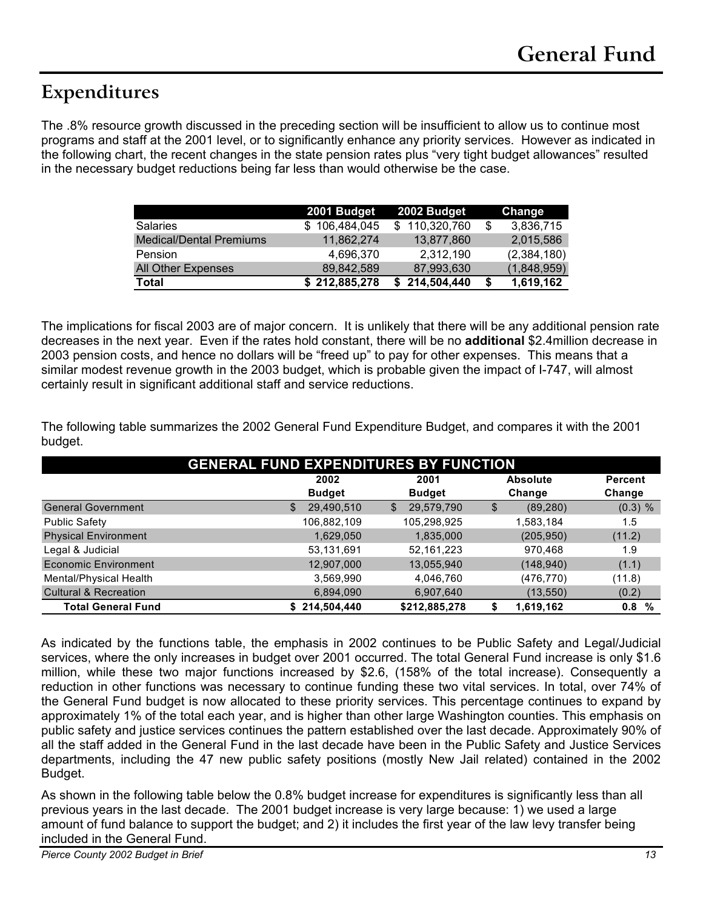# General Fund

## Expenditures

The .8% resource growth discussed in the preceding section will be insufficient to allow us to continue most programs and staff at the 2001 level, or to significantly enhance any priority services. However as indicated in the following chart, the recent changes in the state pension rates plus "very tight budget allowances" resulted in the necessary budget reductions being far less than would otherwise be the case.

| | 2001 Budget | 2002 Budget | Change |
|---|---|---|---|
| Salaries | $ 106,484,045 | $ 110,320,760 | $ 3,836,715 |
| Medical/Dental Premiums | 11,862,274 | 13,877,860 | 2,015,586 |
| Pension | 4,696,370 | 2,312,190 | (2,384,180) |
| All Other Expenses | 89,842,589 | 87,993,630 | (1,848,959) |
| **Total** | **$ 212,885,278** | **$ 214,504,440** | **$ 1,619,162** |

The implications for fiscal 2003 are of major concern. It is unlikely that there will be any additional pension rate decreases in the next year. Even if the rates hold constant, there will be no **additional** $2.4million decrease in 2003 pension costs, and hence no dollars will be "freed up" to pay for other expenses. This means that a similar modest revenue growth in the 2003 budget, which is probable given the impact of I-747, will almost certainly result in significant additional staff and service reductions.

The following table summarizes the 2002 General Fund Expenditure Budget, and compares it with the 2001 budget.

| GENERAL FUND EXPENDITURES BY FUNCTION | | | | |
|---|---|---|---|---|
| | 2002 Budget | 2001 Budget | Absolute Change | Percent Change |
| General Government | $ 29,490,510 | $ 29,579,790 | $ (89,280) | (0.3) % |
| Public Safety | 106,882,109 | 105,298,925 | 1,583,184 | 1.5 |
| Physical Environment | 1,629,050 | 1,835,000 | (205,950) | (11.2) |
| Legal & Judicial | 53,131,691 | 52,161,223 | 970,468 | 1.9 |
| Economic Environment | 12,907,000 | 13,055,940 | (148,940) | (1.1) |
| Mental/Physical Health | 3,569,990 | 4,046,760 | (476,770) | (11.8) |
| Cultural & Recreation | 6,894,090 | 6,907,640 | (13,550) | (0.2) |
| **Total General Fund** | **$ 214,504,440** | **$212,885,278** | **$ 1,619,162** | **0.8 %** |

As indicated by the functions table, the emphasis in 2002 continues to be Public Safety and Legal/Judicial services, where the only increases in budget over 2001 occurred. The total General Fund increase is only $1.6 million, while these two major functions increased by $2.6, (158% of the total increase). Consequently a reduction in other functions was necessary to continue funding these two vital services. In total, over 74% of the General Fund budget is now allocated to these priority services. This percentage continues to expand by approximately 1% of the total each year, and is higher than other large Washington counties. This emphasis on public safety and justice services continues the pattern established over the last decade. Approximately 90% of all the staff added in the General Fund in the last decade have been in the Public Safety and Justice Services departments, including the 47 new public safety positions (mostly New Jail related) contained in the 2002 Budget.

As shown in the following table below the 0.8% budget increase for expenditures is significantly less than all previous years in the last decade. The 2001 budget increase is very large because: 1) we used a large amount of fund balance to support the budget; and 2) it includes the first year of the law levy transfer being included in the General Fund.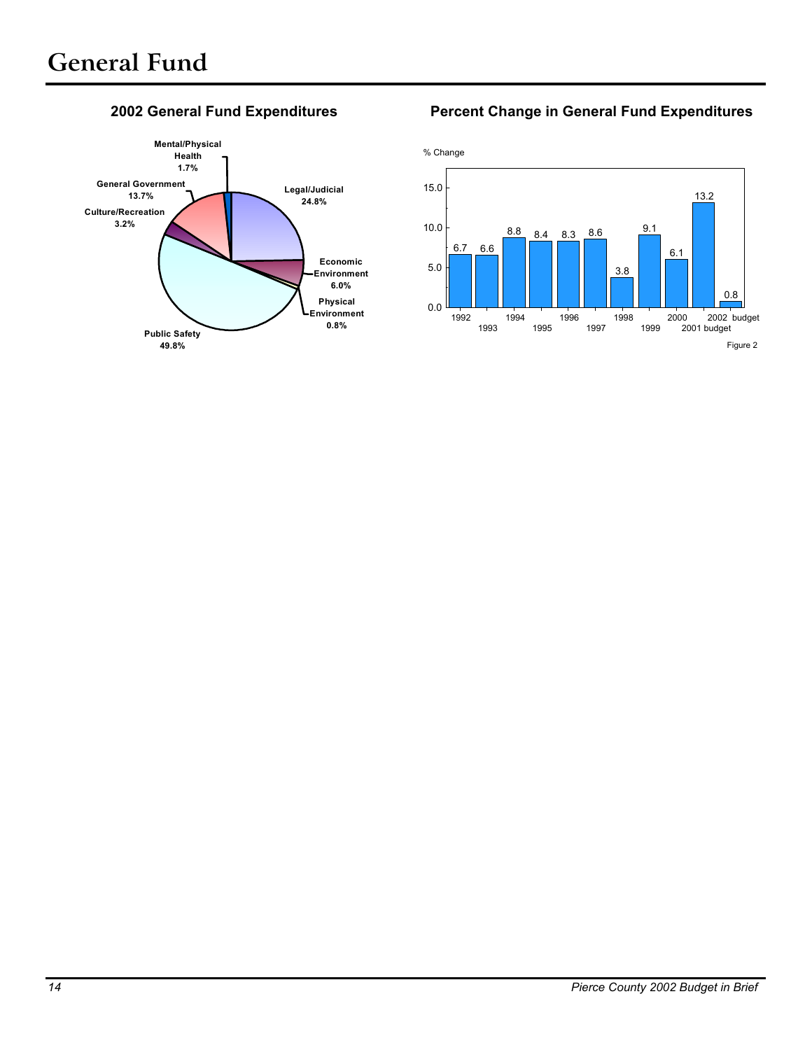# General Fund

## 2002 General Fund Expenditures

| Category | Percent |
|---|---|
| Legal/Judicial | 24.8% |
| Economic Environment | 6.0% |
| Physical Environment | 0.8% |
| Public Safety | 49.8% |
| Culture/Recreation | 3.2% |
| General Government | 13.7% |
| Mental/Physical Health | 1.7% |

## Percent Change in General Fund Expenditures

| Year | % Change |
|---|---|
| 1992 | 6.7 |
| 1993 | 6.6 |
| 1994 | 8.8 |
| 1995 | 8.4 |
| 1996 | 8.3 |
| 1997 | 8.6 |
| 1998 | 3.8 |
| 1999 | 9.1 |
| 2000 | 6.1 |
| 2001 budget | 13.2 |
| 2002 budget | 0.8 |

Figure 2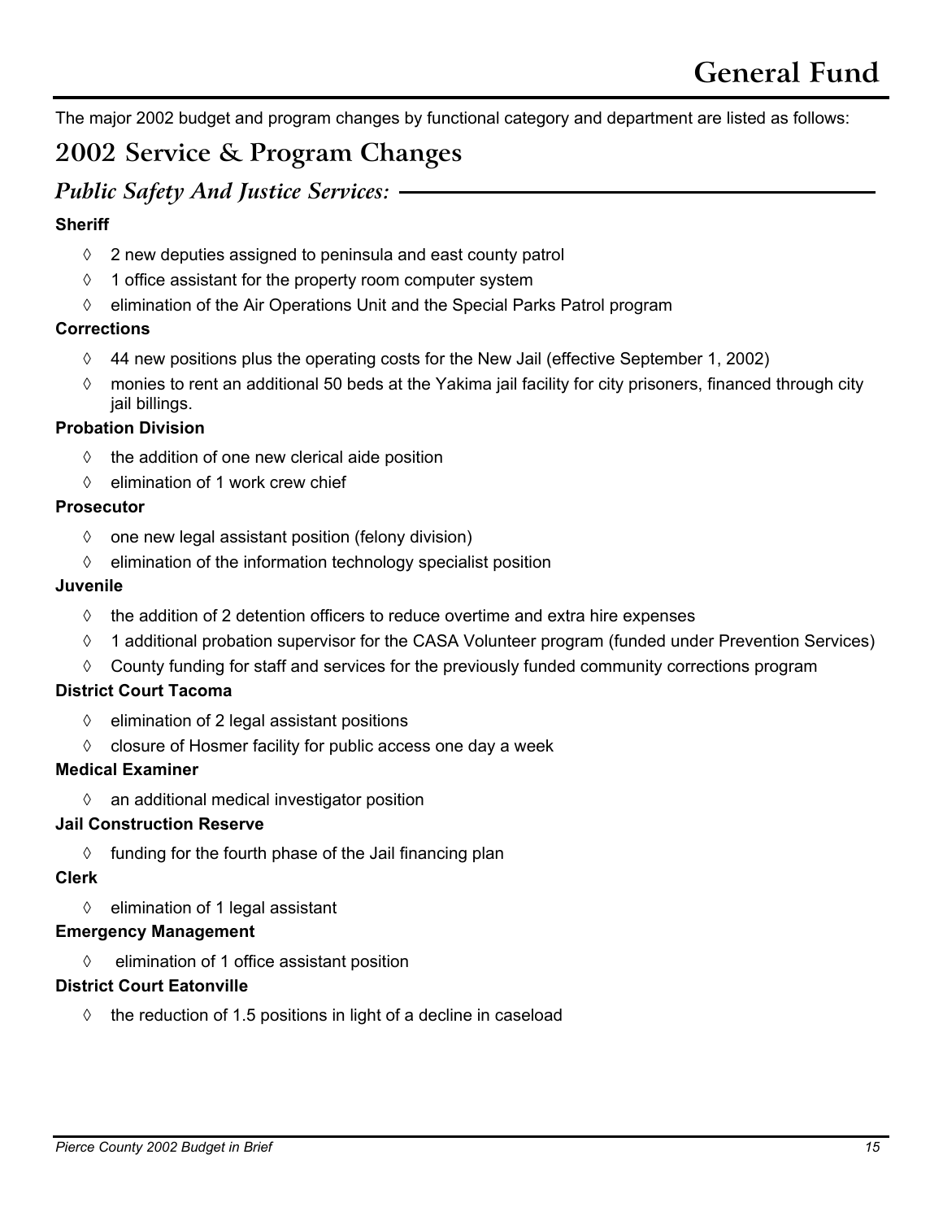# General Fund

The major 2002 budget and program changes by functional category and department are listed as follows:

## 2002 Service & Program Changes

### *Public Safety And Justice Services:*

**Sheriff**

- 2 new deputies assigned to peninsula and east county patrol
- 1 office assistant for the property room computer system
- elimination of the Air Operations Unit and the Special Parks Patrol program

**Corrections**

- 44 new positions plus the operating costs for the New Jail (effective September 1, 2002)
- monies to rent an additional 50 beds at the Yakima jail facility for city prisoners, financed through city jail billings.

**Probation Division**

- the addition of one new clerical aide position
- elimination of 1 work crew chief

**Prosecutor**

- one new legal assistant position (felony division)
- elimination of the information technology specialist position

**Juvenile**

- the addition of 2 detention officers to reduce overtime and extra hire expenses
- 1 additional probation supervisor for the CASA Volunteer program (funded under Prevention Services)
- County funding for staff and services for the previously funded community corrections program

**District Court Tacoma**

- elimination of 2 legal assistant positions
- closure of Hosmer facility for public access one day a week

**Medical Examiner**

- an additional medical investigator position

**Jail Construction Reserve**

- funding for the fourth phase of the Jail financing plan

**Clerk**

- elimination of 1 legal assistant

**Emergency Management**

- elimination of 1 office assistant position

**District Court Eatonville**

- the reduction of 1.5 positions in light of a decline in caseload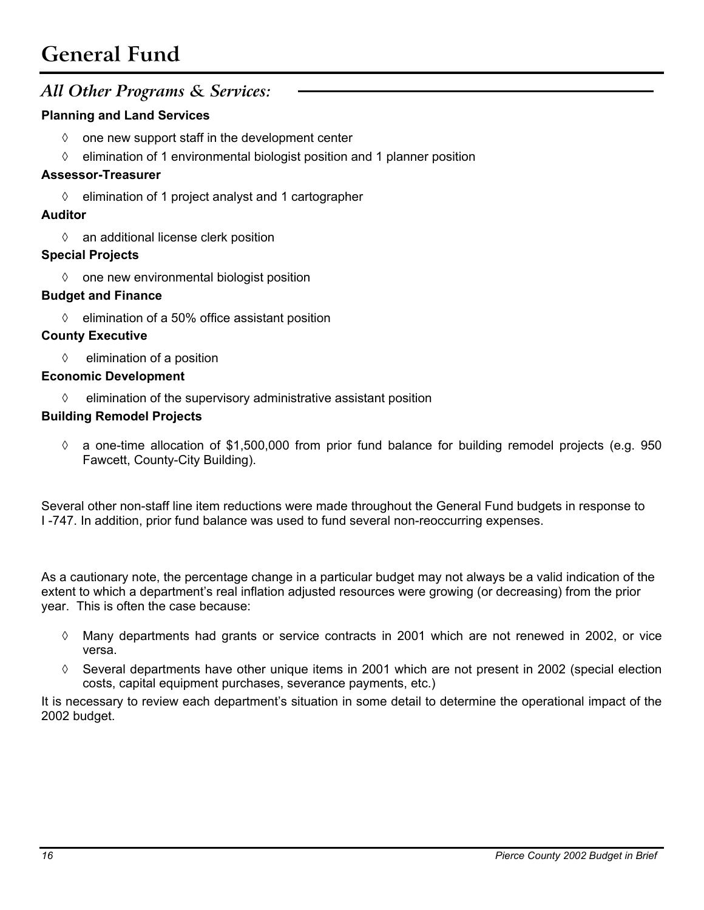# General Fund

## *All Other Programs & Services:*

**Planning and Land Services**

- one new support staff in the development center
- elimination of 1 environmental biologist position and 1 planner position

**Assessor-Treasurer**

- elimination of 1 project analyst and 1 cartographer

**Auditor**

- an additional license clerk position

**Special Projects**

- one new environmental biologist position

**Budget and Finance**

- elimination of a 50% office assistant position

**County Executive**

- elimination of a position

**Economic Development**

- elimination of the supervisory administrative assistant position

**Building Remodel Projects**

- a one-time allocation of $1,500,000 from prior fund balance for building remodel projects (e.g. 950 Fawcett, County-City Building).

Several other non-staff line item reductions were made throughout the General Fund budgets in response to I -747. In addition, prior fund balance was used to fund several non-reoccurring expenses.

As a cautionary note, the percentage change in a particular budget may not always be a valid indication of the extent to which a department's real inflation adjusted resources were growing (or decreasing) from the prior year. This is often the case because:

- Many departments had grants or service contracts in 2001 which are not renewed in 2002, or vice versa.
- Several departments have other unique items in 2001 which are not present in 2002 (special election costs, capital equipment purchases, severance payments, etc.)

It is necessary to review each department's situation in some detail to determine the operational impact of the 2002 budget.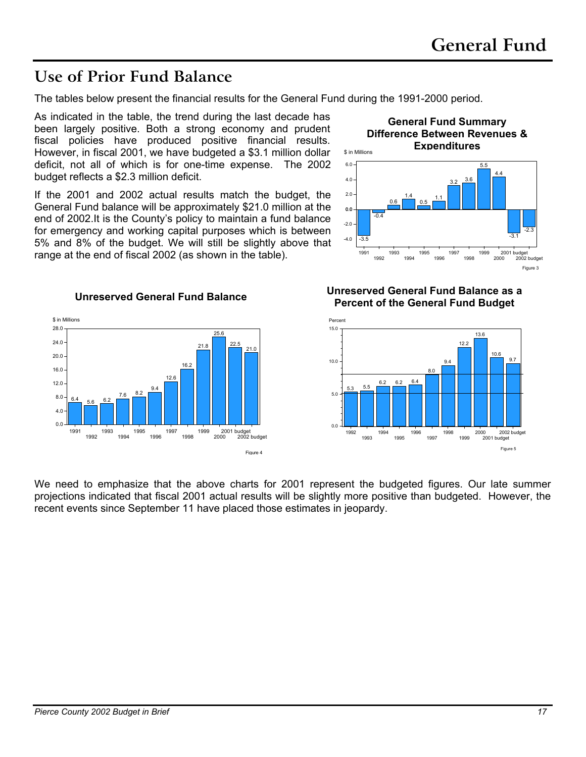# Use of Prior Fund Balance

The tables below present the financial results for the General Fund during the 1991-2000 period.

As indicated in the table, the trend during the last decade has been largely positive. Both a strong economy and prudent fiscal policies have produced positive financial results. However, in fiscal 2001, we have budgeted a $3.1 million dollar deficit, not all of which is for one-time expense. The 2002 budget reflects a $2.3 million deficit.

If the 2001 and 2002 actual results match the budget, the General Fund balance will be approximately $21.0 million at the end of 2002.It is the County's policy to maintain a fund balance for emergency and working capital purposes which is between 5% and 8% of the budget. We will still be slightly above that range at the end of fiscal 2002 (as shown in the table).

**General Fund Summary Difference Between Revenues & Expenditures**

$ in Millions

| Year | Amount |
|---|---|
| 1991 | -3.5 |
| 1992 | -0.4 |
| 1993 | 0.6 |
| 1994 | 1.4 |
| 1995 | 0.5 |
| 1996 | 1.1 |
| 1997 | 3.2 |
| 1998 | 3.6 |
| 1999 | 5.5 |
| 2000 | 4.4 |
| 2001 budget | -3.1 |
| 2002 budget | -2.3 |

Figure 3

**Unreserved General Fund Balance**

$ in Millions

| Year | Amount |
|---|---|
| 1991 | 6.4 |
| 1992 | 5.6 |
| 1993 | 6.2 |
| 1994 | 7.6 |
| 1995 | 8.2 |
| 1996 | 9.4 |
| 1997 | 12.6 |
| 1998 | 16.2 |
| 1999 | 21.8 |
| 2000 | 25.6 |
| 2001 budget | 22.5 |
| 2002 budget | 21.0 |

Figure 4

**Unreserved General Fund Balance as a Percent of the General Fund Budget**

Percent

| Year | Percent |
|---|---|
| 1992 | 5.3 |
| 1993 | 5.5 |
| 1994 | 6.2 |
| 1995 | 6.2 |
| 1996 | 6.4 |
| 1997 | 8.0 |
| 1998 | 9.4 |
| 1999 | 12.2 |
| 2000 | 13.6 |
| 2001 budget | 10.6 |
| 2002 budget | 9.7 |

Figure 5

We need to emphasize that the above charts for 2001 represent the budgeted figures. Our late summer projections indicated that fiscal 2001 actual results will be slightly more positive than budgeted. However, the recent events since September 11 have placed those estimates in jeopardy.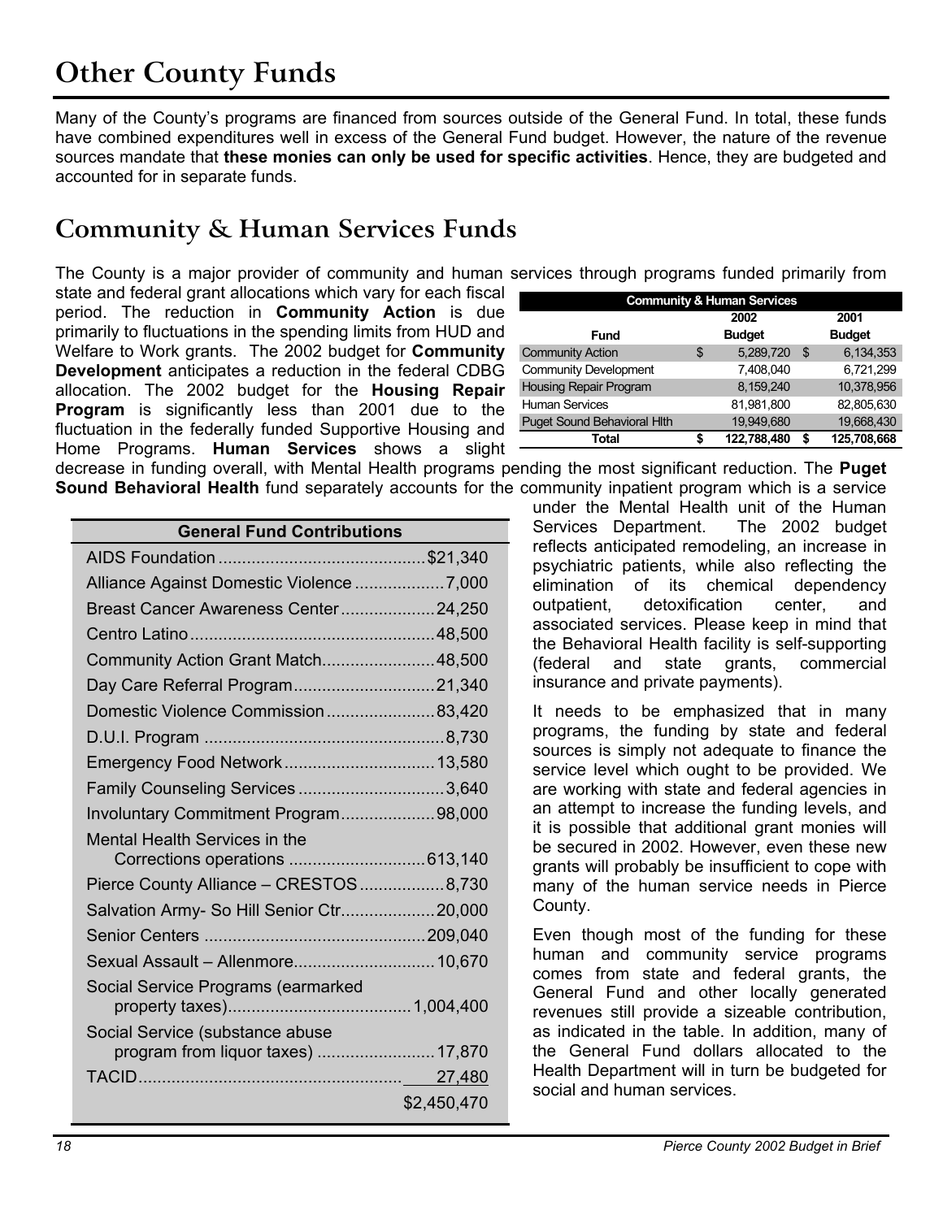# Other County Funds

Many of the County's programs are financed from sources outside of the General Fund. In total, these funds have combined expenditures well in excess of the General Fund budget. However, the nature of the revenue sources mandate that **these monies can only be used for specific activities**. Hence, they are budgeted and accounted for in separate funds.

# Community & Human Services Funds

The County is a major provider of community and human services through programs funded primarily from state and federal grant allocations which vary for each fiscal period. The reduction in **Community Action** is due primarily to fluctuations in the spending limits from HUD and Welfare to Work grants. The 2002 budget for **Community Development** anticipates a reduction in the federal CDBG allocation. The 2002 budget for the **Housing Repair Program** is significantly less than 2001 due to the fluctuation in the federally funded Supportive Housing and Home Programs. **Human Services** shows a slight decrease in funding overall, with Mental Health programs pending the most significant reduction. The **Puget Sound Behavioral Health** fund separately accounts for the community inpatient program which is a service under the Mental Health unit of the Human Services Department. The 2002 budget reflects anticipated remodeling, an increase in psychiatric patients, while also reflecting the elimination of its chemical dependency outpatient, detoxification center, and associated services. Please keep in mind that the Behavioral Health facility is self-supporting (federal and state grants, commercial insurance and private payments).

| Community & Human Services | | |
|---|---|---|
| Fund | 2002 Budget | 2001 Budget |
| Community Action | $ 5,289,720 | $ 6,134,353 |
| Community Development | 7,408,040 | 6,721,299 |
| Housing Repair Program | 8,159,240 | 10,378,956 |
| Human Services | 81,981,800 | 82,805,630 |
| Puget Sound Behavioral Hlth | 19,949,680 | 19,668,430 |
| **Total** | **$ 122,788,480** | **$ 125,708,668** |

It needs to be emphasized that in many programs, the funding by state and federal sources is simply not adequate to finance the service level which ought to be provided. We are working with state and federal agencies in an attempt to increase the funding levels, and it is possible that additional grant monies will be secured in 2002. However, even these new grants will probably be insufficient to cope with many of the human service needs in Pierce County.

Even though most of the funding for these human and community service programs comes from state and federal grants, the General Fund and other locally generated revenues still provide a sizeable contribution, as indicated in the table. In addition, many of the General Fund dollars allocated to the Health Department will in turn be budgeted for social and human services.

| General Fund Contributions | |
|---|---|
| AIDS Foundation | $21,340 |
| Alliance Against Domestic Violence | 7,000 |
| Breast Cancer Awareness Center | 24,250 |
| Centro Latino | 48,500 |
| Community Action Grant Match | 48,500 |
| Day Care Referral Program | 21,340 |
| Domestic Violence Commission | 83,420 |
| D.U.I. Program | 8,730 |
| Emergency Food Network | 13,580 |
| Family Counseling Services | 3,640 |
| Involuntary Commitment Program | 98,000 |
| Mental Health Services in the Corrections operations | 613,140 |
| Pierce County Alliance – CRESTOS | 8,730 |
| Salvation Army- So Hill Senior Ctr | 20,000 |
| Senior Centers | 209,040 |
| Sexual Assault – Allenmore | 10,670 |
| Social Service Programs (earmarked property taxes) | 1,004,400 |
| Social Service (substance abuse program from liquor taxes) | 17,870 |
| TACID | 27,480 |
| | $2,450,470 |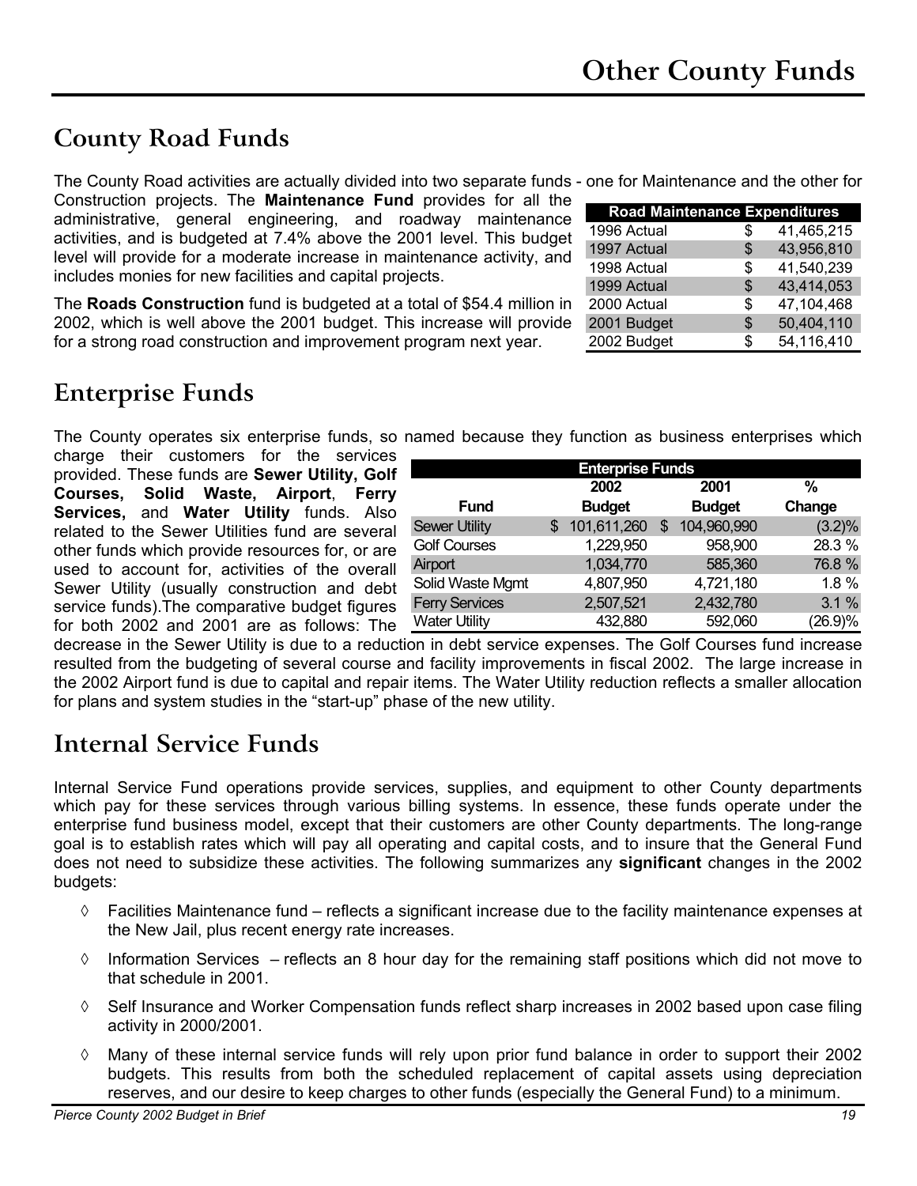# Other County Funds

## County Road Funds

The County Road activities are actually divided into two separate funds - one for Maintenance and the other for Construction projects. The **Maintenance Fund** provides for all the administrative, general engineering, and roadway maintenance activities, and is budgeted at 7.4% above the 2001 level. This budget level will provide for a moderate increase in maintenance activity, and includes monies for new facilities and capital projects.

The **Roads Construction** fund is budgeted at a total of $54.4 million in 2002, which is well above the 2001 budget. This increase will provide for a strong road construction and improvement program next year.

| Road Maintenance Expenditures | | |
|---|---|---|
| 1996 Actual | $ | 41,465,215 |
| 1997 Actual | $ | 43,956,810 |
| 1998 Actual | $ | 41,540,239 |
| 1999 Actual | $ | 43,414,053 |
| 2000 Actual | $ | 47,104,468 |
| 2001 Budget | $ | 50,404,110 |
| 2002 Budget | $ | 54,116,410 |

## Enterprise Funds

The County operates six enterprise funds, so named because they function as business enterprises which charge their customers for the services provided. These funds are **Sewer Utility, Golf Courses, Solid Waste, Airport**, **Ferry Services,** and **Water Utility** funds. Also related to the Sewer Utilities fund are several other funds which provide resources for, or are used to account for, activities of the overall Sewer Utility (usually construction and debt service funds).The comparative budget figures for both 2002 and 2001 are as follows: The decrease in the Sewer Utility is due to a reduction in debt service expenses. The Golf Courses fund increase resulted from the budgeting of several course and facility improvements in fiscal 2002. The large increase in the 2002 Airport fund is due to capital and repair items. The Water Utility reduction reflects a smaller allocation for plans and system studies in the "start-up" phase of the new utility.

| Enterprise Funds | | | |
|---|---|---|---|
| Fund | 2002 Budget | 2001 Budget | % Change |
| Sewer Utility | $ 101,611,260 | $ 104,960,990 | (3.2)% |
| Golf Courses | 1,229,950 | 958,900 | 28.3 % |
| Airport | 1,034,770 | 585,360 | 76.8 % |
| Solid Waste Mgmt | 4,807,950 | 4,721,180 | 1.8 % |
| Ferry Services | 2,507,521 | 2,432,780 | 3.1 % |
| Water Utility | 432,880 | 592,060 | (26.9)% |

## Internal Service Funds

Internal Service Fund operations provide services, supplies, and equipment to other County departments which pay for these services through various billing systems. In essence, these funds operate under the enterprise fund business model, except that their customers are other County departments. The long-range goal is to establish rates which will pay all operating and capital costs, and to insure that the General Fund does not need to subsidize these activities. The following summarizes any **significant** changes in the 2002 budgets:

- ◊ Facilities Maintenance fund – reflects a significant increase due to the facility maintenance expenses at the New Jail, plus recent energy rate increases.
- ◊ Information Services – reflects an 8 hour day for the remaining staff positions which did not move to that schedule in 2001.
- ◊ Self Insurance and Worker Compensation funds reflect sharp increases in 2002 based upon case filing activity in 2000/2001.
- ◊ Many of these internal service funds will rely upon prior fund balance in order to support their 2002 budgets. This results from both the scheduled replacement of capital assets using depreciation reserves, and our desire to keep charges to other funds (especially the General Fund) to a minimum.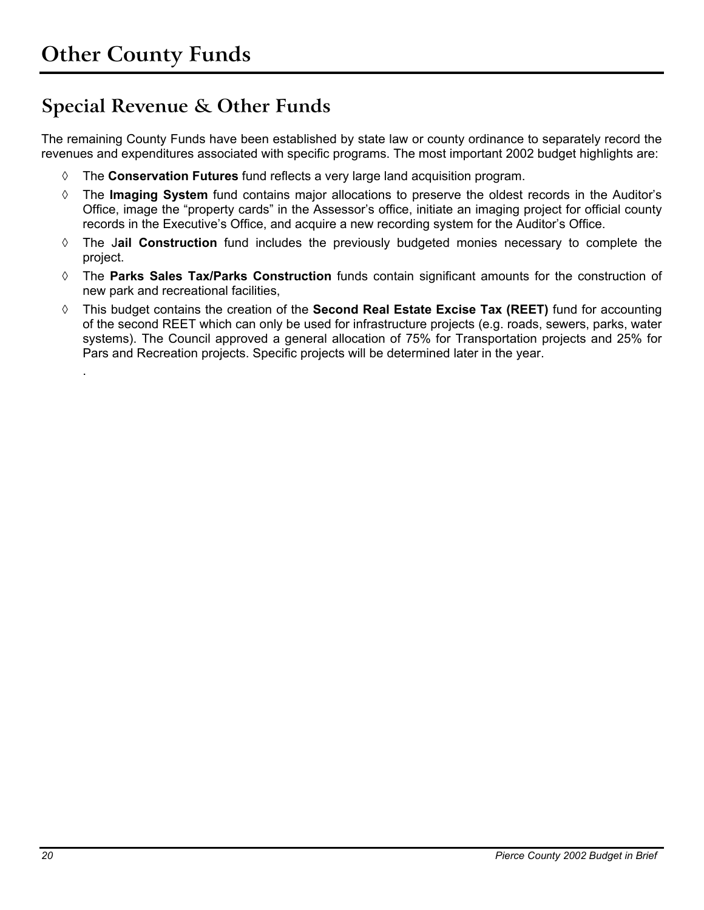# Other County Funds

## Special Revenue & Other Funds

The remaining County Funds have been established by state law or county ordinance to separately record the revenues and expenditures associated with specific programs. The most important 2002 budget highlights are:

- The **Conservation Futures** fund reflects a very large land acquisition program.
- The **Imaging System** fund contains major allocations to preserve the oldest records in the Auditor's Office, image the "property cards" in the Assessor's office, initiate an imaging project for official county records in the Executive's Office, and acquire a new recording system for the Auditor's Office.
- The J**ail Construction** fund includes the previously budgeted monies necessary to complete the project.
- The **Parks Sales Tax/Parks Construction** funds contain significant amounts for the construction of new park and recreational facilities,
- This budget contains the creation of the **Second Real Estate Excise Tax (REET)** fund for accounting of the second REET which can only be used for infrastructure projects (e.g. roads, sewers, parks, water systems). The Council approved a general allocation of 75% for Transportation projects and 25% for Pars and Recreation projects. Specific projects will be determined later in the year.

  .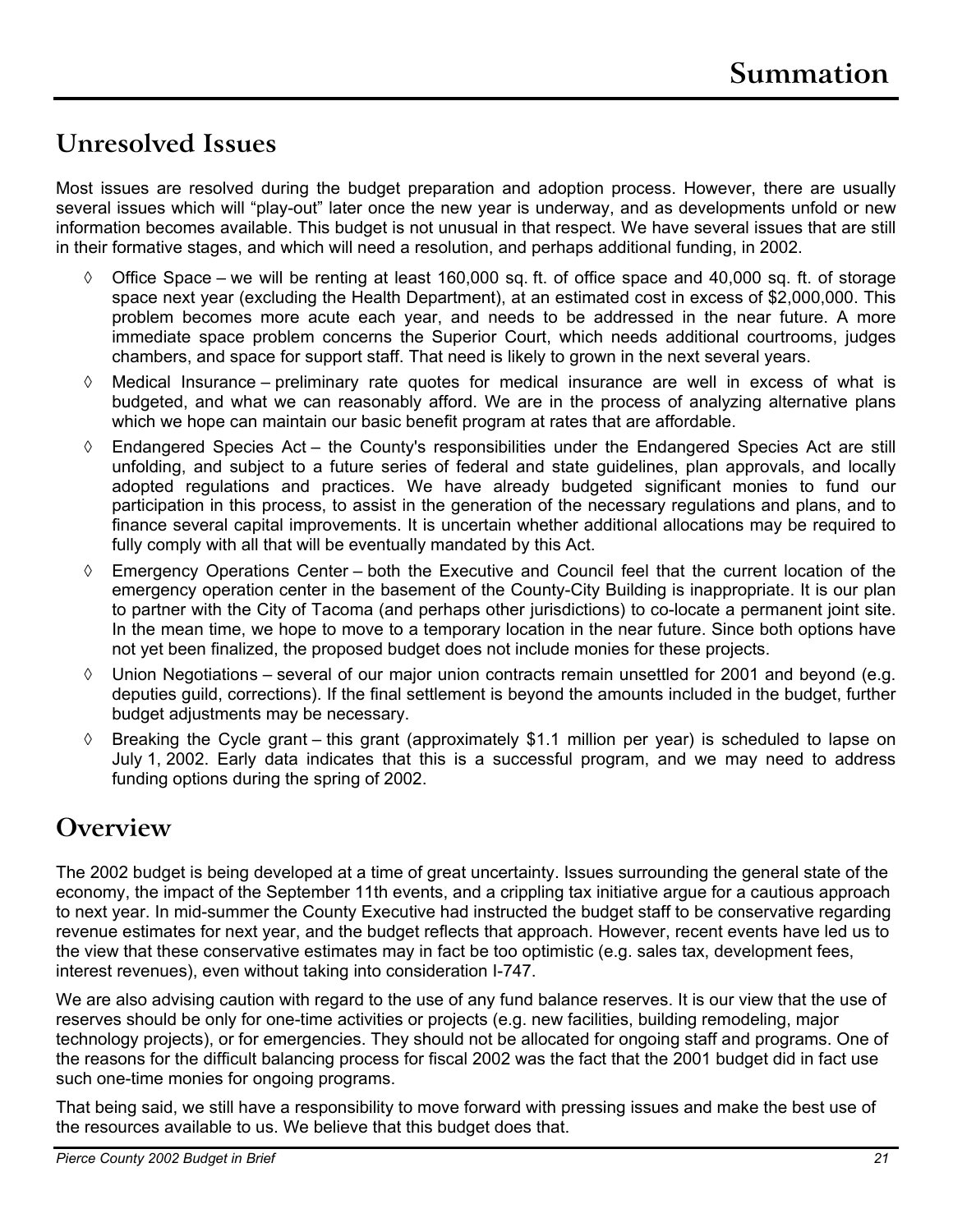# Summation

## Unresolved Issues

Most issues are resolved during the budget preparation and adoption process. However, there are usually several issues which will "play-out" later once the new year is underway, and as developments unfold or new information becomes available. This budget is not unusual in that respect. We have several issues that are still in their formative stages, and which will need a resolution, and perhaps additional funding, in 2002.

- ◊ Office Space – we will be renting at least 160,000 sq. ft. of office space and 40,000 sq. ft. of storage space next year (excluding the Health Department), at an estimated cost in excess of $2,000,000. This problem becomes more acute each year, and needs to be addressed in the near future. A more immediate space problem concerns the Superior Court, which needs additional courtrooms, judges chambers, and space for support staff. That need is likely to grown in the next several years.
- ◊ Medical Insurance – preliminary rate quotes for medical insurance are well in excess of what is budgeted, and what we can reasonably afford. We are in the process of analyzing alternative plans which we hope can maintain our basic benefit program at rates that are affordable.
- ◊ Endangered Species Act – the County's responsibilities under the Endangered Species Act are still unfolding, and subject to a future series of federal and state guidelines, plan approvals, and locally adopted regulations and practices. We have already budgeted significant monies to fund our participation in this process, to assist in the generation of the necessary regulations and plans, and to finance several capital improvements. It is uncertain whether additional allocations may be required to fully comply with all that will be eventually mandated by this Act.
- ◊ Emergency Operations Center – both the Executive and Council feel that the current location of the emergency operation center in the basement of the County-City Building is inappropriate. It is our plan to partner with the City of Tacoma (and perhaps other jurisdictions) to co-locate a permanent joint site. In the mean time, we hope to move to a temporary location in the near future. Since both options have not yet been finalized, the proposed budget does not include monies for these projects.
- ◊ Union Negotiations – several of our major union contracts remain unsettled for 2001 and beyond (e.g. deputies guild, corrections). If the final settlement is beyond the amounts included in the budget, further budget adjustments may be necessary.
- ◊ Breaking the Cycle grant – this grant (approximately $1.1 million per year) is scheduled to lapse on July 1, 2002. Early data indicates that this is a successful program, and we may need to address funding options during the spring of 2002.

## Overview

The 2002 budget is being developed at a time of great uncertainty. Issues surrounding the general state of the economy, the impact of the September 11th events, and a crippling tax initiative argue for a cautious approach to next year. In mid-summer the County Executive had instructed the budget staff to be conservative regarding revenue estimates for next year, and the budget reflects that approach. However, recent events have led us to the view that these conservative estimates may in fact be too optimistic (e.g. sales tax, development fees, interest revenues), even without taking into consideration I-747.

We are also advising caution with regard to the use of any fund balance reserves. It is our view that the use of reserves should be only for one-time activities or projects (e.g. new facilities, building remodeling, major technology projects), or for emergencies. They should not be allocated for ongoing staff and programs. One of the reasons for the difficult balancing process for fiscal 2002 was the fact that the 2001 budget did in fact use such one-time monies for ongoing programs.

That being said, we still have a responsibility to move forward with pressing issues and make the best use of the resources available to us. We believe that this budget does that.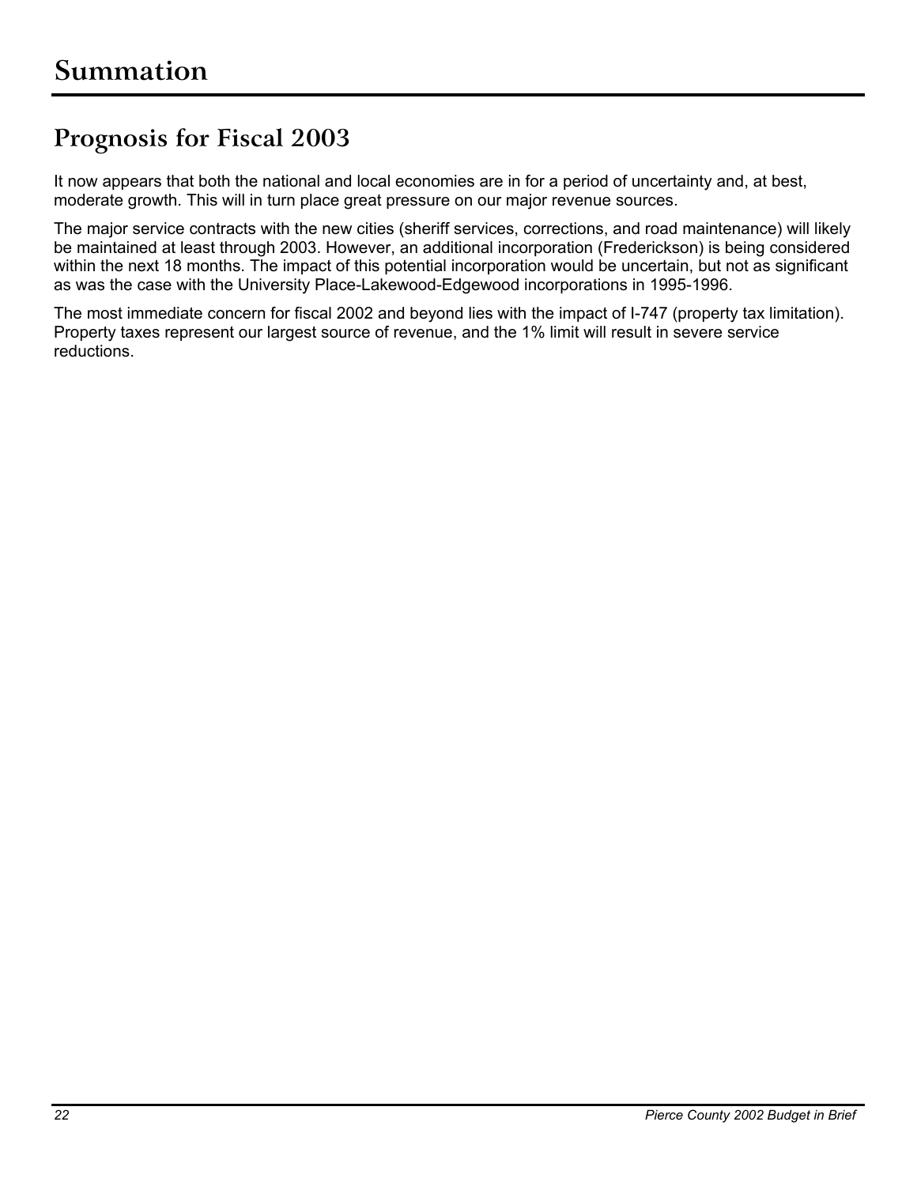# Summation

## Prognosis for Fiscal 2003

It now appears that both the national and local economies are in for a period of uncertainty and, at best, moderate growth. This will in turn place great pressure on our major revenue sources.

The major service contracts with the new cities (sheriff services, corrections, and road maintenance) will likely be maintained at least through 2003. However, an additional incorporation (Frederickson) is being considered within the next 18 months. The impact of this potential incorporation would be uncertain, but not as significant as was the case with the University Place-Lakewood-Edgewood incorporations in 1995-1996.

The most immediate concern for fiscal 2002 and beyond lies with the impact of I-747 (property tax limitation). Property taxes represent our largest source of revenue, and the 1% limit will result in severe service reductions.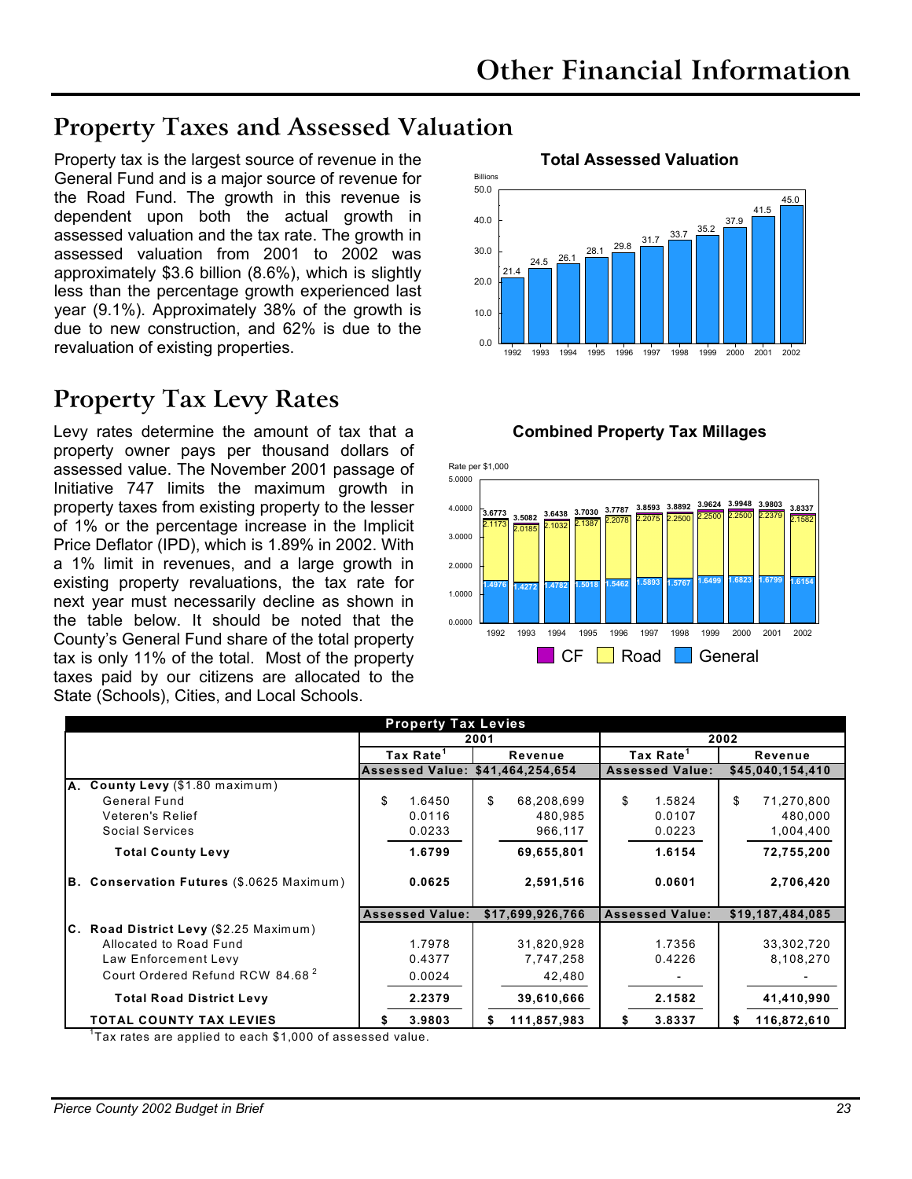# Other Financial Information

## Property Taxes and Assessed Valuation

Property tax is the largest source of revenue in the General Fund and is a major source of revenue for the Road Fund. The growth in this revenue is dependent upon both the actual growth in assessed valuation and the tax rate. The growth in assessed valuation from 2001 to 2002 was approximately $3.6 billion (8.6%), which is slightly less than the percentage growth experienced last year (9.1%). Approximately 38% of the growth is due to new construction, and 62% is due to the revaluation of existing properties.

**Total Assessed Valuation**

Billions

| Year | 1992 | 1993 | 1994 | 1995 | 1996 | 1997 | 1998 | 1999 | 2000 | 2001 | 2002 |
|---|---|---|---|---|---|---|---|---|---|---|---|
| Assessed Valuation | 21.4 | 24.5 | 26.1 | 28.1 | 29.8 | 31.7 | 33.7 | 35.2 | 37.9 | 41.5 | 45.0 |

## Property Tax Levy Rates

Levy rates determine the amount of tax that a property owner pays per thousand dollars of assessed value. The November 2001 passage of Initiative 747 limits the maximum growth in property taxes from existing property to the lesser of 1% or the percentage increase in the Implicit Price Deflator (IPD), which is 1.89% in 2002. With a 1% limit in revenues, and a large growth in existing property revaluations, the tax rate for next year must necessarily decline as shown in the table below. It should be noted that the County's General Fund share of the total property tax is only 11% of the total. Most of the property taxes paid by our citizens are allocated to the State (Schools), Cities, and Local Schools.

**Combined Property Tax Millages**

Rate per $1,000

| Year | 1992 | 1993 | 1994 | 1995 | 1996 | 1997 | 1998 | 1999 | 2000 | 2001 | 2002 |
|---|---|---|---|---|---|---|---|---|---|---|---|
| General | 1.4976 | 1.4272 | 1.4782 | 1.5018 | 1.5462 | 1.5893 | 1.5767 | 1.6499 | 1.6823 | 1.6799 | 1.6154 |
| Road | 2.1173 | 2.0185 | 2.1032 | 2.1387 | 2.2078 | 2.2075 | 2.2500 | 2.2500 | 2.2500 | 2.2379 | 2.1582 |
| Total | 3.6773 | 3.5082 | 3.6438 | 3.7030 | 3.7787 | 3.8593 | 3.8892 | 3.9624 | 3.9948 | 3.9803 | 3.8337 |

CF · Road · General

| Property Tax Levies | 2001 | | 2002 | |
|---|---|---|---|---|
| | Tax Rate[1] | Revenue | Tax Rate[1] | Revenue |
| | Assessed Value: | $41,464,254,654 | Assessed Value: | $45,040,154,410 |
| **A. County Levy** ($1.80 maximum) | | | | |
| General Fund | $ 1.6450 | $ 68,208,699 | $ 1.5824 | $ 71,270,800 |
| Veteren's Relief | 0.0116 | 480,985 | 0.0107 | 480,000 |
| Social Services | 0.0233 | 966,117 | 0.0223 | 1,004,400 |
| **Total County Levy** | **1.6799** | **69,655,801** | **1.6154** | **72,755,200** |
| **B. Conservation Futures** ($.0625 Maximum) | **0.0625** | **2,591,516** | **0.0601** | **2,706,420** |
| | Assessed Value: | $17,699,926,766 | Assessed Value: | $19,187,484,085 |
| **C. Road District Levy** ($2.25 Maximum) | | | | |
| Allocated to Road Fund | 1.7978 | 31,820,928 | 1.7356 | 33,302,720 |
| Law Enforcement Levy | 0.4377 | 7,747,258 | 0.4226 | 8,108,270 |
| Court Ordered Refund RCW 84.68[2] | 0.0024 | 42,480 | - | - |
| **Total Road District Levy** | **2.2379** | **39,610,666** | **2.1582** | **41,410,990** |
| **TOTAL COUNTY TAX LEVIES** | **$ 3.9803** | **$ 111,857,983** | **$ 3.8337** | **$ 116,872,610** |

[1]Tax rates are applied to each $1,000 of assessed value.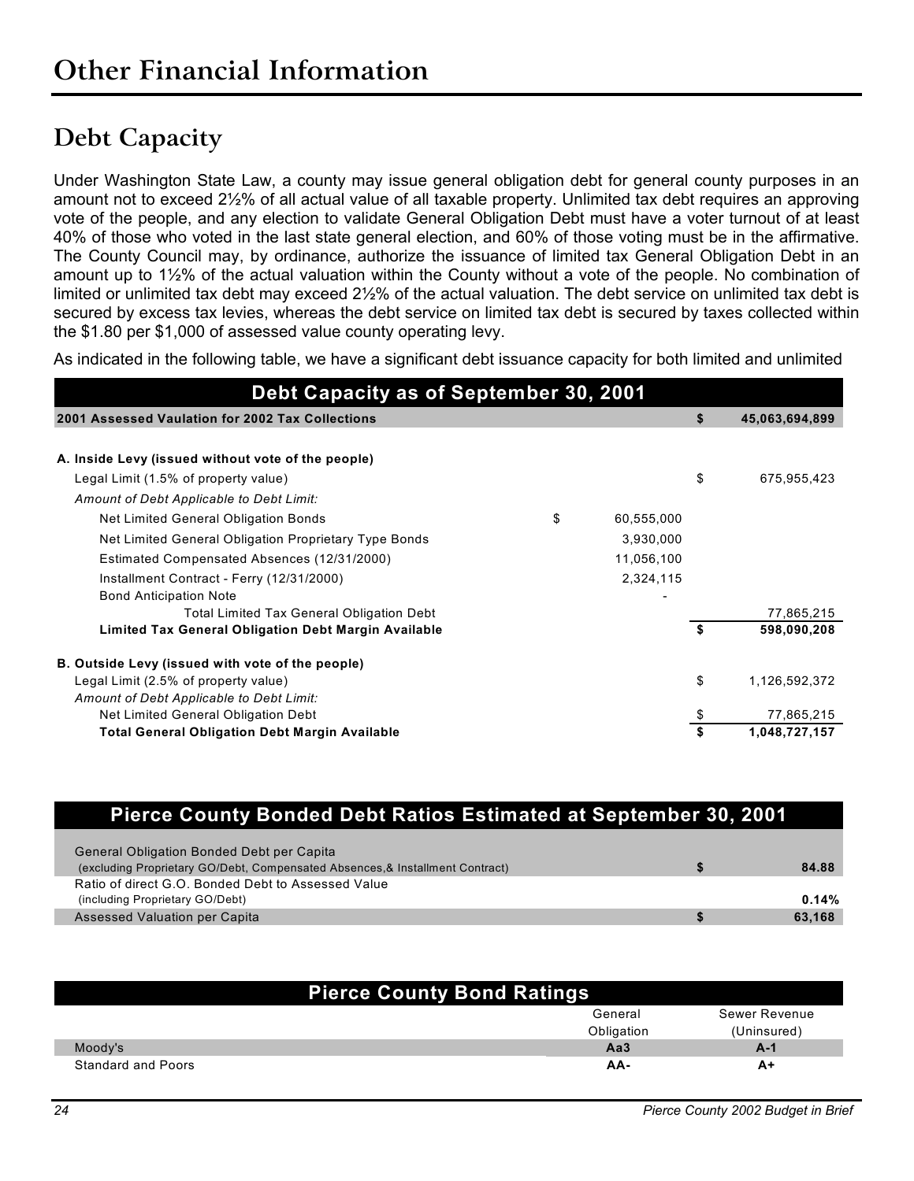# Other Financial Information

## Debt Capacity

Under Washington State Law, a county may issue general obligation debt for general county purposes in an amount not to exceed 2½% of all actual value of all taxable property. Unlimited tax debt requires an approving vote of the people, and any election to validate General Obligation Debt must have a voter turnout of at least 40% of those who voted in the last state general election, and 60% of those voting must be in the affirmative. The County Council may, by ordinance, authorize the issuance of limited tax General Obligation Debt in an amount up to 1½% of the actual valuation within the County without a vote of the people. No combination of limited or unlimited tax debt may exceed 2½% of the actual valuation. The debt service on unlimited tax debt is secured by excess tax levies, whereas the debt service on limited tax debt is secured by taxes collected within the $1.80 per $1,000 of assessed value county operating levy.

As indicated in the following table, we have a significant debt issuance capacity for both limited and unlimited

| Debt Capacity as of September 30, 2001 | | | | |
|---|---|---|---|---|
| **2001 Assessed Vaulation for 2002 Tax Collections** | | | **$** | **45,063,694,899** |
| | | | | |
| **A. Inside Levy (issued without vote of the people)** | | | | |
| Legal Limit (1.5% of property value) | | | $ | 675,955,423 |
| *Amount of Debt Applicable to Debt Limit:* | | | | |
| Net Limited General Obligation Bonds | $ | 60,555,000 | | |
| Net Limited General Obligation Proprietary Type Bonds | | 3,930,000 | | |
| Estimated Compensated Absences (12/31/2000) | | 11,056,100 | | |
| Installment Contract - Ferry (12/31/2000) | | 2,324,115 | | |
| Bond Anticipation Note | | - | | |
| Total Limited Tax General Obligation Debt | | | | 77,865,215 |
| **Limited Tax General Obligation Debt Margin Available** | | | **$** | **598,090,208** |
| | | | | |
| **B. Outside Levy (issued with vote of the people)** | | | | |
| Legal Limit (2.5% of property value) | | | $ | 1,126,592,372 |
| *Amount of Debt Applicable to Debt Limit:* | | | | |
| Net Limited General Obligation Debt | | | $ | 77,865,215 |
| **Total General Obligation Debt Margin Available** | | | **$** | **1,048,727,157** |

| Pierce County Bonded Debt Ratios Estimated at September 30, 2001 | | |
|---|---|---|
| General Obligation Bonded Debt per Capita (excluding Proprietary GO/Debt, Compensated Absences,& Installment Contract) | **$** | **84.88** |
| Ratio of direct G.O. Bonded Debt to Assessed Value (including Proprietary GO/Debt) | | **0.14%** |
| Assessed Valuation per Capita | **$** | **63,168** |

| Pierce County Bond Ratings | General Obligation | Sewer Revenue (Uninsured) |
|---|---|---|
| Moody's | **Aa3** | **A-1** |
| Standard and Poors | **AA-** | **A+** |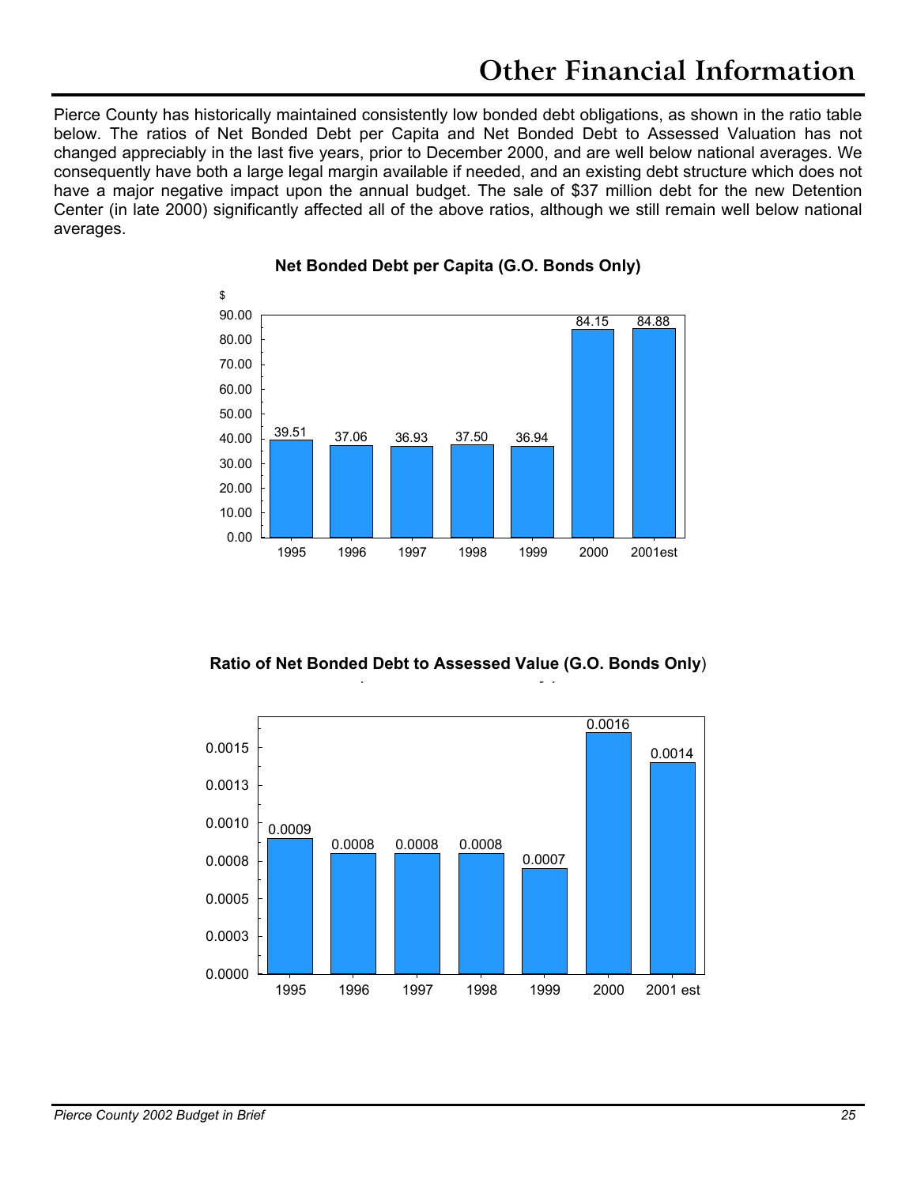# Other Financial Information

Pierce County has historically maintained consistently low bonded debt obligations, as shown in the ratio table below. The ratios of Net Bonded Debt per Capita and Net Bonded Debt to Assessed Valuation has not changed appreciably in the last five years, prior to December 2000, and are well below national averages. We consequently have both a large legal margin available if needed, and an existing debt structure which does not have a major negative impact upon the annual budget. The sale of $37 million debt for the new Detention Center (in late 2000) significantly affected all of the above ratios, although we still remain well below national averages.

**Net Bonded Debt per Capita (G.O. Bonds Only)**

| Year | $ |
|---|---|
| 1995 | 39.51 |
| 1996 | 37.06 |
| 1997 | 36.93 |
| 1998 | 37.50 |
| 1999 | 36.94 |
| 2000 | 84.15 |
| 2001est | 84.88 |

**Ratio of Net Bonded Debt to Assessed Value (G.O. Bonds Only)**

| Year | Ratio |
|---|---|
| 1995 | 0.0009 |
| 1996 | 0.0008 |
| 1997 | 0.0008 |
| 1998 | 0.0008 |
| 1999 | 0.0007 |
| 2000 | 0.0016 |
| 2001 est | 0.0014 |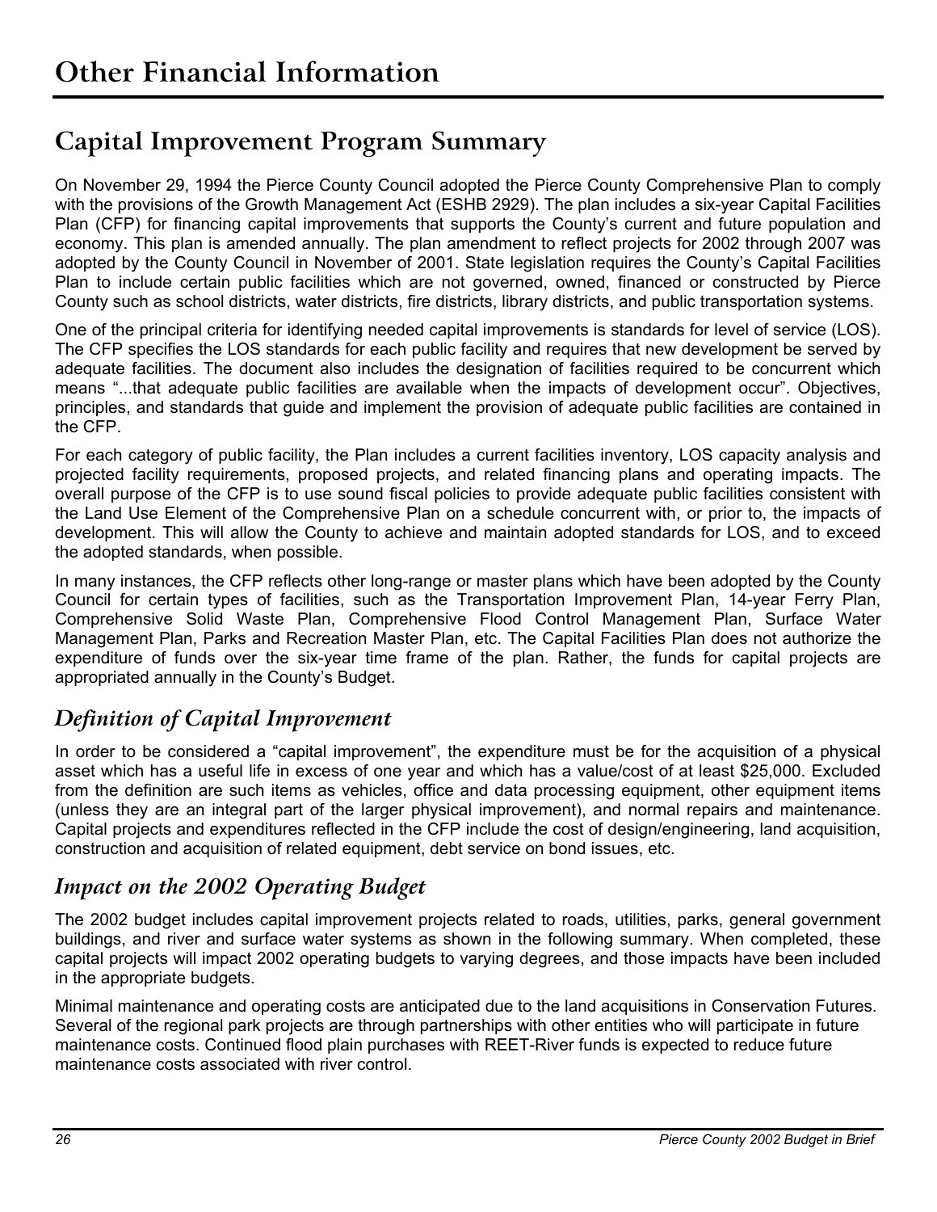# Other Financial Information

## Capital Improvement Program Summary

On November 29, 1994 the Pierce County Council adopted the Pierce County Comprehensive Plan to comply with the provisions of the Growth Management Act (ESHB 2929). The plan includes a six-year Capital Facilities Plan (CFP) for financing capital improvements that supports the County's current and future population and economy. This plan is amended annually. The plan amendment to reflect projects for 2002 through 2007 was adopted by the County Council in November of 2001. State legislation requires the County's Capital Facilities Plan to include certain public facilities which are not governed, owned, financed or constructed by Pierce County such as school districts, water districts, fire districts, library districts, and public transportation systems.

One of the principal criteria for identifying needed capital improvements is standards for level of service (LOS). The CFP specifies the LOS standards for each public facility and requires that new development be served by adequate facilities. The document also includes the designation of facilities required to be concurrent which means "...that adequate public facilities are available when the impacts of development occur". Objectives, principles, and standards that guide and implement the provision of adequate public facilities are contained in the CFP.

For each category of public facility, the Plan includes a current facilities inventory, LOS capacity analysis and projected facility requirements, proposed projects, and related financing plans and operating impacts. The overall purpose of the CFP is to use sound fiscal policies to provide adequate public facilities consistent with the Land Use Element of the Comprehensive Plan on a schedule concurrent with, or prior to, the impacts of development. This will allow the County to achieve and maintain adopted standards for LOS, and to exceed the adopted standards, when possible.

In many instances, the CFP reflects other long-range or master plans which have been adopted by the County Council for certain types of facilities, such as the Transportation Improvement Plan, 14-year Ferry Plan, Comprehensive Solid Waste Plan, Comprehensive Flood Control Management Plan, Surface Water Management Plan, Parks and Recreation Master Plan, etc. The Capital Facilities Plan does not authorize the expenditure of funds over the six-year time frame of the plan. Rather, the funds for capital projects are appropriated annually in the County's Budget.

### *Definition of Capital Improvement*

In order to be considered a "capital improvement", the expenditure must be for the acquisition of a physical asset which has a useful life in excess of one year and which has a value/cost of at least $25,000. Excluded from the definition are such items as vehicles, office and data processing equipment, other equipment items (unless they are an integral part of the larger physical improvement), and normal repairs and maintenance. Capital projects and expenditures reflected in the CFP include the cost of design/engineering, land acquisition, construction and acquisition of related equipment, debt service on bond issues, etc.

### *Impact on the 2002 Operating Budget*

The 2002 budget includes capital improvement projects related to roads, utilities, parks, general government buildings, and river and surface water systems as shown in the following summary. When completed, these capital projects will impact 2002 operating budgets to varying degrees, and those impacts have been included in the appropriate budgets.

Minimal maintenance and operating costs are anticipated due to the land acquisitions in Conservation Futures. Several of the regional park projects are through partnerships with other entities who will participate in future maintenance costs. Continued flood plain purchases with REET-River funds is expected to reduce future maintenance costs associated with river control.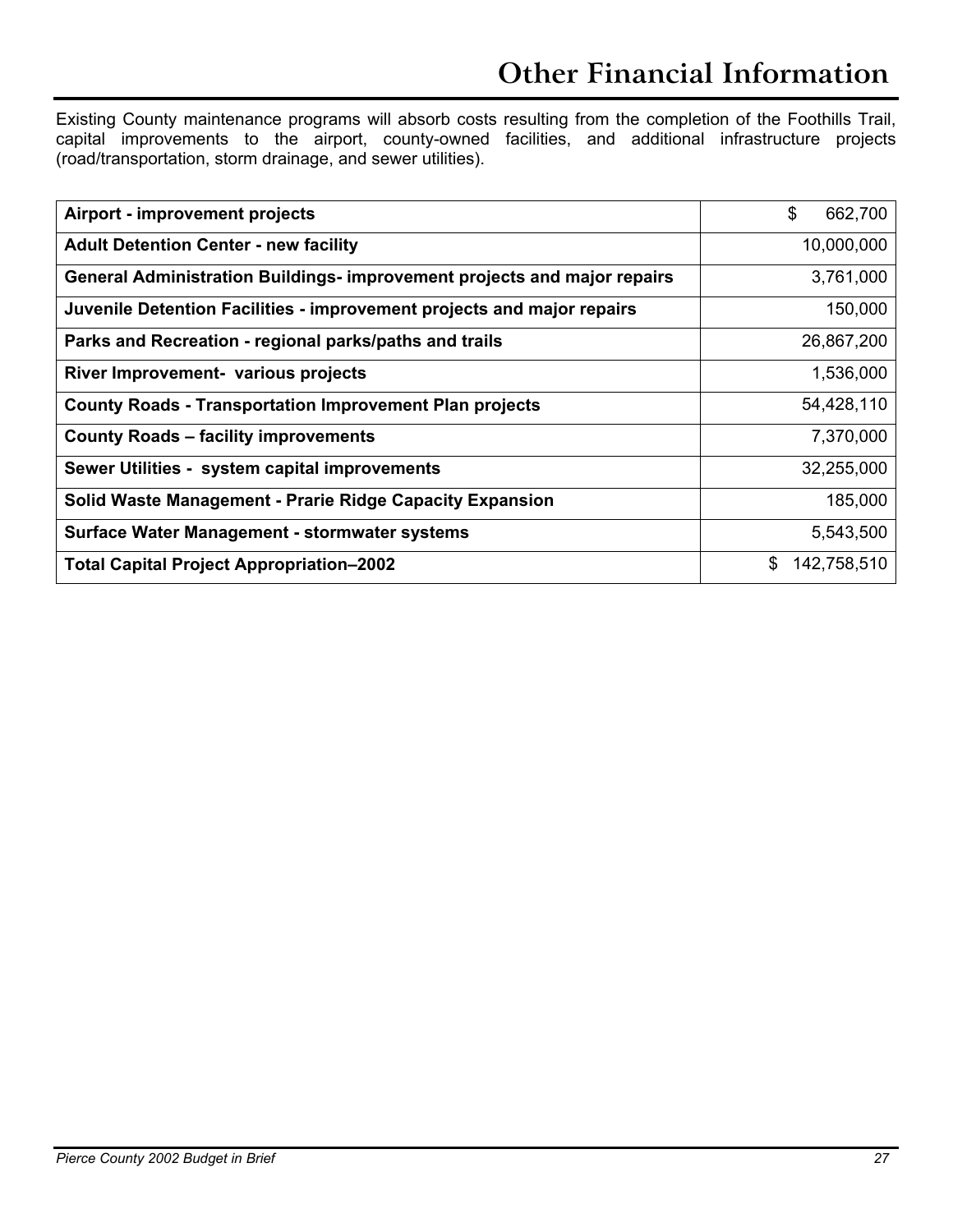# Other Financial Information

Existing County maintenance programs will absorb costs resulting from the completion of the Foothills Trail, capital improvements to the airport, county-owned facilities, and additional infrastructure projects (road/transportation, storm drainage, and sewer utilities).

| | |
|---|---|
| **Airport - improvement projects** | $ 662,700 |
| **Adult Detention Center - new facility** | 10,000,000 |
| **General Administration Buildings- improvement projects and major repairs** | 3,761,000 |
| **Juvenile Detention Facilities - improvement projects and major repairs** | 150,000 |
| **Parks and Recreation - regional parks/paths and trails** | 26,867,200 |
| **River Improvement- various projects** | 1,536,000 |
| **County Roads - Transportation Improvement Plan projects** | 54,428,110 |
| **County Roads – facility improvements** | 7,370,000 |
| **Sewer Utilities - system capital improvements** | 32,255,000 |
| **Solid Waste Management - Prarie Ridge Capacity Expansion** | 185,000 |
| **Surface Water Management - stormwater systems** | 5,543,500 |
| **Total Capital Project Appropriation–2002** | $ 142,758,510 |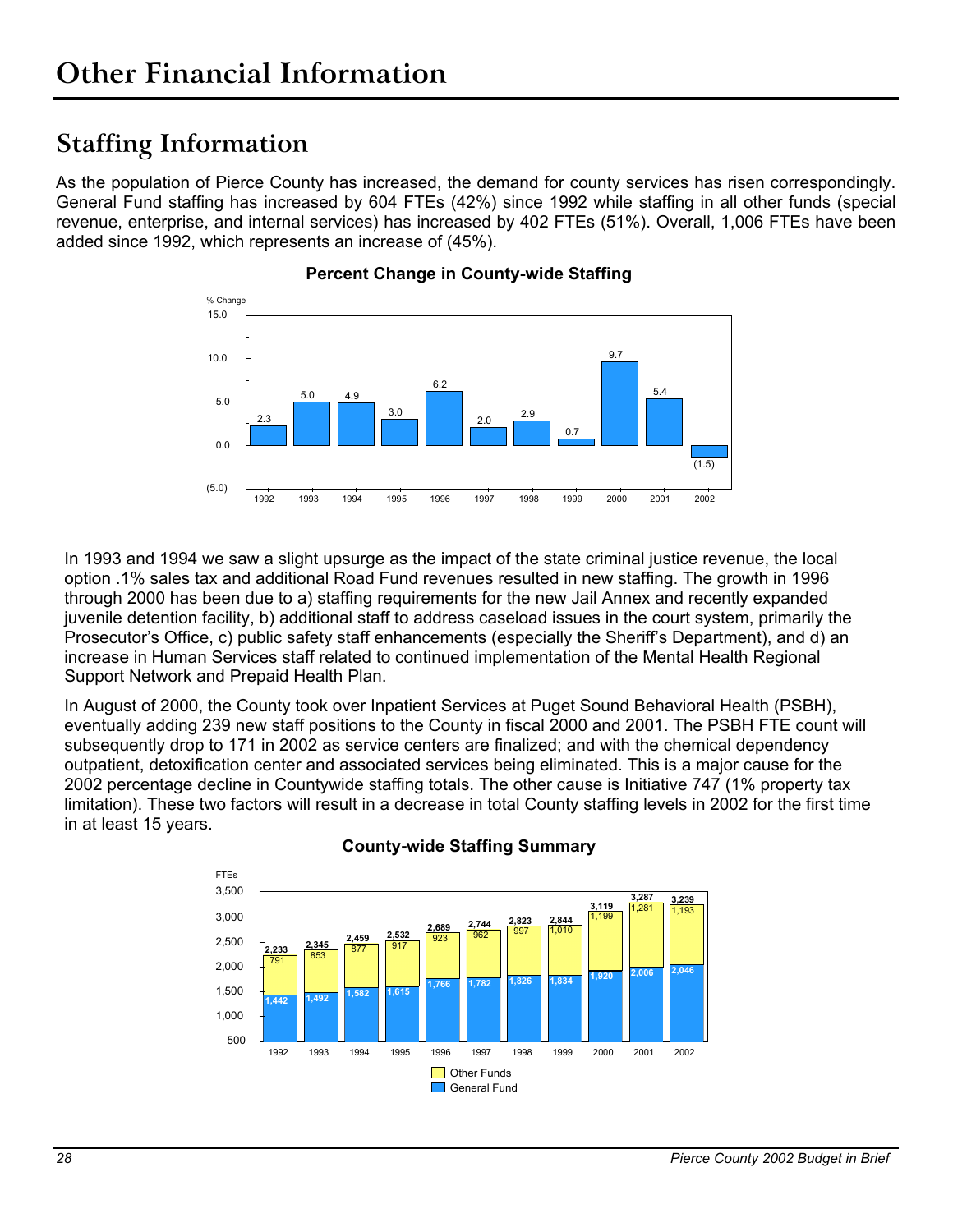# Other Financial Information

## Staffing Information

As the population of Pierce County has increased, the demand for county services has risen correspondingly. General Fund staffing has increased by 604 FTEs (42%) since 1992 while staffing in all other funds (special revenue, enterprise, and internal services) has increased by 402 FTEs (51%). Overall, 1,006 FTEs have been added since 1992, which represents an increase of (45%).

**Percent Change in County-wide Staffing**

| Year | % Change |
|---|---|
| 1992 | 2.3 |
| 1993 | 5.0 |
| 1994 | 4.9 |
| 1995 | 3.0 |
| 1996 | 6.2 |
| 1997 | 2.0 |
| 1998 | 2.9 |
| 1999 | 0.7 |
| 2000 | 9.7 |
| 2001 | 5.4 |
| 2002 | (1.5) |

In 1993 and 1994 we saw a slight upsurge as the impact of the state criminal justice revenue, the local option .1% sales tax and additional Road Fund revenues resulted in new staffing. The growth in 1996 through 2000 has been due to a) staffing requirements for the new Jail Annex and recently expanded juvenile detention facility, b) additional staff to address caseload issues in the court system, primarily the Prosecutor's Office, c) public safety staff enhancements (especially the Sheriff's Department), and d) an increase in Human Services staff related to continued implementation of the Mental Health Regional Support Network and Prepaid Health Plan.

In August of 2000, the County took over Inpatient Services at Puget Sound Behavioral Health (PSBH), eventually adding 239 new staff positions to the County in fiscal 2000 and 2001. The PSBH FTE count will subsequently drop to 171 in 2002 as service centers are finalized; and with the chemical dependency outpatient, detoxification center and associated services being eliminated. This is a major cause for the 2002 percentage decline in Countywide staffing totals. The other cause is Initiative 747 (1% property tax limitation). These two factors will result in a decrease in total County staffing levels in 2002 for the first time in at least 15 years.

**County-wide Staffing Summary**

| Year | General Fund | Other Funds | Total FTEs |
|---|---|---|---|
| 1992 | 1,442 | 791 | 2,233 |
| 1993 | 1,492 | 853 | 2,345 |
| 1994 | 1,582 | 877 | 2,459 |
| 1995 | 1,615 | 917 | 2,532 |
| 1996 | 1,766 | 923 | 2,689 |
| 1997 | 1,782 | 962 | 2,744 |
| 1998 | 1,826 | 997 | 2,823 |
| 1999 | 1,834 | 1,010 | 2,844 |
| 2000 | 1,920 | 1,199 | 3,119 |
| 2001 | 2,006 | 1,281 | 3,287 |
| 2002 | 2,046 | 1,193 | 3,239 |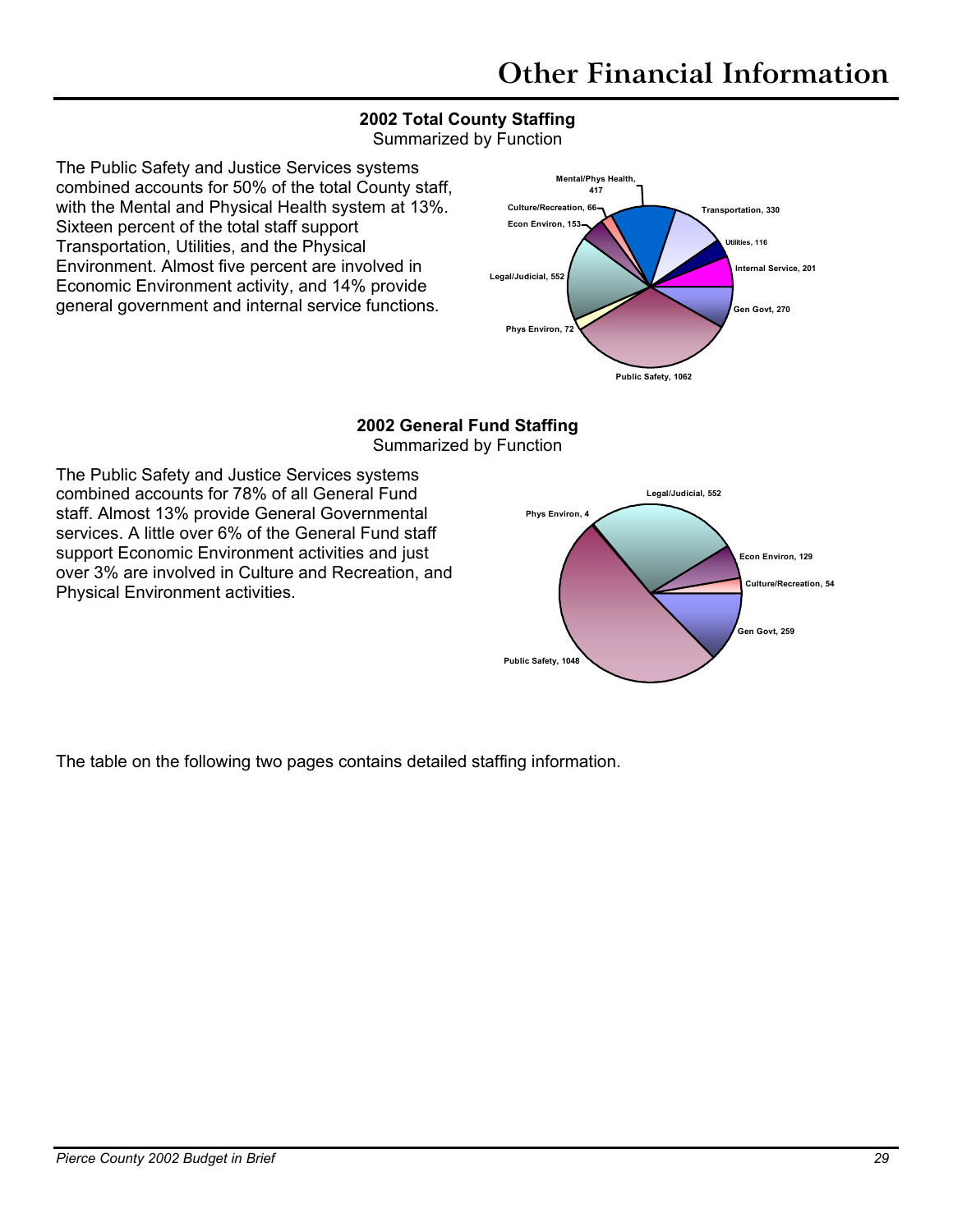# Other Financial Information

**2002 Total County Staffing**
Summarized by Function

The Public Safety and Justice Services systems combined accounts for 50% of the total County staff, with the Mental and Physical Health system at 13%. Sixteen percent of the total staff support Transportation, Utilities, and the Physical Environment. Almost five percent are involved in Economic Environment activity, and 14% provide general government and internal service functions.

Mental/Phys Health, 417
Transportation, 330
Utilities, 116
Internal Service, 201
Gen Govt, 270
Public Safety, 1062
Phys Environ, 72
Legal/Judicial, 552
Econ Environ, 153
Culture/Recreation, 66

**2002 General Fund Staffing**
Summarized by Function

The Public Safety and Justice Services systems combined accounts for 78% of all General Fund staff. Almost 13% provide General Governmental services. A little over 6% of the General Fund staff support Economic Environment activities and just over 3% are involved in Culture and Recreation, and Physical Environment activities.

Legal/Judicial, 552
Econ Environ, 129
Culture/Recreation, 54
Gen Govt, 259
Public Safety, 1048
Phys Environ, 4

The table on the following two pages contains detailed staffing information.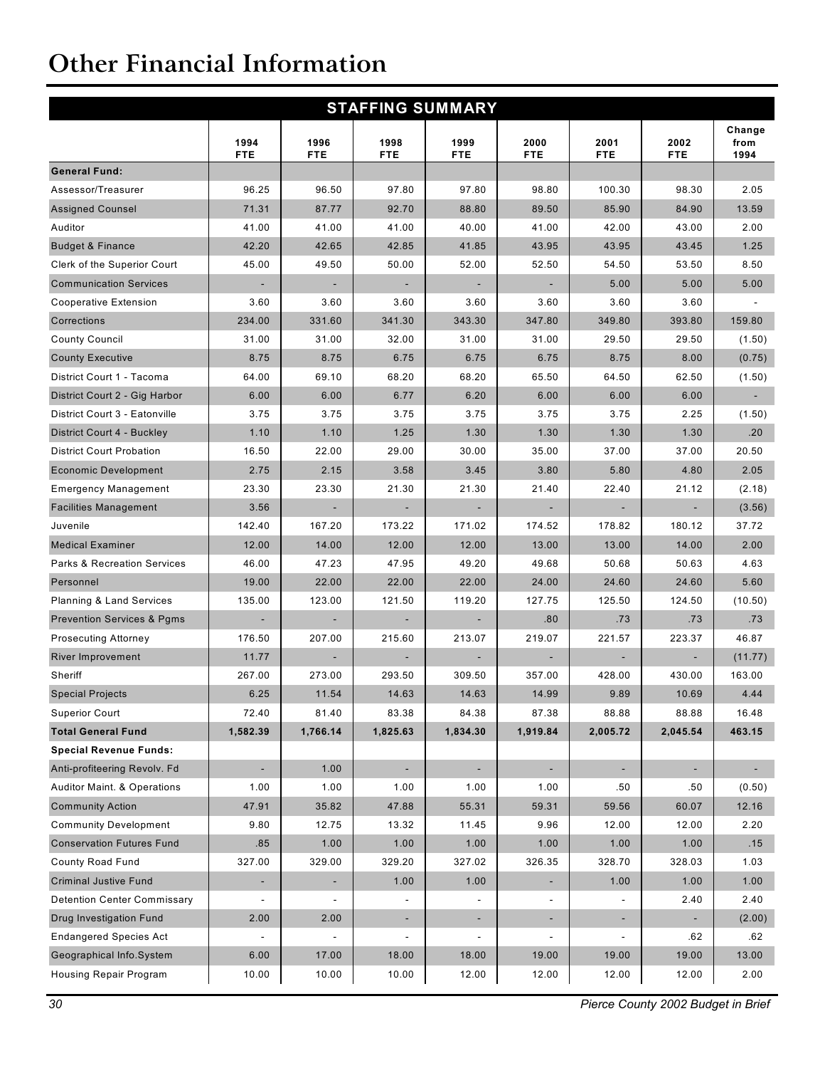# Other Financial Information

| STAFFING SUMMARY | | | | | | | | |
|---|---|---|---|---|---|---|---|---|
| | 1994 FTE | 1996 FTE | 1998 FTE | 1999 FTE | 2000 FTE | 2001 FTE | 2002 FTE | Change from 1994 |
| **General Fund:** | | | | | | | | |
| Assessor/Treasurer | 96.25 | 96.50 | 97.80 | 97.80 | 98.80 | 100.30 | 98.30 | 2.05 |
| Assigned Counsel | 71.31 | 87.77 | 92.70 | 88.80 | 89.50 | 85.90 | 84.90 | 13.59 |
| Auditor | 41.00 | 41.00 | 41.00 | 40.00 | 41.00 | 42.00 | 43.00 | 2.00 |
| Budget & Finance | 42.20 | 42.65 | 42.85 | 41.85 | 43.95 | 43.95 | 43.45 | 1.25 |
| Clerk of the Superior Court | 45.00 | 49.50 | 50.00 | 52.00 | 52.50 | 54.50 | 53.50 | 8.50 |
| Communication Services | - | - | - | - | - | 5.00 | 5.00 | 5.00 |
| Cooperative Extension | 3.60 | 3.60 | 3.60 | 3.60 | 3.60 | 3.60 | 3.60 | - |
| Corrections | 234.00 | 331.60 | 341.30 | 343.30 | 347.80 | 349.80 | 393.80 | 159.80 |
| County Council | 31.00 | 31.00 | 32.00 | 31.00 | 31.00 | 29.50 | 29.50 | (1.50) |
| County Executive | 8.75 | 8.75 | 6.75 | 6.75 | 6.75 | 8.75 | 8.00 | (0.75) |
| District Court 1 - Tacoma | 64.00 | 69.10 | 68.20 | 68.20 | 65.50 | 64.50 | 62.50 | (1.50) |
| District Court 2 - Gig Harbor | 6.00 | 6.00 | 6.77 | 6.20 | 6.00 | 6.00 | 6.00 | - |
| District Court 3 - Eatonville | 3.75 | 3.75 | 3.75 | 3.75 | 3.75 | 3.75 | 2.25 | (1.50) |
| District Court 4 - Buckley | 1.10 | 1.10 | 1.25 | 1.30 | 1.30 | 1.30 | 1.30 | .20 |
| District Court Probation | 16.50 | 22.00 | 29.00 | 30.00 | 35.00 | 37.00 | 37.00 | 20.50 |
| Economic Development | 2.75 | 2.15 | 3.58 | 3.45 | 3.80 | 5.80 | 4.80 | 2.05 |
| Emergency Management | 23.30 | 23.30 | 21.30 | 21.30 | 21.40 | 22.40 | 21.12 | (2.18) |
| Facilities Management | 3.56 | - | - | - | - | - | - | (3.56) |
| Juvenile | 142.40 | 167.20 | 173.22 | 171.02 | 174.52 | 178.82 | 180.12 | 37.72 |
| Medical Examiner | 12.00 | 14.00 | 12.00 | 12.00 | 13.00 | 13.00 | 14.00 | 2.00 |
| Parks & Recreation Services | 46.00 | 47.23 | 47.95 | 49.20 | 49.68 | 50.68 | 50.63 | 4.63 |
| Personnel | 19.00 | 22.00 | 22.00 | 22.00 | 24.00 | 24.60 | 24.60 | 5.60 |
| Planning & Land Services | 135.00 | 123.00 | 121.50 | 119.20 | 127.75 | 125.50 | 124.50 | (10.50) |
| Prevention Services & Pgms | - | - | - | - | .80 | .73 | .73 | .73 |
| Prosecuting Attorney | 176.50 | 207.00 | 215.60 | 213.07 | 219.07 | 221.57 | 223.37 | 46.87 |
| River Improvement | 11.77 | - | - | - | - | - | - | (11.77) |
| Sheriff | 267.00 | 273.00 | 293.50 | 309.50 | 357.00 | 428.00 | 430.00 | 163.00 |
| Special Projects | 6.25 | 11.54 | 14.63 | 14.63 | 14.99 | 9.89 | 10.69 | 4.44 |
| Superior Court | 72.40 | 81.40 | 83.38 | 84.38 | 87.38 | 88.88 | 88.88 | 16.48 |
| **Total General Fund** | **1,582.39** | **1,766.14** | **1,825.63** | **1,834.30** | **1,919.84** | **2,005.72** | **2,045.54** | **463.15** |
| **Special Revenue Funds:** | | | | | | | | |
| Anti-profiteering Revolv. Fd | - | 1.00 | - | - | - | - | - | - |
| Auditor Maint. & Operations | 1.00 | 1.00 | 1.00 | 1.00 | 1.00 | .50 | .50 | (0.50) |
| Community Action | 47.91 | 35.82 | 47.88 | 55.31 | 59.31 | 59.56 | 60.07 | 12.16 |
| Community Development | 9.80 | 12.75 | 13.32 | 11.45 | 9.96 | 12.00 | 12.00 | 2.20 |
| Conservation Futures Fund | .85 | 1.00 | 1.00 | 1.00 | 1.00 | 1.00 | 1.00 | .15 |
| County Road Fund | 327.00 | 329.00 | 329.20 | 327.02 | 326.35 | 328.70 | 328.03 | 1.03 |
| Criminal Justive Fund | - | - | 1.00 | 1.00 | - | 1.00 | 1.00 | 1.00 |
| Detention Center Commissary | - | - | - | - | - | - | 2.40 | 2.40 |
| Drug Investigation Fund | 2.00 | 2.00 | - | - | - | - | - | (2.00) |
| Endangered Species Act | - | - | - | - | - | - | .62 | .62 |
| Geographical Info.System | 6.00 | 17.00 | 18.00 | 18.00 | 19.00 | 19.00 | 19.00 | 13.00 |
| Housing Repair Program | 10.00 | 10.00 | 10.00 | 12.00 | 12.00 | 12.00 | 12.00 | 2.00 |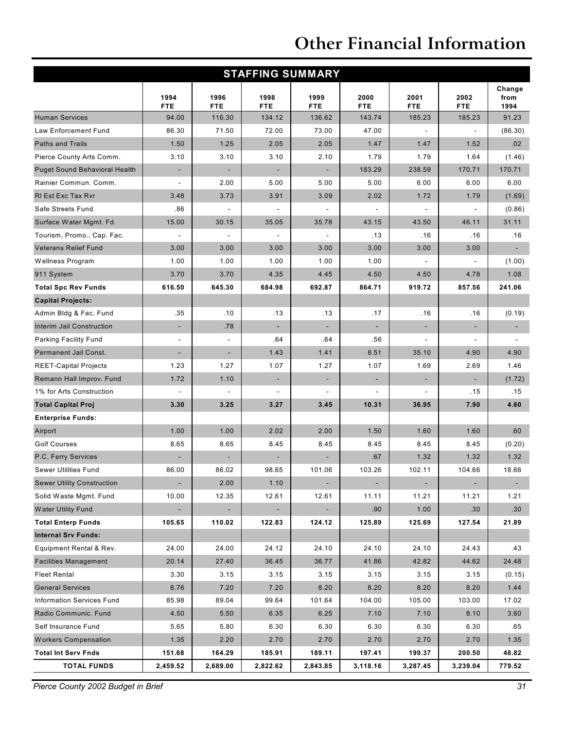# Other Financial Information

| STAFFING SUMMARY | | | | | | | | |
|---|---|---|---|---|---|---|---|---|
| | 1994 FTE | 1996 FTE | 1998 FTE | 1999 FTE | 2000 FTE | 2001 FTE | 2002 FTE | Change from 1994 |
| Human Services | 94.00 | 116.30 | 134.12 | 136.62 | 143.74 | 185.23 | 185.23 | 91.23 |
| Law Enforcement Fund | 86.30 | 71.50 | 72.00 | 73.00 | 47.00 | - | - | (86.30) |
| Paths and Trails | 1.50 | 1.25 | 2.05 | 2.05 | 1.47 | 1.47 | 1.52 | .02 |
| Pierce County Arts Comm. | 3.10 | 3.10 | 3.10 | 2.10 | 1.79 | 1.79 | 1.64 | (1.46) |
| Puget Sound Behavioral Health | - | - | - | - | 183.29 | 238.59 | 170.71 | 170.71 |
| Rainier Commun. Comm. | - | 2.00 | 5.00 | 5.00 | 5.00 | 6.00 | 6.00 | 6.00 |
| Rl Est Exc Tax Rvr | 3.48 | 3.73 | 3.91 | 3.09 | 2.02 | 1.72 | 1.79 | (1.69) |
| Safe Streets Fund | .86 | - | - | - | - | - | - | (0.86) |
| Surface Water Mgmt. Fd. | 15.00 | 30.15 | 35.05 | 35.78 | 43.15 | 43.50 | 46.11 | 31.11 |
| Tourism, Promo., Cap. Fac. | - | - | - | - | .13 | .16 | .16 | .16 |
| Veterans Relief Fund | 3.00 | 3.00 | 3.00 | 3.00 | 3.00 | 3.00 | 3.00 | - |
| Wellness Program | 1.00 | 1.00 | 1.00 | 1.00 | 1.00 | - | - | (1.00) |
| 911 System | 3.70 | 3.70 | 4.35 | 4.45 | 4.50 | 4.50 | 4.78 | 1.08 |
| **Total Spc Rev Funds** | **616.50** | **645.30** | **684.98** | **692.87** | **864.71** | **919.72** | **857.56** | **241.06** |
| **Capital Projects:** | | | | | | | | |
| Admin Bldg & Fac. Fund | .35 | .10 | .13 | .13 | .17 | .16 | .16 | (0.19) |
| Interim Jail Construction | - | .78 | - | - | - | - | - | - |
| Parking Facility Fund | - | - | .64 | .64 | .56 | - | - | - |
| Permanent Jail Const. | - | - | 1.43 | 1.41 | 8.51 | 35.10 | 4.90 | 4.90 |
| REET-Capital Projects | 1.23 | 1.27 | 1.07 | 1.27 | 1.07 | 1.69 | 2.69 | 1.46 |
| Remann Hall Improv. Fund | 1.72 | 1.10 | - | - | - | - | - | (1.72) |
| 1% for Arts Construction | - | - | - | - | - | - | .15 | .15 |
| **Total Capital Proj** | **3.30** | **3.25** | **3.27** | **3.45** | **10.31** | **36.95** | **7.90** | **4.60** |
| **Enterprise Funds:** | | | | | | | | |
| Airport | 1.00 | 1.00 | 2.02 | 2.00 | 1.50 | 1.60 | 1.60 | .60 |
| Golf Courses | 8.65 | 8.65 | 8.45 | 8.45 | 8.45 | 8.45 | 8.45 | (0.20) |
| P.C. Ferry Services | - | - | - | - | .67 | 1.32 | 1.32 | 1.32 |
| Sewer Utilities Fund | 86.00 | 86.02 | 98.65 | 101.06 | 103.26 | 102.11 | 104.66 | 18.66 |
| Sewer Utility Construction | - | 2.00 | 1.10 | - | - | - | - | - |
| Solid Waste Mgmt. Fund | 10.00 | 12.35 | 12.61 | 12.61 | 11.11 | 11.21 | 11.21 | 1.21 |
| Water Utility Fund | - | - | - | - | .90 | 1.00 | .30 | .30 |
| **Total Enterp Funds** | **105.65** | **110.02** | **122.83** | **124.12** | **125.89** | **125.69** | **127.54** | **21.89** |
| **Internal Srv Funds:** | | | | | | | | |
| Equipment Rental & Rev. | 24.00 | 24.00 | 24.12 | 24.10 | 24.10 | 24.10 | 24.43 | .43 |
| Facilities Management | 20.14 | 27.40 | 36.45 | 36.77 | 41.86 | 42.82 | 44.62 | 24.48 |
| Fleet Rental | 3.30 | 3.15 | 3.15 | 3.15 | 3.15 | 3.15 | 3.15 | (0.15) |
| General Services | 6.76 | 7.20 | 7.20 | 8.20 | 8.20 | 8.20 | 8.20 | 1.44 |
| Information Services Fund | 85.98 | 89.04 | 99.64 | 101.64 | 104.00 | 105.00 | 103.00 | 17.02 |
| Radio Communic. Fund | 4.50 | 5.50 | 6.35 | 6.25 | 7.10 | 7.10 | 8.10 | 3.60 |
| Self Insurance Fund | 5.65 | 5.80 | 6.30 | 6.30 | 6.30 | 6.30 | 6.30 | .65 |
| Workers Compensation | 1.35 | 2.20 | 2.70 | 2.70 | 2.70 | 2.70 | 2.70 | 1.35 |
| **Total Int Serv Fnds** | **151.68** | **164.29** | **185.91** | **189.11** | **197.41** | **199.37** | **200.50** | **48.82** |
| **TOTAL FUNDS** | **2,459.52** | **2,689.00** | **2,822.62** | **2,843.85** | **3,118.16** | **3,287.45** | **3,239.04** | **779.52** |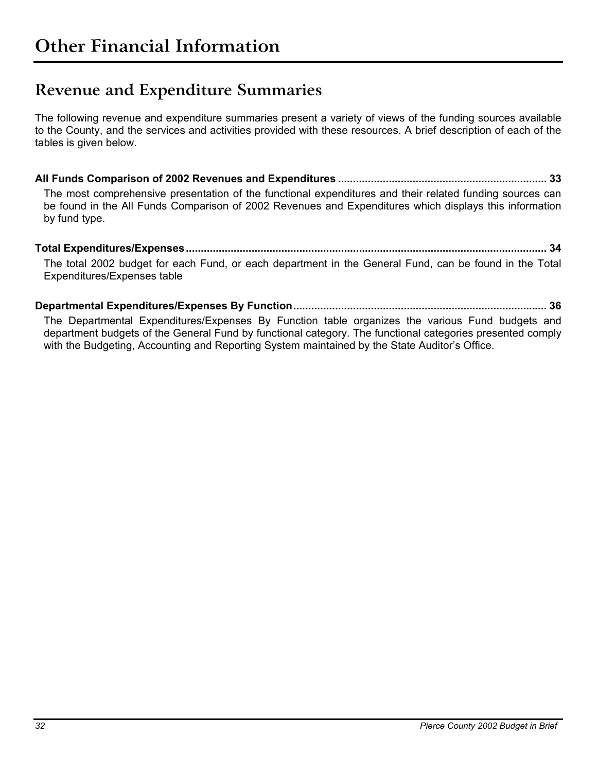# Other Financial Information

## Revenue and Expenditure Summaries

The following revenue and expenditure summaries present a variety of views of the funding sources available to the County, and the services and activities provided with these resources. A brief description of each of the tables is given below.

**All Funds Comparison of 2002 Revenues and Expenditures ..................................................................... 33**

The most comprehensive presentation of the functional expenditures and their related funding sources can be found in the All Funds Comparison of 2002 Revenues and Expenditures which displays this information by fund type.

**Total Expenditures/Expenses ........................................................................................................................ 34**

The total 2002 budget for each Fund, or each department in the General Fund, can be found in the Total Expenditures/Expenses table

**Departmental Expenditures/Expenses By Function.................................................................................... 36**

The Departmental Expenditures/Expenses By Function table organizes the various Fund budgets and department budgets of the General Fund by functional category. The functional categories presented comply with the Budgeting, Accounting and Reporting System maintained by the State Auditor's Office.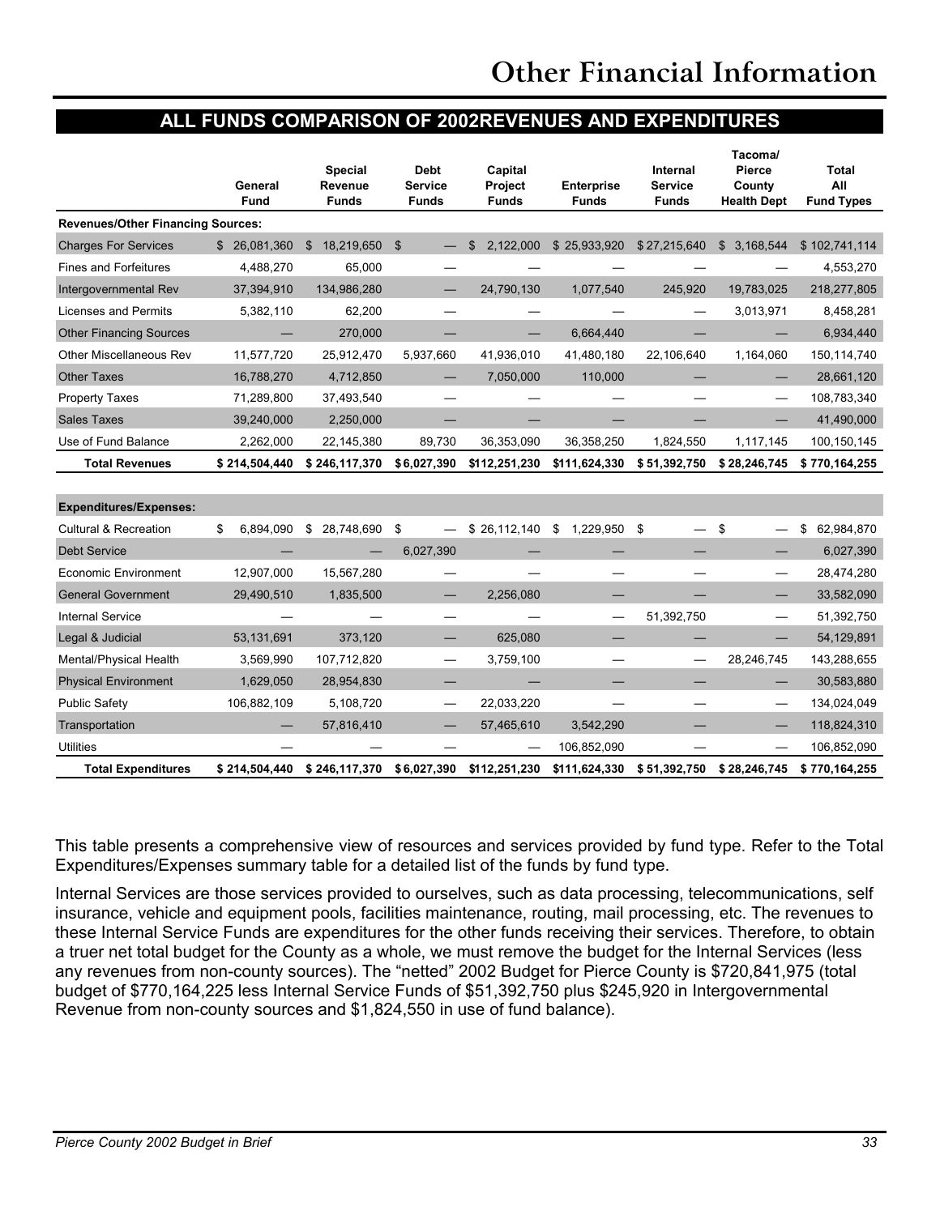# Other Financial Information

## ALL FUNDS COMPARISON OF 2002REVENUES AND EXPENDITURES

| | General Fund | Special Revenue Funds | Debt Service Funds | Capital Project Funds | Enterprise Funds | Internal Service Funds | Tacoma/ Pierce County Health Dept | Total All Fund Types |
|---|---|---|---|---|---|---|---|---|
| **Revenues/Other Financing Sources:** | | | | | | | | |
| Charges For Services | $ 26,081,360 | $ 18,219,650 | $ — | $ 2,122,000 | $ 25,933,920 | $ 27,215,640 | $ 3,168,544 | $ 102,741,114 |
| Fines and Forfeitures | 4,488,270 | 65,000 | — | — | — | — | — | 4,553,270 |
| Intergovernmental Rev | 37,394,910 | 134,986,280 | — | 24,790,130 | 1,077,540 | 245,920 | 19,783,025 | 218,277,805 |
| Licenses and Permits | 5,382,110 | 62,200 | — | — | — | — | 3,013,971 | 8,458,281 |
| Other Financing Sources | — | 270,000 | — | — | 6,664,440 | — | — | 6,934,440 |
| Other Miscellaneous Rev | 11,577,720 | 25,912,470 | 5,937,660 | 41,936,010 | 41,480,180 | 22,106,640 | 1,164,060 | 150,114,740 |
| Other Taxes | 16,788,270 | 4,712,850 | — | 7,050,000 | 110,000 | — | — | 28,661,120 |
| Property Taxes | 71,289,800 | 37,493,540 | — | — | — | — | — | 108,783,340 |
| Sales Taxes | 39,240,000 | 2,250,000 | — | — | — | — | — | 41,490,000 |
| Use of Fund Balance | 2,262,000 | 22,145,380 | 89,730 | 36,353,090 | 36,358,250 | 1,824,550 | 1,117,145 | 100,150,145 |
| **Total Revenues** | **$ 214,504,440** | **$ 246,117,370** | **$ 6,027,390** | **$112,251,230** | **$111,624,330** | **$ 51,392,750** | **$ 28,246,745** | **$ 770,164,255** |
| | | | | | | | | |
| **Expenditures/Expenses:** | | | | | | | | |
| Cultural & Recreation | $ 6,894,090 | $ 28,748,690 | $ — | $ 26,112,140 | $ 1,229,950 | $ — | $ — | $ 62,984,870 |
| Debt Service | — | — | 6,027,390 | — | — | — | — | 6,027,390 |
| Economic Environment | 12,907,000 | 15,567,280 | — | — | — | — | — | 28,474,280 |
| General Government | 29,490,510 | 1,835,500 | — | 2,256,080 | — | — | — | 33,582,090 |
| Internal Service | — | — | — | — | — | 51,392,750 | — | 51,392,750 |
| Legal & Judicial | 53,131,691 | 373,120 | — | 625,080 | — | — | — | 54,129,891 |
| Mental/Physical Health | 3,569,990 | 107,712,820 | — | 3,759,100 | — | — | 28,246,745 | 143,288,655 |
| Physical Environment | 1,629,050 | 28,954,830 | — | — | — | — | — | 30,583,880 |
| Public Safety | 106,882,109 | 5,108,720 | — | 22,033,220 | — | — | — | 134,024,049 |
| Transportation | — | 57,816,410 | — | 57,465,610 | 3,542,290 | — | — | 118,824,310 |
| Utilities | — | — | — | — | 106,852,090 | — | — | 106,852,090 |
| **Total Expenditures** | **$ 214,504,440** | **$ 246,117,370** | **$ 6,027,390** | **$112,251,230** | **$111,624,330** | **$ 51,392,750** | **$ 28,246,745** | **$ 770,164,255** |

This table presents a comprehensive view of resources and services provided by fund type. Refer to the Total Expenditures/Expenses summary table for a detailed list of the funds by fund type.

Internal Services are those services provided to ourselves, such as data processing, telecommunications, self insurance, vehicle and equipment pools, facilities maintenance, routing, mail processing, etc. The revenues to these Internal Service Funds are expenditures for the other funds receiving their services. Therefore, to obtain a truer net total budget for the County as a whole, we must remove the budget for the Internal Services (less any revenues from non-county sources). The "netted" 2002 Budget for Pierce County is $720,841,975 (total budget of $770,164,225 less Internal Service Funds of $51,392,750 plus $245,920 in Intergovernmental Revenue from non-county sources and $1,824,550 in use of fund balance).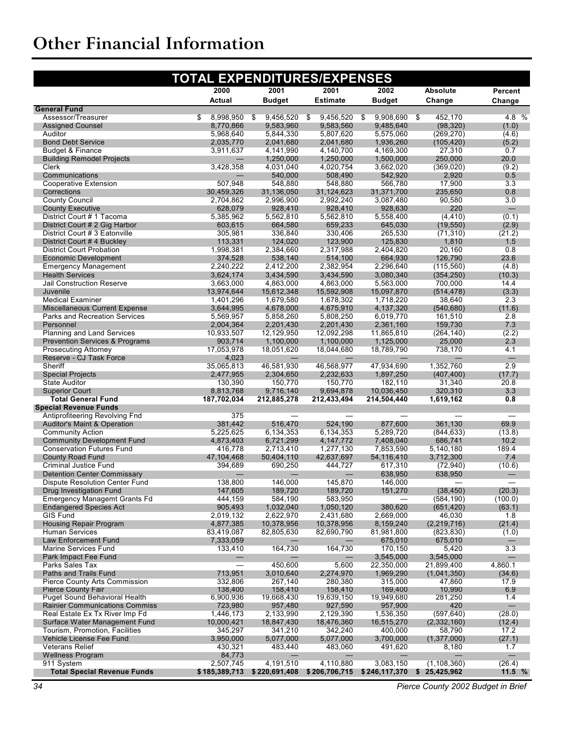# Other Financial Information

## TOTAL EXPENDITURES/EXPENSES

| | 2000 Actual | 2001 Budget | 2001 Estimate | 2002 Budget | Absolute Change | Percent Change |
|---|---|---|---|---|---|---|
| **General Fund** | | | | | | |
| Assessor/Treasurer | $ 8,998,950 | $ 9,456,520 | $ 9,456,520 | $ 9,908,690 | $ 452,170 | 4.8 % |
| Assigned Counsel | 8,770,866 | 9,583,960 | 9,583,560 | 9,485,640 | (98,320) | (1.0) |
| Auditor | 5,968,640 | 5,844,330 | 5,807,620 | 5,575,060 | (269,270) | (4.6) |
| Bond Debt Service | 2,035,770 | 2,041,680 | 2,041,680 | 1,936,260 | (105,420) | (5.2) |
| Budget & Finance | 3,911,637 | 4,141,990 | 4,140,700 | 4,169,300 | 27,310 | 0.7 |
| Building Remodel Projects | — | 1,250,000 | 1,250,000 | 1,500,000 | 250,000 | 20.0 |
| Clerk | 3,428,358 | 4,031,040 | 4,020,754 | 3,662,020 | (369,020) | (9.2) |
| Communications | — | 540,000 | 508,490 | 542,920 | 2,920 | 0.5 |
| Cooperative Extension | 507,948 | 548,880 | 548,880 | 566,780 | 17,900 | 3.3 |
| Corrections | 30,459,326 | 31,136,050 | 31,124,623 | 31,371,700 | 235,650 | 0.8 |
| County Council | 2,704,862 | 2,996,900 | 2,992,240 | 3,087,480 | 90,580 | 3.0 |
| County Executive | 628,079 | 928,410 | 928,410 | 928,630 | 220 | — |
| District Court # 1 Tacoma | 5,385,962 | 5,562,810 | 5,562,810 | 5,558,400 | (4,410) | (0.1) |
| District Court # 2 Gig Harbor | 603,615 | 664,580 | 659,233 | 645,030 | (19,550) | (2.9) |
| District Court # 3 Eatonville | 305,981 | 336,840 | 330,406 | 265,530 | (71,310) | (21.2) |
| District Court # 4 Buckley | 113,331 | 124,020 | 123,900 | 125,830 | 1,810 | 1.5 |
| District Court Probation | 1,998,381 | 2,384,660 | 2,317,988 | 2,404,820 | 20,160 | 0.8 |
| Economic Development | 374,528 | 538,140 | 514,100 | 664,930 | 126,790 | 23.6 |
| Emergency Management | 2,240,222 | 2,412,200 | 2,382,954 | 2,296,640 | (115,560) | (4.8) |
| Health Services | 3,624,174 | 3,434,590 | 3,434,590 | 3,080,340 | (354,250) | (10.3) |
| Jail Construction Reserve | 3,663,000 | 4,863,000 | 4,863,000 | 5,563,000 | 700,000 | 14.4 |
| Juvenile | 13,974,644 | 15,612,348 | 15,592,908 | 15,097,870 | (514,478) | (3.3) |
| Medical Examiner | 1,401,296 | 1,679,580 | 1,678,302 | 1,718,220 | 38,640 | 2.3 |
| Miscellaneous Current Expense | 3,644,995 | 4,678,000 | 4,675,910 | 4,137,320 | (540,680) | (11.6) |
| Parks and Recreation Services | 5,569,957 | 5,858,260 | 5,808,250 | 6,019,770 | 161,510 | 2.8 |
| Personnel | 2,004,364 | 2,201,430 | 2,201,430 | 2,361,160 | 159,730 | 7.3 |
| Planning and Land Services | 10,933,507 | 12,129,950 | 12,092,298 | 11,865,810 | (264,140) | (2.2) |
| Prevention Services & Programs | 903,714 | 1,100,000 | 1,100,000 | 1,125,000 | 25,000 | 2.3 |
| Prosecuting Attorney | 17,053,978 | 18,051,620 | 18,044,680 | 18,789,790 | 738,170 | 4.1 |
| Reserve - CJ Task Force | 4,023 | — | — | — | — | — |
| Sheriff | 35,065,813 | 46,581,930 | 46,568,977 | 47,934,690 | 1,352,760 | 2.9 |
| Special Projects | 2,477,955 | 2,304,650 | 2,232,633 | 1,897,250 | (407,400) | (17.7) |
| State Auditor | 130,390 | 150,770 | 150,770 | 182,110 | 31,340 | 20.8 |
| Superior Court | 8,813,768 | 9,716,140 | 9,694,878 | 10,036,450 | 320,310 | 3.3 |
| **Total General Fund** | **187,702,034** | **212,885,278** | **212,433,494** | **214,504,440** | **1,619,162** | **0.8** |
| **Special Revenue Funds** | | | | | | |
| Antiprofiteering Revolving Fnd | 375 | — | — | — | — | — |
| Auditor's Maint & Operation | 381,442 | 516,470 | 524,190 | 877,600 | 361,130 | 69.9 |
| Community Action | 5,225,625 | 6,134,353 | 6,134,353 | 5,289,720 | (844,633) | (13.8) |
| Community Development Fund | 4,873,403 | 6,721,299 | 4,147,772 | 7,408,040 | 686,741 | 10.2 |
| Conservation Futures Fund | 416,778 | 2,713,410 | 1,277,130 | 7,853,590 | 5,140,180 | 189.4 |
| County Road Fund | 47,104,468 | 50,404,110 | 42,637,697 | 54,116,410 | 3,712,300 | 7.4 |
| Criminal Justice Fund | 394,689 | 690,250 | 444,727 | 617,310 | (72,940) | (10.6) |
| Detention Center Commissary | — | — | — | 638,950 | 638,950 | — |
| Dispute Resolution Center Fund | 138,800 | 146,000 | 145,870 | 146,000 | — | — |
| Drug Investigation Fund | 147,605 | 189,720 | 189,720 | 151,270 | (38,450) | (20.3) |
| Emergency Managemt Grants Fd | 444,159 | 584,190 | 583,950 | — | (584,190) | (100.0) |
| Endangered Species Act | 905,493 | 1,032,040 | 1,050,120 | 380,620 | (651,420) | (63.1) |
| GIS Fund | 2,019,132 | 2,622,970 | 2,431,680 | 2,669,000 | 46,030 | 1.8 |
| Housing Repair Program | 4,877,385 | 10,378,956 | 10,378,956 | 8,159,240 | (2,219,716) | (21.4) |
| Human Services | 83,419,087 | 82,805,630 | 82,690,790 | 81,981,800 | (823,830) | (1.0) |
| Law Enforcement Fund | 7,333,059 | — | — | 675,010 | 675,010 | — |
| Marine Services Fund | 133,410 | 164,730 | 164,730 | 170,150 | 5,420 | 3.3 |
| Park Impact Fee Fund | — | — | — | 3,545,000 | 3,545,000 | — |
| Parks Sales Tax | — | 450,600 | 5,600 | 22,350,000 | 21,899,400 | 4,860.1 |
| Paths and Trails Fund | 713,951 | 3,010,640 | 2,274,970 | 1,969,290 | (1,041,350) | (34.6) |
| Pierce County Arts Commission | 332,806 | 267,140 | 280,380 | 315,000 | 47,860 | 17.9 |
| Pierce County Fair | 138,400 | 158,410 | 158,410 | 169,400 | 10,990 | 6.9 |
| Puget Sound Behavioral Health | 6,900,936 | 19,668,430 | 19,639,150 | 19,949,680 | 281,250 | 1.4 |
| Rainier Communications Commiss | 723,980 | 957,480 | 927,590 | 957,900 | 420 | — |
| Real Estate Ex Tx River Imp Fd | 1,446,173 | 2,133,990 | 2,129,390 | 1,536,350 | (597,640) | (28.0) |
| Surface Water Management Fund | 10,000,421 | 18,847,430 | 18,476,360 | 16,515,270 | (2,332,160) | (12.4) |
| Tourism, Promotion, Facilities | 345,297 | 341,210 | 342,240 | 400,000 | 58,790 | 17.2 |
| Vehicle License Fee Fund | 3,950,000 | 5,077,000 | 5,077,000 | 3,700,000 | (1,377,000) | (27.1) |
| Veterans Relief | 430,321 | 483,440 | 483,060 | 491,620 | 8,180 | 1.7 |
| Wellness Program | 84,773 | — | — | — | — | — |
| 911 System | 2,507,745 | 4,191,510 | 4,110,880 | 3,083,150 | (1,108,360) | (26.4) |
| **Total Special Revenue Funds** | **$ 185,389,713** | **$ 220,691,408** | **$ 206,706,715** | **$ 246,117,370** | **$ 25,425,962** | **11.5 %** |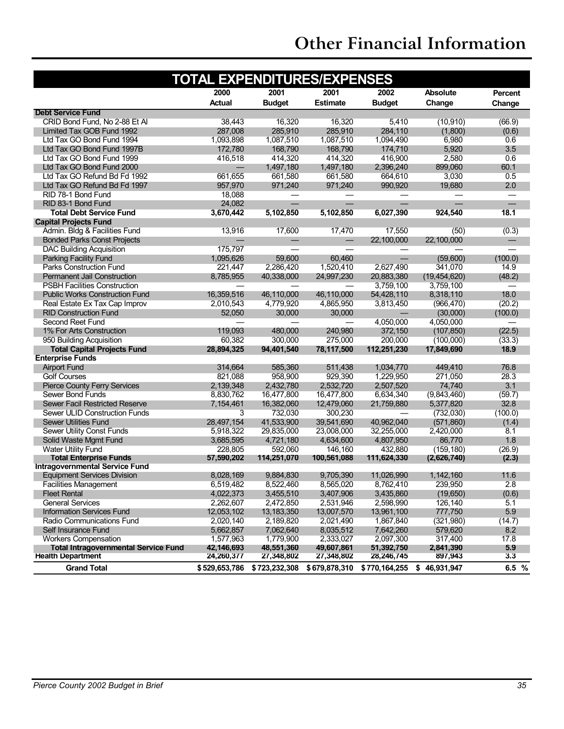# Other Financial Information

| TOTAL EXPENDITURES/EXPENSES | 2000 Actual | 2001 Budget | 2001 Estimate | 2002 Budget | Absolute Change | Percent Change |
|---|---|---|---|---|---|---|
| **Debt Service Fund** | | | | | | |
| CRID Bond Fund, No 2-88 Et Al | 38,443 | 16,320 | 16,320 | 5,410 | (10,910) | (66.9) |
| Limited Tax GOB Fund 1992 | 287,008 | 285,910 | 285,910 | 284,110 | (1,800) | (0.6) |
| Ltd Tax GO Bond Fund 1994 | 1,093,898 | 1,087,510 | 1,087,510 | 1,094,490 | 6,980 | 0.6 |
| Ltd Tax GO Bond Fund 1997B | 172,780 | 168,790 | 168,790 | 174,710 | 5,920 | 3.5 |
| Ltd Tax GO Bond Fund 1999 | 416,518 | 414,320 | 414,320 | 416,900 | 2,580 | 0.6 |
| Ltd Tax GO Bond Fund 2000 | — | 1,497,180 | 1,497,180 | 2,396,240 | 899,060 | 60.1 |
| Ltd Tax GO Refund Bd Fd 1992 | 661,655 | 661,580 | 661,580 | 664,610 | 3,030 | 0.5 |
| Ltd Tax GO Refund Bd Fd 1997 | 957,970 | 971,240 | 971,240 | 990,920 | 19,680 | 2.0 |
| RID 78-1 Bond Fund | 18,088 | — | — | — | — | — |
| RID 83-1 Bond Fund | 24,082 | — | — | — | — | — |
| **Total Debt Service Fund** | **3,670,442** | **5,102,850** | **5,102,850** | **6,027,390** | **924,540** | **18.1** |
| **Capital Projects Fund** | | | | | | |
| Admin. Bldg & Facilities Fund | 13,916 | 17,600 | 17,470 | 17,550 | (50) | (0.3) |
| Bonded Parks Const Projects | — | — | — | 22,100,000 | 22,100,000 | — |
| DAC Building Acquisition | 175,797 | — | — | — | — | — |
| Parking Facility Fund | 1,095,626 | 59,600 | 60,460 | — | (59,600) | (100.0) |
| Parks Construction Fund | 221,447 | 2,286,420 | 1,520,410 | 2,627,490 | 341,070 | 14.9 |
| Permanent Jail Construction | 8,785,955 | 40,338,000 | 24,997,230 | 20,883,380 | (19,454,620) | (48.2) |
| PSBH Facilities Construction | — | — | — | 3,759,100 | 3,759,100 | — |
| Public Works Construction Fund | 16,359,516 | 46,110,000 | 46,110,000 | 54,428,110 | 8,318,110 | 18.0 |
| Real Estate Ex Tax Cap Improv | 2,010,543 | 4,779,920 | 4,865,950 | 3,813,450 | (966,470) | (20.2) |
| RID Construction Fund | 52,050 | 30,000 | 30,000 | — | (30,000) | (100.0) |
| Second Reet Fund | — | — | — | 4,050,000 | 4,050,000 | — |
| 1% For Arts Construction | 119,093 | 480,000 | 240,980 | 372,150 | (107,850) | (22.5) |
| 950 Building Acquisition | 60,382 | 300,000 | 275,000 | 200,000 | (100,000) | (33.3) |
| **Total Capital Projects Fund** | **28,894,325** | **94,401,540** | **78,117,500** | **112,251,230** | **17,849,690** | **18.9** |
| **Enterprise Funds** | | | | | | |
| Airport Fund | 314,664 | 585,360 | 511,438 | 1,034,770 | 449,410 | 76.8 |
| Golf Courses | 821,088 | 958,900 | 929,390 | 1,229,950 | 271,050 | 28.3 |
| Pierce County Ferry Services | 2,139,348 | 2,432,780 | 2,532,720 | 2,507,520 | 74,740 | 3.1 |
| Sewer Bond Funds | 8,830,762 | 16,477,800 | 16,477,800 | 6,634,340 | (9,843,460) | (59.7) |
| Sewer Facil Restricted Reserve | 7,154,461 | 16,382,060 | 12,479,060 | 21,759,880 | 5,377,820 | 32.8 |
| Sewer ULID Construction Funds | 3 | 732,030 | 300,230 | — | (732,030) | (100.0) |
| Sewer Utilities Fund | 28,497,154 | 41,533,900 | 39,541,690 | 40,962,040 | (571,860) | (1.4) |
| Sewer Utility Const Funds | 5,918,322 | 29,835,000 | 23,008,000 | 32,255,000 | 2,420,000 | 8.1 |
| Solid Waste Mgmt Fund | 3,685,595 | 4,721,180 | 4,634,600 | 4,807,950 | 86,770 | 1.8 |
| Water Utility Fund | 228,805 | 592,060 | 146,160 | 432,880 | (159,180) | (26.9) |
| **Total Enterprise Funds** | **57,590,202** | **114,251,070** | **100,561,088** | **111,624,330** | **(2,626,740)** | **(2.3)** |
| **Intragovernmental Service Fund** | | | | | | |
| Equipment Services Division | 8,028,169 | 9,884,830 | 9,705,390 | 11,026,990 | 1,142,160 | 11.6 |
| Facilities Management | 6,519,482 | 8,522,460 | 8,565,020 | 8,762,410 | 239,950 | 2.8 |
| Fleet Rental | 4,022,373 | 3,455,510 | 3,407,906 | 3,435,860 | (19,650) | (0.6) |
| General Services | 2,262,607 | 2,472,850 | 2,531,946 | 2,598,990 | 126,140 | 5.1 |
| Information Services Fund | 12,053,102 | 13,183,350 | 13,007,570 | 13,961,100 | 777,750 | 5.9 |
| Radio Communications Fund | 2,020,140 | 2,189,820 | 2,021,490 | 1,867,840 | (321,980) | (14.7) |
| Self Insurance Fund | 5,662,857 | 7,062,640 | 8,035,512 | 7,642,260 | 579,620 | 8.2 |
| Workers Compensation | 1,577,963 | 1,779,900 | 2,333,027 | 2,097,300 | 317,400 | 17.8 |
| **Total Intragovernmental Service Fund** | **42,146,693** | **48,551,360** | **49,607,861** | **51,392,750** | **2,841,390** | **5.9** |
| **Health Department** | **24,260,377** | **27,348,802** | **27,348,802** | **28,246,745** | **897,943** | **3.3** |
| **Grand Total** | **$529,653,786** | **$723,232,308** | **$679,878,310** | **$770,164,255** | **$ 46,931,947** | **6.5 %** |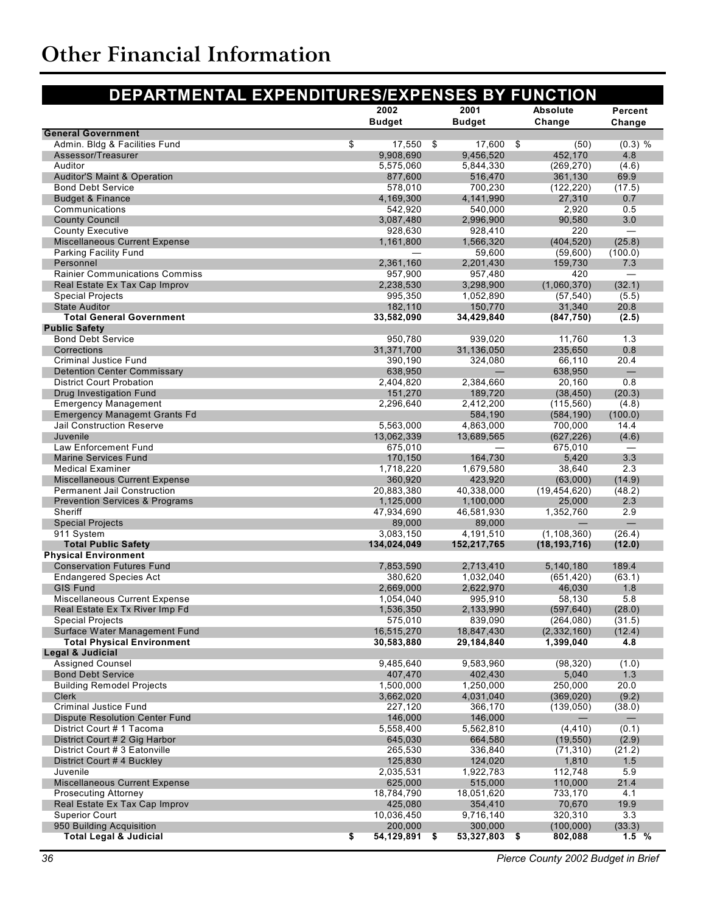# Other Financial Information

## DEPARTMENTAL EXPENDITURES/EXPENSES BY FUNCTION

| | 2002 Budget | 2001 Budget | Absolute Change | Percent Change |
|---|---|---|---|---|
| **General Government** | | | | |
| Admin. Bldg & Facilities Fund | $ 17,550 | $ 17,600 | $ (50) | (0.3) % |
| Assessor/Treasurer | 9,908,690 | 9,456,520 | 452,170 | 4.8 |
| Auditor | 5,575,060 | 5,844,330 | (269,270) | (4.6) |
| Auditor'S Maint & Operation | 877,600 | 516,470 | 361,130 | 69.9 |
| Bond Debt Service | 578,010 | 700,230 | (122,220) | (17.5) |
| Budget & Finance | 4,169,300 | 4,141,990 | 27,310 | 0.7 |
| Communications | 542,920 | 540,000 | 2,920 | 0.5 |
| County Council | 3,087,480 | 2,996,900 | 90,580 | 3.0 |
| County Executive | 928,630 | 928,410 | 220 | — |
| Miscellaneous Current Expense | 1,161,800 | 1,566,320 | (404,520) | (25.8) |
| Parking Facility Fund | — | 59,600 | (59,600) | (100.0) |
| Personnel | 2,361,160 | 2,201,430 | 159,730 | 7.3 |
| Rainier Communications Commiss | 957,900 | 957,480 | 420 | — |
| Real Estate Ex Tax Cap Improv | 2,238,530 | 3,298,900 | (1,060,370) | (32.1) |
| Special Projects | 995,350 | 1,052,890 | (57,540) | (5.5) |
| State Auditor | 182,110 | 150,770 | 31,340 | 20.8 |
| **Total General Government** | **33,582,090** | **34,429,840** | **(847,750)** | **(2.5)** |
| **Public Safety** | | | | |
| Bond Debt Service | 950,780 | 939,020 | 11,760 | 1.3 |
| Corrections | 31,371,700 | 31,136,050 | 235,650 | 0.8 |
| Criminal Justice Fund | 390,190 | 324,080 | 66,110 | 20.4 |
| Detention Center Commissary | 638,950 | — | 638,950 | — |
| District Court Probation | 2,404,820 | 2,384,660 | 20,160 | 0.8 |
| Drug Investigation Fund | 151,270 | 189,720 | (38,450) | (20.3) |
| Emergency Management | 2,296,640 | 2,412,200 | (115,560) | (4.8) |
| Emergency Managemt Grants Fd | | 584,190 | (584,190) | (100.0) |
| Jail Construction Reserve | 5,563,000 | 4,863,000 | 700,000 | 14.4 |
| Juvenile | 13,062,339 | 13,689,565 | (627,226) | (4.6) |
| Law Enforcement Fund | 675,010 | — | 675,010 | — |
| Marine Services Fund | 170,150 | 164,730 | 5,420 | 3.3 |
| Medical Examiner | 1,718,220 | 1,679,580 | 38,640 | 2.3 |
| Miscellaneous Current Expense | 360,920 | 423,920 | (63,000) | (14.9) |
| Permanent Jail Construction | 20,883,380 | 40,338,000 | (19,454,620) | (48.2) |
| Prevention Services & Programs | 1,125,000 | 1,100,000 | 25,000 | 2.3 |
| Sheriff | 47,934,690 | 46,581,930 | 1,352,760 | 2.9 |
| Special Projects | 89,000 | 89,000 | — | — |
| 911 System | 3,083,150 | 4,191,510 | (1,108,360) | (26.4) |
| **Total Public Safety** | **134,024,049** | **152,217,765** | **(18,193,716)** | **(12.0)** |
| **Physical Environment** | | | | |
| Conservation Futures Fund | 7,853,590 | 2,713,410 | 5,140,180 | 189.4 |
| Endangered Species Act | 380,620 | 1,032,040 | (651,420) | (63.1) |
| GIS Fund | 2,669,000 | 2,622,970 | 46,030 | 1.8 |
| Miscellaneous Current Expense | 1,054,040 | 995,910 | 58,130 | 5.8 |
| Real Estate Ex Tx River Imp Fd | 1,536,350 | 2,133,990 | (597,640) | (28.0) |
| Special Projects | 575,010 | 839,090 | (264,080) | (31.5) |
| Surface Water Management Fund | 16,515,270 | 18,847,430 | (2,332,160) | (12.4) |
| **Total Physical Environment** | **30,583,880** | **29,184,840** | **1,399,040** | **4.8** |
| **Legal & Judicial** | | | | |
| Assigned Counsel | 9,485,640 | 9,583,960 | (98,320) | (1.0) |
| Bond Debt Service | 407,470 | 402,430 | 5,040 | 1.3 |
| Building Remodel Projects | 1,500,000 | 1,250,000 | 250,000 | 20.0 |
| Clerk | 3,662,020 | 4,031,040 | (369,020) | (9.2) |
| Criminal Justice Fund | 227,120 | 366,170 | (139,050) | (38.0) |
| Dispute Resolution Center Fund | 146,000 | 146,000 | — | — |
| District Court # 1 Tacoma | 5,558,400 | 5,562,810 | (4,410) | (0.1) |
| District Court # 2 Gig Harbor | 645,030 | 664,580 | (19,550) | (2.9) |
| District Court # 3 Eatonville | 265,530 | 336,840 | (71,310) | (21.2) |
| District Court # 4 Buckley | 125,830 | 124,020 | 1,810 | 1.5 |
| Juvenile | 2,035,531 | 1,922,783 | 112,748 | 5.9 |
| Miscellaneous Current Expense | 625,000 | 515,000 | 110,000 | 21.4 |
| Prosecuting Attorney | 18,784,790 | 18,051,620 | 733,170 | 4.1 |
| Real Estate Ex Tax Cap Improv | 425,080 | 354,410 | 70,670 | 19.9 |
| Superior Court | 10,036,450 | 9,716,140 | 320,310 | 3.3 |
| 950 Building Acquisition | 200,000 | 300,000 | (100,000) | (33.3) |
| **Total Legal & Judicial** | **$ 54,129,891** | **$ 53,327,803** | **$ 802,088** | **1.5 %** |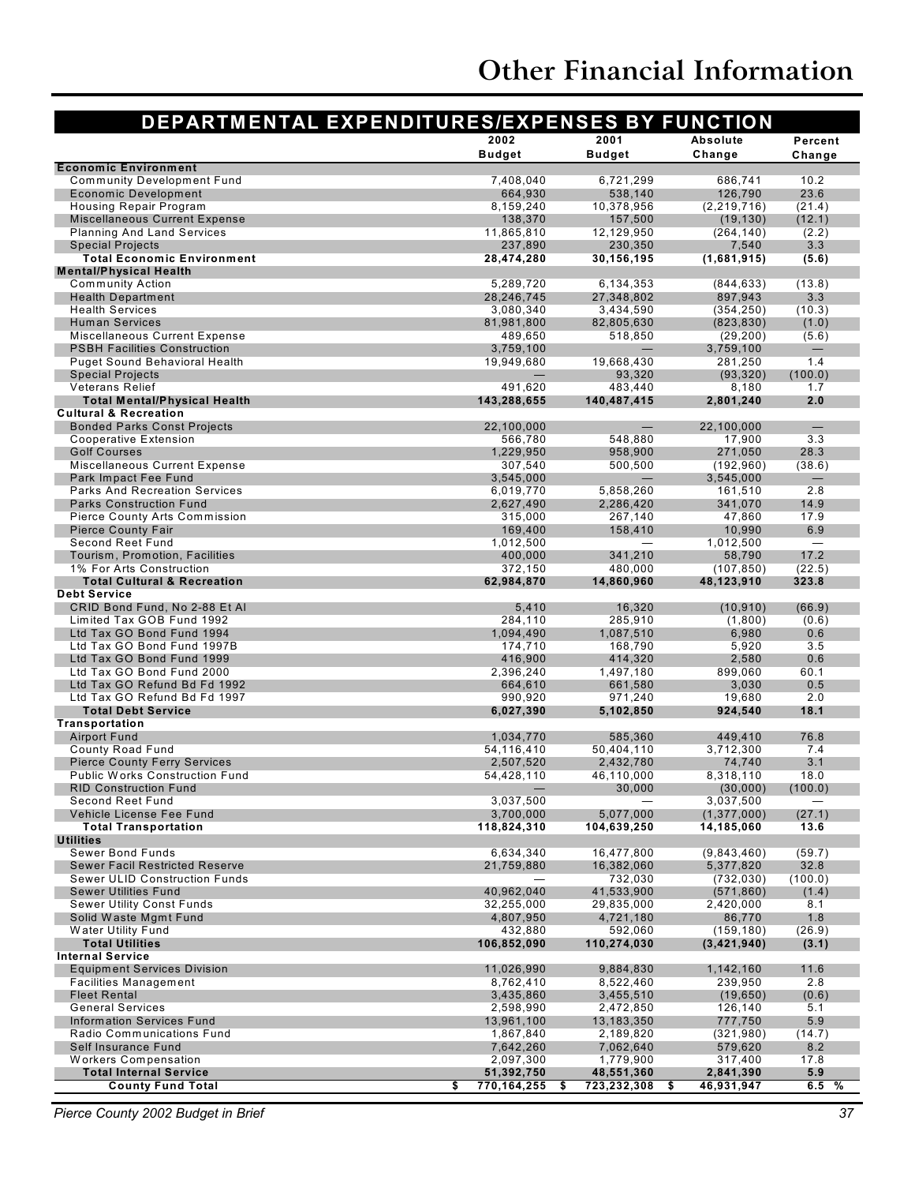# Other Financial Information

## DEPARTMENTAL EXPENDITURES/EXPENSES BY FUNCTION

| | 2002 Budget | 2001 Budget | Absolute Change | Percent Change |
|---|---|---|---|---|
| **Economic Environment** | | | | |
| Community Development Fund | 7,408,040 | 6,721,299 | 686,741 | 10.2 |
| Economic Development | 664,930 | 538,140 | 126,790 | 23.6 |
| Housing Repair Program | 8,159,240 | 10,378,956 | (2,219,716) | (21.4) |
| Miscellaneous Current Expense | 138,370 | 157,500 | (19,130) | (12.1) |
| Planning And Land Services | 11,865,810 | 12,129,950 | (264,140) | (2.2) |
| Special Projects | 237,890 | 230,350 | 7,540 | 3.3 |
| **Total Economic Environment** | **28,474,280** | **30,156,195** | **(1,681,915)** | **(5.6)** |
| **Mental/Physical Health** | | | | |
| Community Action | 5,289,720 | 6,134,353 | (844,633) | (13.8) |
| Health Department | 28,246,745 | 27,348,802 | 897,943 | 3.3 |
| Health Services | 3,080,340 | 3,434,590 | (354,250) | (10.3) |
| Human Services | 81,981,800 | 82,805,630 | (823,830) | (1.0) |
| Miscellaneous Current Expense | 489,650 | 518,850 | (29,200) | (5.6) |
| PSBH Facilities Construction | 3,759,100 | — | 3,759,100 | — |
| Puget Sound Behavioral Health | 19,949,680 | 19,668,430 | 281,250 | 1.4 |
| Special Projects | — | 93,320 | (93,320) | (100.0) |
| Veterans Relief | 491,620 | 483,440 | 8,180 | 1.7 |
| **Total Mental/Physical Health** | **143,288,655** | **140,487,415** | **2,801,240** | **2.0** |
| **Cultural & Recreation** | | | | |
| Bonded Parks Const Projects | 22,100,000 | — | 22,100,000 | — |
| Cooperative Extension | 566,780 | 548,880 | 17,900 | 3.3 |
| Golf Courses | 1,229,950 | 958,900 | 271,050 | 28.3 |
| Miscellaneous Current Expense | 307,540 | 500,500 | (192,960) | (38.6) |
| Park Impact Fee Fund | 3,545,000 | — | 3,545,000 | — |
| Parks And Recreation Services | 6,019,770 | 5,858,260 | 161,510 | 2.8 |
| Parks Construction Fund | 2,627,490 | 2,286,420 | 341,070 | 14.9 |
| Pierce County Arts Commission | 315,000 | 267,140 | 47,860 | 17.9 |
| Pierce County Fair | 169,400 | 158,410 | 10,990 | 6.9 |
| Second Reet Fund | 1,012,500 | — | 1,012,500 | — |
| Tourism, Promotion, Facilities | 400,000 | 341,210 | 58,790 | 17.2 |
| 1% For Arts Construction | 372,150 | 480,000 | (107,850) | (22.5) |
| **Total Cultural & Recreation** | **62,984,870** | **14,860,960** | **48,123,910** | **323.8** |
| **Debt Service** | | | | |
| CRID Bond Fund, No 2-88 Et Al | 5,410 | 16,320 | (10,910) | (66.9) |
| Limited Tax GOB Fund 1992 | 284,110 | 285,910 | (1,800) | (0.6) |
| Ltd Tax GO Bond Fund 1994 | 1,094,490 | 1,087,510 | 6,980 | 0.6 |
| Ltd Tax GO Bond Fund 1997B | 174,710 | 168,790 | 5,920 | 3.5 |
| Ltd Tax GO Bond Fund 1999 | 416,900 | 414,320 | 2,580 | 0.6 |
| Ltd Tax GO Bond Fund 2000 | 2,396,240 | 1,497,180 | 899,060 | 60.1 |
| Ltd Tax GO Refund Bd Fd 1992 | 664,610 | 661,580 | 3,030 | 0.5 |
| Ltd Tax GO Refund Bd Fd 1997 | 990,920 | 971,240 | 19,680 | 2.0 |
| **Total Debt Service** | **6,027,390** | **5,102,850** | **924,540** | **18.1** |
| **Transportation** | | | | |
| Airport Fund | 1,034,770 | 585,360 | 449,410 | 76.8 |
| County Road Fund | 54,116,410 | 50,404,110 | 3,712,300 | 7.4 |
| Pierce County Ferry Services | 2,507,520 | 2,432,780 | 74,740 | 3.1 |
| Public Works Construction Fund | 54,428,110 | 46,110,000 | 8,318,110 | 18.0 |
| RID Construction Fund | — | 30,000 | (30,000) | (100.0) |
| Second Reet Fund | 3,037,500 | — | 3,037,500 | — |
| Vehicle License Fee Fund | 3,700,000 | 5,077,000 | (1,377,000) | (27.1) |
| **Total Transportation** | **118,824,310** | **104,639,250** | **14,185,060** | **13.6** |
| **Utilities** | | | | |
| Sewer Bond Funds | 6,634,340 | 16,477,800 | (9,843,460) | (59.7) |
| Sewer Facil Restricted Reserve | 21,759,880 | 16,382,060 | 5,377,820 | 32.8 |
| Sewer ULID Construction Funds | — | 732,030 | (732,030) | (100.0) |
| Sewer Utilities Fund | 40,962,040 | 41,533,900 | (571,860) | (1.4) |
| Sewer Utility Const Funds | 32,255,000 | 29,835,000 | 2,420,000 | 8.1 |
| Solid Waste Mgmt Fund | 4,807,950 | 4,721,180 | 86,770 | 1.8 |
| Water Utility Fund | 432,880 | 592,060 | (159,180) | (26.9) |
| **Total Utilities** | **106,852,090** | **110,274,030** | **(3,421,940)** | **(3.1)** |
| **Internal Service** | | | | |
| Equipment Services Division | 11,026,990 | 9,884,830 | 1,142,160 | 11.6 |
| Facilities Management | 8,762,410 | 8,522,460 | 239,950 | 2.8 |
| Fleet Rental | 3,435,860 | 3,455,510 | (19,650) | (0.6) |
| General Services | 2,598,990 | 2,472,850 | 126,140 | 5.1 |
| Information Services Fund | 13,961,100 | 13,183,350 | 777,750 | 5.9 |
| Radio Communications Fund | 1,867,840 | 2,189,820 | (321,980) | (14.7) |
| Self Insurance Fund | 7,642,260 | 7,062,640 | 579,620 | 8.2 |
| Workers Compensation | 2,097,300 | 1,779,900 | 317,400 | 17.8 |
| **Total Internal Service** | **51,392,750** | **48,551,360** | **2,841,390** | **5.9** |
| **County Fund Total** | **$ 770,164,255** | **$ 723,232,308** | **$ 46,931,947** | **6.5 %** |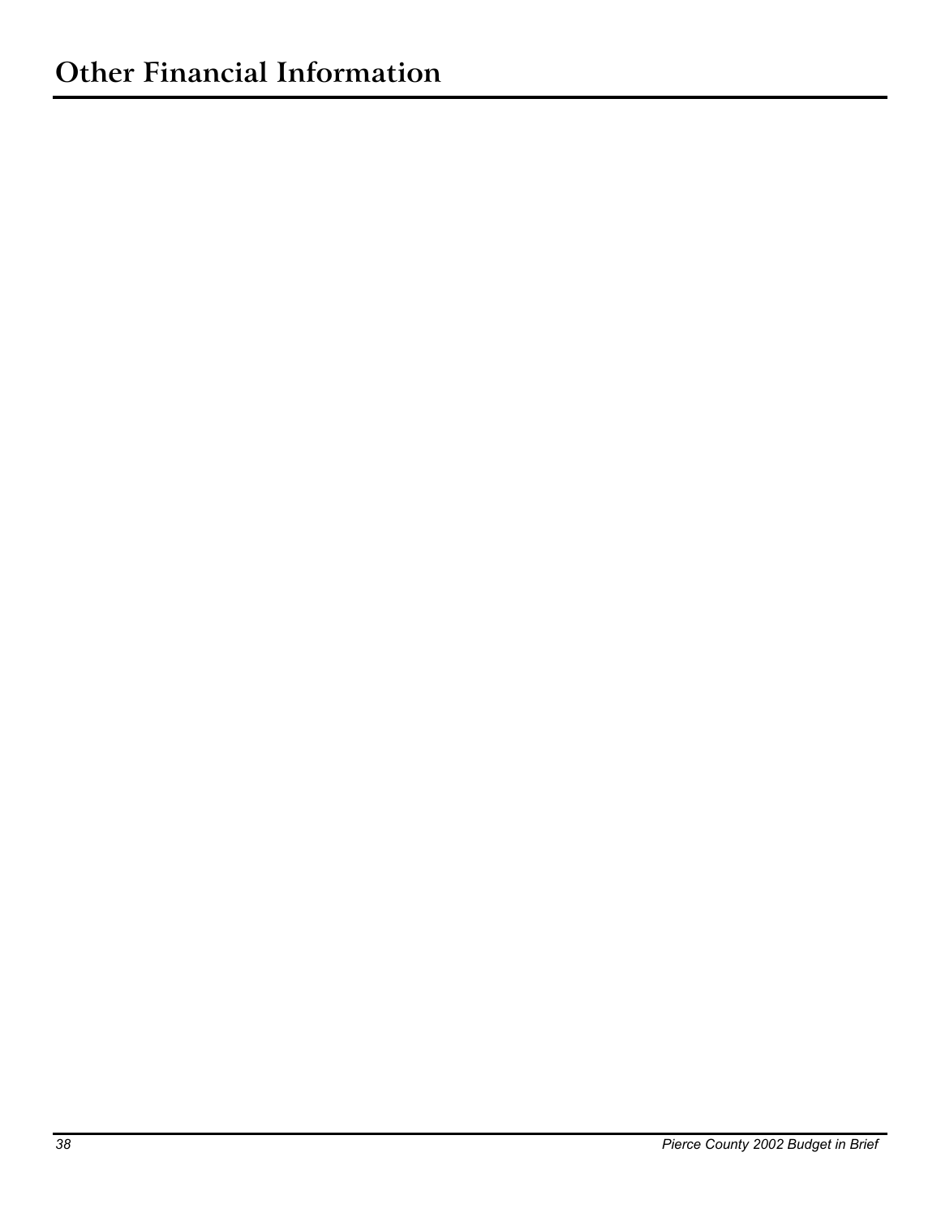# Other Financial Information